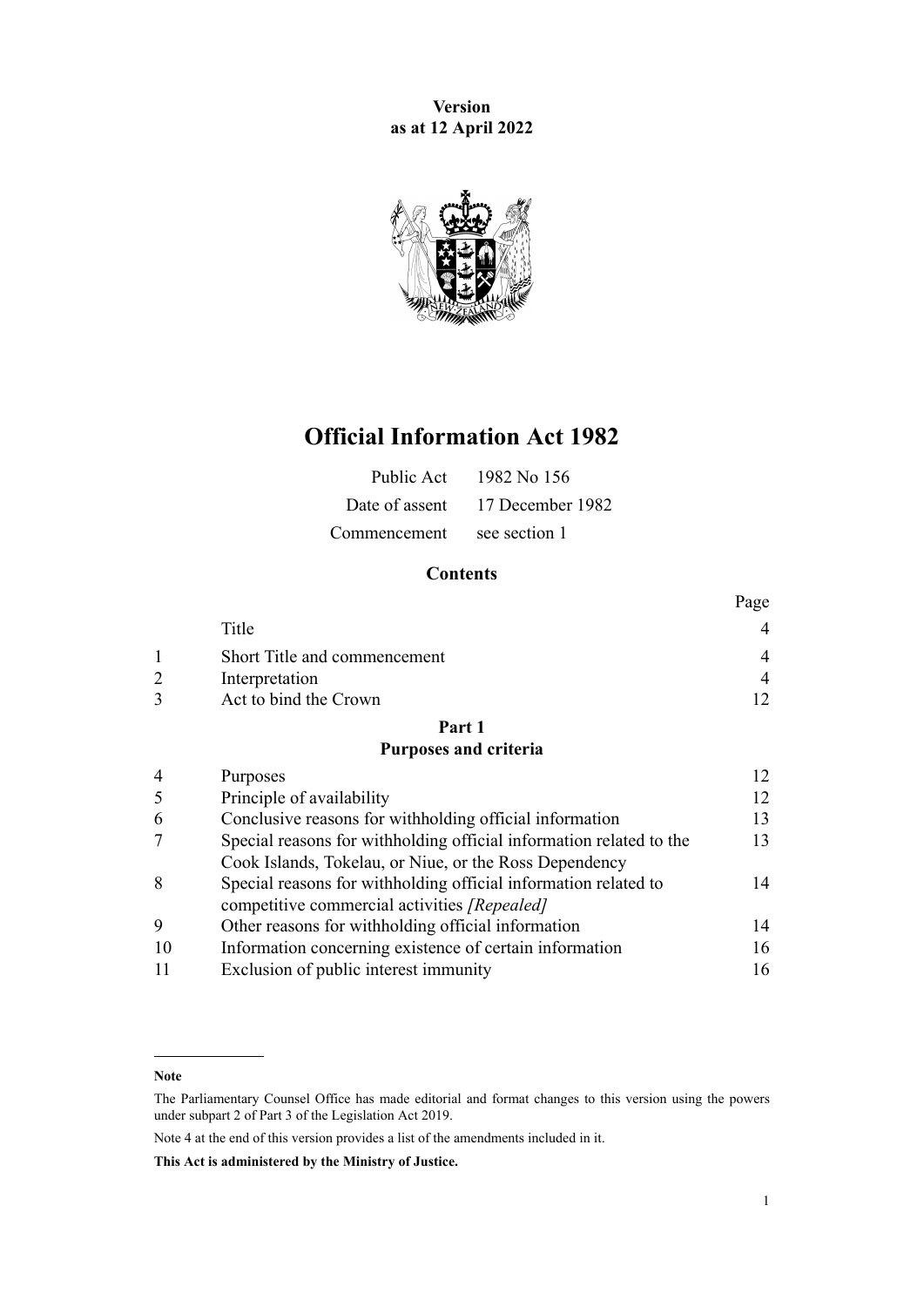**Version as at 12 April 2022**

# Official Information Act 1982

| | |
|---|---|
| Public Act | 1982 No 156 |
| Date of assent | 17 December 1982 |
| Commencement | see section 1 |

## Contents

| | | Page |
|---|---|---|
| | Title | 4 |
| 1 | Short Title and commencement | 4 |
| 2 | Interpretation | 4 |
| 3 | Act to bind the Crown | 12 |
| | **Part 1** **Purposes and criteria** | |
| 4 | Purposes | 12 |
| 5 | Principle of availability | 12 |
| 6 | Conclusive reasons for withholding official information | 13 |
| 7 | Special reasons for withholding official information related to the Cook Islands, Tokelau, or Niue, or the Ross Dependency | 13 |
| 8 | Special reasons for withholding official information related to competitive commercial activities *[Repealed]* | 14 |
| 9 | Other reasons for withholding official information | 14 |
| 10 | Information concerning existence of certain information | 16 |
| 11 | Exclusion of public interest immunity | 16 |

**Note**

The Parliamentary Counsel Office has made editorial and format changes to this version using the powers under subpart 2 of Part 3 of the Legislation Act 2019.

Note 4 at the end of this version provides a list of the amendments included in it.

**This Act is administered by the Ministry of Justice.**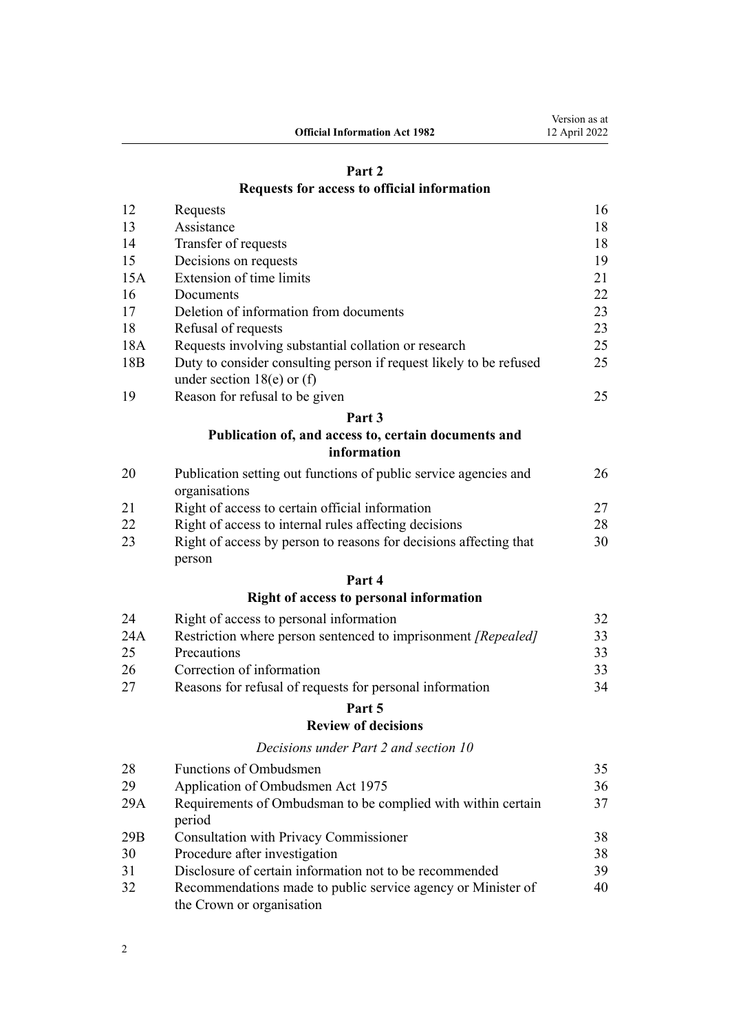## Part 2

## Requests for access to official information

| | | |
|---|---|---|
| 12 | Requests | 16 |
| 13 | Assistance | 18 |
| 14 | Transfer of requests | 18 |
| 15 | Decisions on requests | 19 |
| 15A | Extension of time limits | 21 |
| 16 | Documents | 22 |
| 17 | Deletion of information from documents | 23 |
| 18 | Refusal of requests | 23 |
| 18A | Requests involving substantial collation or research | 25 |
| 18B | Duty to consider consulting person if request likely to be refused under section 18(e) or (f) | 25 |
| 19 | Reason for refusal to be given | 25 |

## Part 3

## Publication of, and access to, certain documents and information

| | | |
|---|---|---|
| 20 | Publication setting out functions of public service agencies and organisations | 26 |
| 21 | Right of access to certain official information | 27 |
| 22 | Right of access to internal rules affecting decisions | 28 |
| 23 | Right of access by person to reasons for decisions affecting that person | 30 |

## Part 4

## Right of access to personal information

| | | |
|---|---|---|
| 24 | Right of access to personal information | 32 |
| 24A | Restriction where person sentenced to imprisonment *[Repealed]* | 33 |
| 25 | Precautions | 33 |
| 26 | Correction of information | 33 |
| 27 | Reasons for refusal of requests for personal information | 34 |

## Part 5

## Review of decisions

*Decisions under Part 2 and section 10*

| | | |
|---|---|---|
| 28 | Functions of Ombudsmen | 35 |
| 29 | Application of Ombudsmen Act 1975 | 36 |
| 29A | Requirements of Ombudsman to be complied with within certain period | 37 |
| 29B | Consultation with Privacy Commissioner | 38 |
| 30 | Procedure after investigation | 38 |
| 31 | Disclosure of certain information not to be recommended | 39 |
| 32 | Recommendations made to public service agency or Minister of the Crown or organisation | 40 |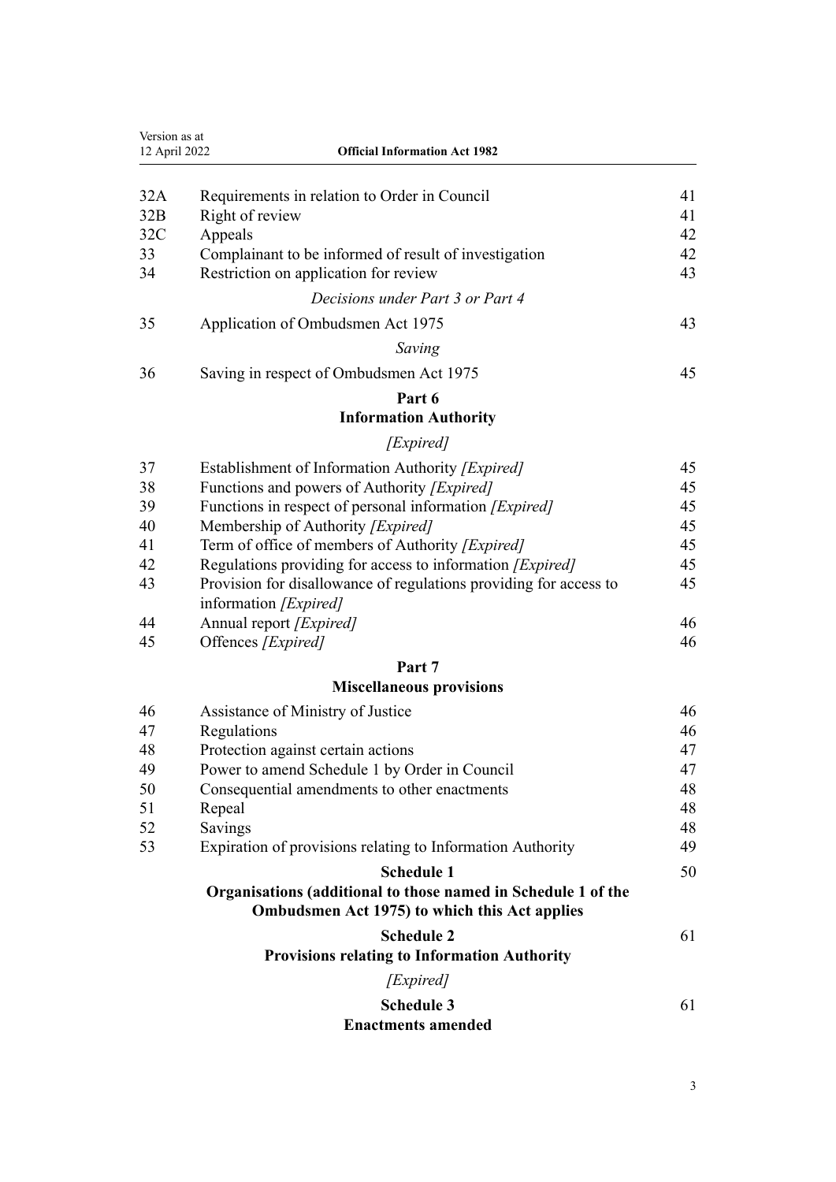| | | |
|---|---|---|
| 32A | Requirements in relation to Order in Council | 41 |
| 32B | Right of review | 41 |
| 32C | Appeals | 42 |
| 33 | Complainant to be informed of result of investigation | 42 |
| 34 | Restriction on application for review | 43 |
| | *Decisions under Part 3 or Part 4* | |
| 35 | Application of Ombudsmen Act 1975 | 43 |
| | *Saving* | |
| 36 | Saving in respect of Ombudsmen Act 1975 | 45 |

**Part 6**
**Information Authority**

*[Expired]*

| | | |
|---|---|---|
| 37 | Establishment of Information Authority *[Expired]* | 45 |
| 38 | Functions and powers of Authority *[Expired]* | 45 |
| 39 | Functions in respect of personal information *[Expired]* | 45 |
| 40 | Membership of Authority *[Expired]* | 45 |
| 41 | Term of office of members of Authority *[Expired]* | 45 |
| 42 | Regulations providing for access to information *[Expired]* | 45 |
| 43 | Provision for disallowance of regulations providing for access to information *[Expired]* | 45 |
| 44 | Annual report *[Expired]* | 46 |
| 45 | Offences *[Expired]* | 46 |

**Part 7**
**Miscellaneous provisions**

| | | |
|---|---|---|
| 46 | Assistance of Ministry of Justice | 46 |
| 47 | Regulations | 46 |
| 48 | Protection against certain actions | 47 |
| 49 | Power to amend Schedule 1 by Order in Council | 47 |
| 50 | Consequential amendments to other enactments | 48 |
| 51 | Repeal | 48 |
| 52 | Savings | 48 |
| 53 | Expiration of provisions relating to Information Authority | 49 |

**Schedule 1** — 50
**Organisations (additional to those named in Schedule 1 of the Ombudsmen Act 1975) to which this Act applies**

**Schedule 2** — 61
**Provisions relating to Information Authority**

*[Expired]*

**Schedule 3** — 61
**Enactments amended**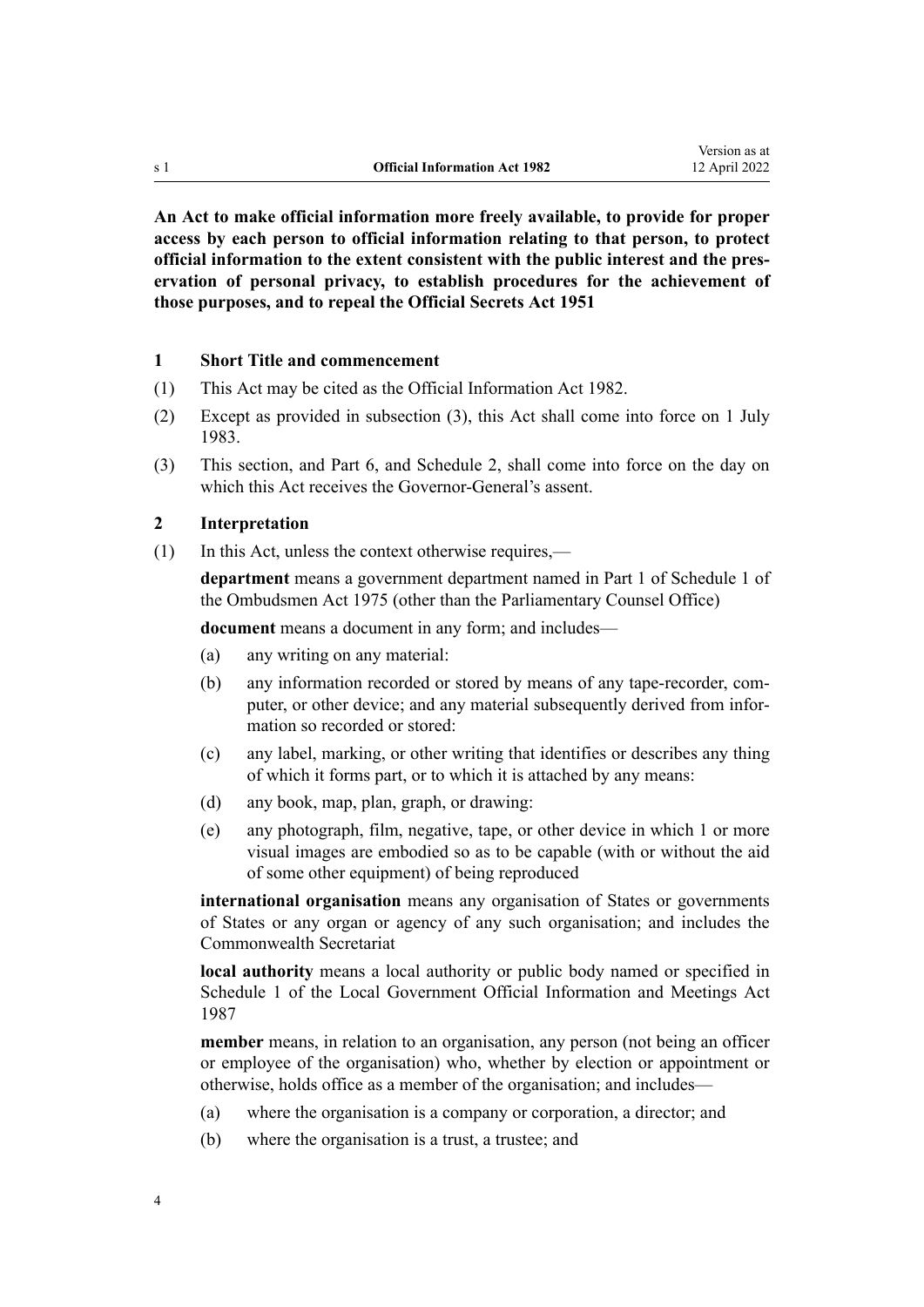**An Act to make official information more freely available, to provide for proper access by each person to official information relating to that person, to protect official information to the extent consistent with the public interest and the preservation of personal privacy, to establish procedures for the achievement of those purposes, and to repeal the Official Secrets Act 1951**

### 1 Short Title and commencement

(1) This Act may be cited as the Official Information Act 1982.

(2) Except as provided in subsection (3), this Act shall come into force on 1 July 1983.

(3) This section, and Part 6, and Schedule 2, shall come into force on the day on which this Act receives the Governor-General's assent.

### 2 Interpretation

(1) In this Act, unless the context otherwise requires,—

**department** means a government department named in Part 1 of Schedule 1 of the Ombudsmen Act 1975 (other than the Parliamentary Counsel Office)

**document** means a document in any form; and includes—

- (a) any writing on any material:
- (b) any information recorded or stored by means of any tape-recorder, computer, or other device; and any material subsequently derived from information so recorded or stored:
- (c) any label, marking, or other writing that identifies or describes any thing of which it forms part, or to which it is attached by any means:
- (d) any book, map, plan, graph, or drawing:
- (e) any photograph, film, negative, tape, or other device in which 1 or more visual images are embodied so as to be capable (with or without the aid of some other equipment) of being reproduced

**international organisation** means any organisation of States or governments of States or any organ or agency of any such organisation; and includes the Commonwealth Secretariat

**local authority** means a local authority or public body named or specified in Schedule 1 of the Local Government Official Information and Meetings Act 1987

**member** means, in relation to an organisation, any person (not being an officer or employee of the organisation) who, whether by election or appointment or otherwise, holds office as a member of the organisation; and includes—

- (a) where the organisation is a company or corporation, a director; and
- (b) where the organisation is a trust, a trustee; and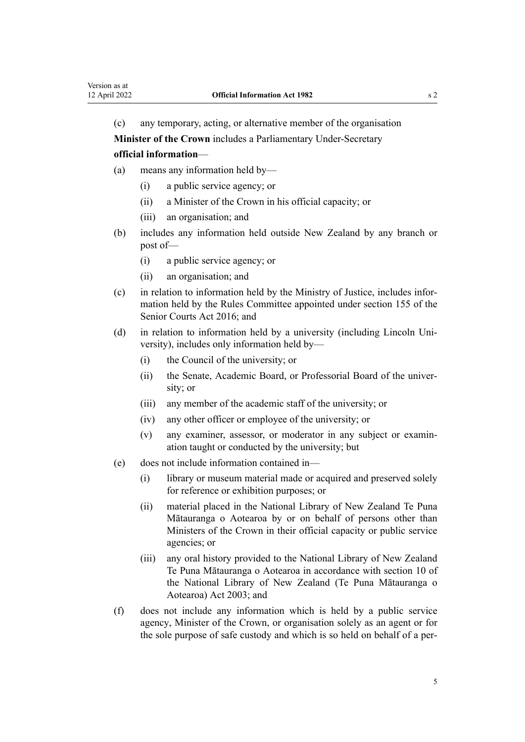(c) any temporary, acting, or alternative member of the organisation

**Minister of the Crown** includes a Parliamentary Under-Secretary

**official information**—

(a) means any information held by—

  (i) a public service agency; or

  (ii) a Minister of the Crown in his official capacity; or

  (iii) an organisation; and

(b) includes any information held outside New Zealand by any branch or post of—

  (i) a public service agency; or

  (ii) an organisation; and

(c) in relation to information held by the Ministry of Justice, includes information held by the Rules Committee appointed under section 155 of the Senior Courts Act 2016; and

(d) in relation to information held by a university (including Lincoln University), includes only information held by—

  (i) the Council of the university; or

  (ii) the Senate, Academic Board, or Professorial Board of the university; or

  (iii) any member of the academic staff of the university; or

  (iv) any other officer or employee of the university; or

  (v) any examiner, assessor, or moderator in any subject or examination taught or conducted by the university; but

(e) does not include information contained in—

  (i) library or museum material made or acquired and preserved solely for reference or exhibition purposes; or

  (ii) material placed in the National Library of New Zealand Te Puna Mātauranga o Aotearoa by or on behalf of persons other than Ministers of the Crown in their official capacity or public service agencies; or

  (iii) any oral history provided to the National Library of New Zealand Te Puna Mātauranga o Aotearoa in accordance with section 10 of the National Library of New Zealand (Te Puna Mātauranga o Aotearoa) Act 2003; and

(f) does not include any information which is held by a public service agency, Minister of the Crown, or organisation solely as an agent or for the sole purpose of safe custody and which is so held on behalf of a per-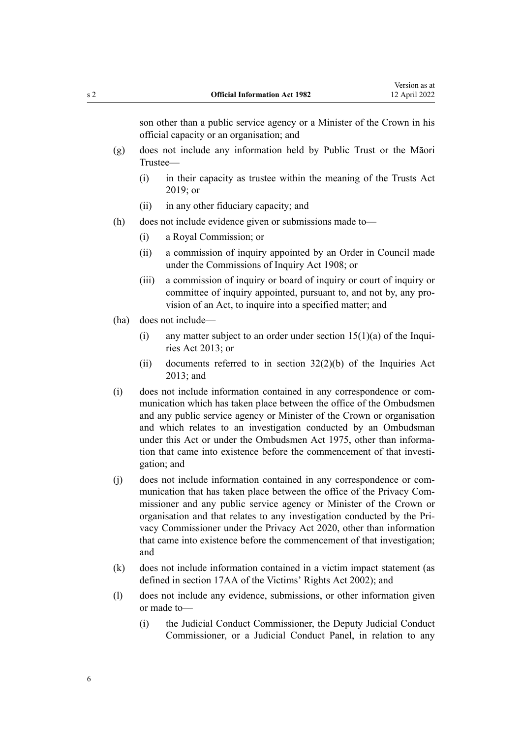son other than a public service agency or a Minister of the Crown in his official capacity or an organisation; and

(g) does not include any information held by Public Trust or the Māori Trustee—

  (i) in their capacity as trustee within the meaning of the Trusts Act 2019; or

  (ii) in any other fiduciary capacity; and

(h) does not include evidence given or submissions made to—

  (i) a Royal Commission; or

  (ii) a commission of inquiry appointed by an Order in Council made under the Commissions of Inquiry Act 1908; or

  (iii) a commission of inquiry or board of inquiry or court of inquiry or committee of inquiry appointed, pursuant to, and not by, any provision of an Act, to inquire into a specified matter; and

(ha) does not include—

  (i) any matter subject to an order under section 15(1)(a) of the Inquiries Act 2013; or

  (ii) documents referred to in section 32(2)(b) of the Inquiries Act 2013; and

(i) does not include information contained in any correspondence or communication which has taken place between the office of the Ombudsmen and any public service agency or Minister of the Crown or organisation and which relates to an investigation conducted by an Ombudsman under this Act or under the Ombudsmen Act 1975, other than information that came into existence before the commencement of that investigation; and

(j) does not include information contained in any correspondence or communication that has taken place between the office of the Privacy Commissioner and any public service agency or Minister of the Crown or organisation and that relates to any investigation conducted by the Privacy Commissioner under the Privacy Act 2020, other than information that came into existence before the commencement of that investigation; and

(k) does not include information contained in a victim impact statement (as defined in section 17AA of the Victims' Rights Act 2002); and

(l) does not include any evidence, submissions, or other information given or made to—

  (i) the Judicial Conduct Commissioner, the Deputy Judicial Conduct Commissioner, or a Judicial Conduct Panel, in relation to any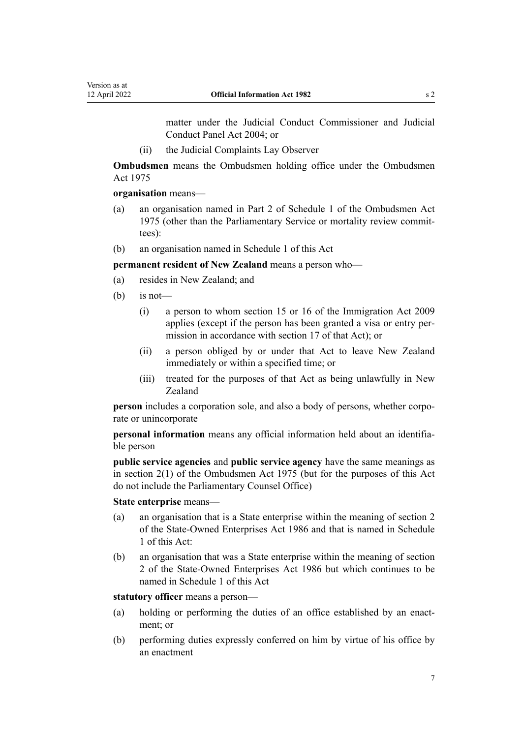matter under the Judicial Conduct Commissioner and Judicial Conduct Panel Act 2004; or

(ii) the Judicial Complaints Lay Observer

**Ombudsmen** means the Ombudsmen holding office under the Ombudsmen Act 1975

**organisation** means—

(a) an organisation named in Part 2 of Schedule 1 of the Ombudsmen Act 1975 (other than the Parliamentary Service or mortality review committees):

(b) an organisation named in Schedule 1 of this Act

**permanent resident of New Zealand** means a person who—

(a) resides in New Zealand; and

(b) is not—

(i) a person to whom section 15 or 16 of the Immigration Act 2009 applies (except if the person has been granted a visa or entry permission in accordance with section 17 of that Act); or

(ii) a person obliged by or under that Act to leave New Zealand immediately or within a specified time; or

(iii) treated for the purposes of that Act as being unlawfully in New Zealand

**person** includes a corporation sole, and also a body of persons, whether corporate or unincorporate

**personal information** means any official information held about an identifiable person

**public service agencies** and **public service agency** have the same meanings as in section 2(1) of the Ombudsmen Act 1975 (but for the purposes of this Act do not include the Parliamentary Counsel Office)

**State enterprise** means—

(a) an organisation that is a State enterprise within the meaning of section 2 of the State-Owned Enterprises Act 1986 and that is named in Schedule 1 of this Act:

(b) an organisation that was a State enterprise within the meaning of section 2 of the State-Owned Enterprises Act 1986 but which continues to be named in Schedule 1 of this Act

**statutory officer** means a person—

(a) holding or performing the duties of an office established by an enactment; or

(b) performing duties expressly conferred on him by virtue of his office by an enactment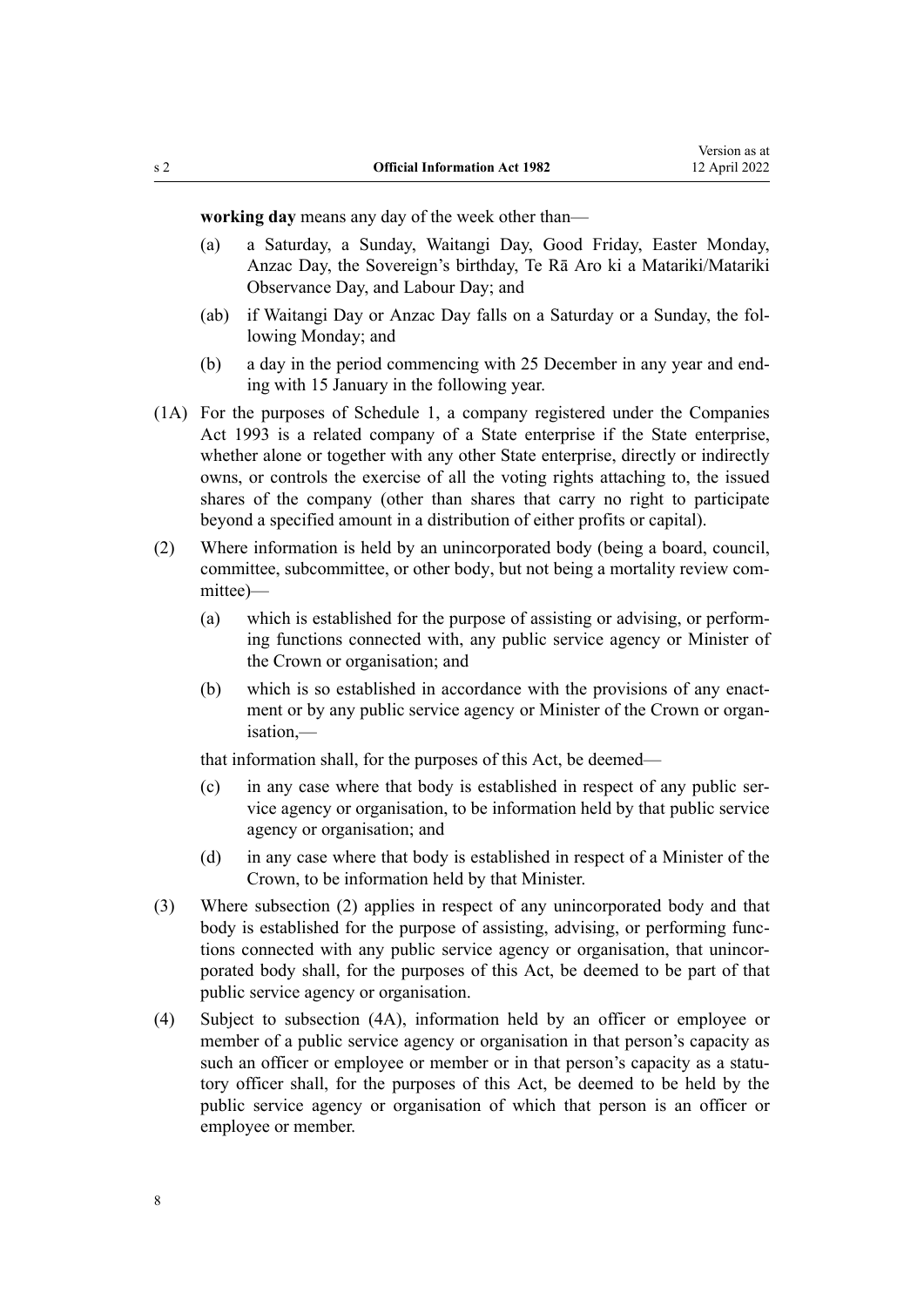**working day** means any day of the week other than—

(a) a Saturday, a Sunday, Waitangi Day, Good Friday, Easter Monday, Anzac Day, the Sovereign's birthday, Te Rā Aro ki a Matariki/Matariki Observance Day, and Labour Day; and

(ab) if Waitangi Day or Anzac Day falls on a Saturday or a Sunday, the following Monday; and

(b) a day in the period commencing with 25 December in any year and ending with 15 January in the following year.

(1A) For the purposes of Schedule 1, a company registered under the Companies Act 1993 is a related company of a State enterprise if the State enterprise, whether alone or together with any other State enterprise, directly or indirectly owns, or controls the exercise of all the voting rights attaching to, the issued shares of the company (other than shares that carry no right to participate beyond a specified amount in a distribution of either profits or capital).

(2) Where information is held by an unincorporated body (being a board, council, committee, subcommittee, or other body, but not being a mortality review committee)—

(a) which is established for the purpose of assisting or advising, or performing functions connected with, any public service agency or Minister of the Crown or organisation; and

(b) which is so established in accordance with the provisions of any enactment or by any public service agency or Minister of the Crown or organisation,—

that information shall, for the purposes of this Act, be deemed—

(c) in any case where that body is established in respect of any public service agency or organisation, to be information held by that public service agency or organisation; and

(d) in any case where that body is established in respect of a Minister of the Crown, to be information held by that Minister.

(3) Where subsection (2) applies in respect of any unincorporated body and that body is established for the purpose of assisting, advising, or performing functions connected with any public service agency or organisation, that unincorporated body shall, for the purposes of this Act, be deemed to be part of that public service agency or organisation.

(4) Subject to subsection (4A), information held by an officer or employee or member of a public service agency or organisation in that person's capacity as such an officer or employee or member or in that person's capacity as a statutory officer shall, for the purposes of this Act, be deemed to be held by the public service agency or organisation of which that person is an officer or employee or member.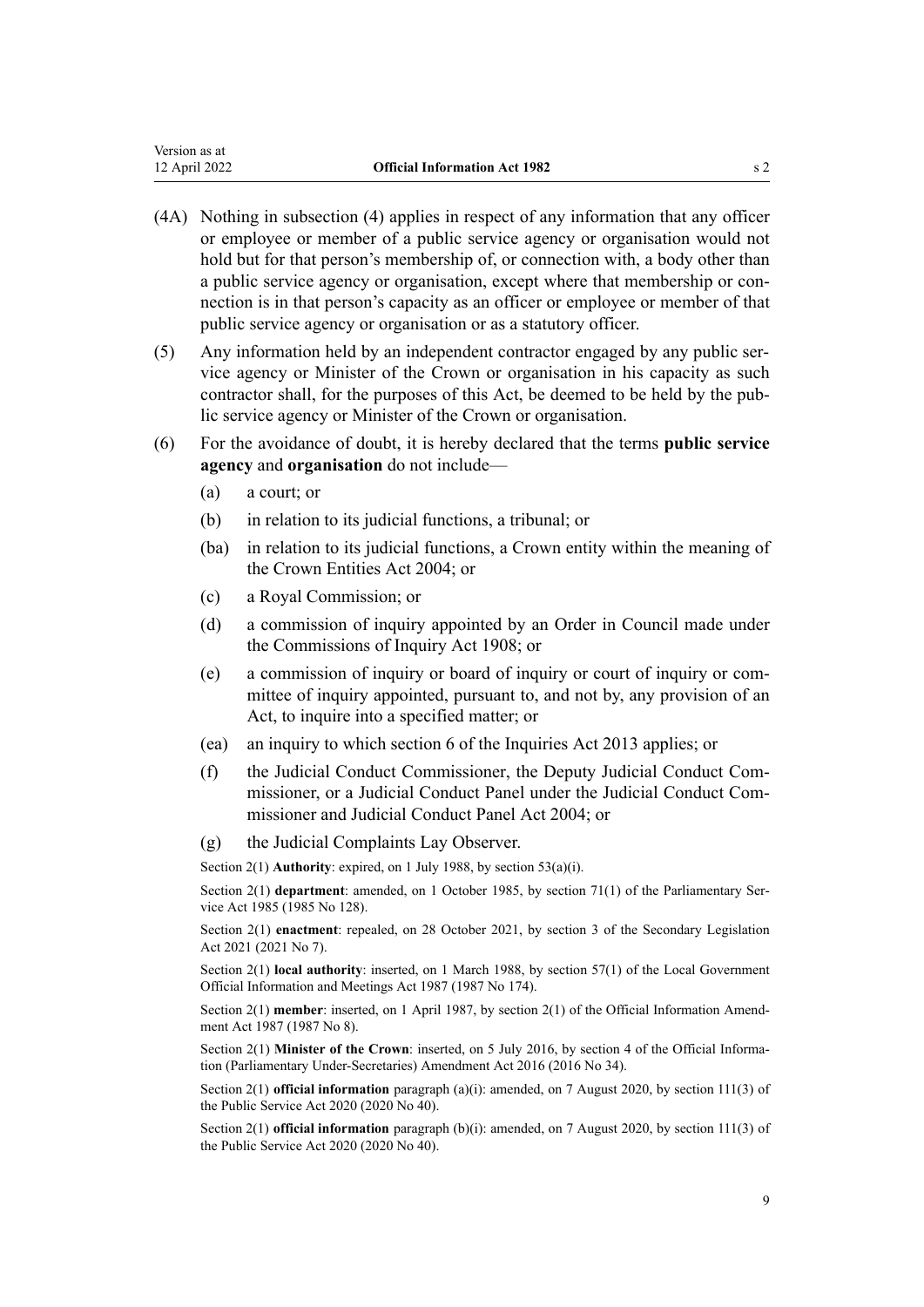(4A) Nothing in subsection (4) applies in respect of any information that any officer or employee or member of a public service agency or organisation would not hold but for that person's membership of, or connection with, a body other than a public service agency or organisation, except where that membership or connection is in that person's capacity as an officer or employee or member of that public service agency or organisation or as a statutory officer.

(5) Any information held by an independent contractor engaged by any public service agency or Minister of the Crown or organisation in his capacity as such contractor shall, for the purposes of this Act, be deemed to be held by the public service agency or Minister of the Crown or organisation.

(6) For the avoidance of doubt, it is hereby declared that the terms **public service agency** and **organisation** do not include—

- (a) a court; or
- (b) in relation to its judicial functions, a tribunal; or
- (ba) in relation to its judicial functions, a Crown entity within the meaning of the Crown Entities Act 2004; or
- (c) a Royal Commission; or
- (d) a commission of inquiry appointed by an Order in Council made under the Commissions of Inquiry Act 1908; or
- (e) a commission of inquiry or board of inquiry or court of inquiry or committee of inquiry appointed, pursuant to, and not by, any provision of an Act, to inquire into a specified matter; or
- (ea) an inquiry to which section 6 of the Inquiries Act 2013 applies; or
- (f) the Judicial Conduct Commissioner, the Deputy Judicial Conduct Commissioner, or a Judicial Conduct Panel under the Judicial Conduct Commissioner and Judicial Conduct Panel Act 2004; or
- (g) the Judicial Complaints Lay Observer.

Section 2(1) **Authority**: expired, on 1 July 1988, by section 53(a)(i).

Section 2(1) **department**: amended, on 1 October 1985, by section 71(1) of the Parliamentary Service Act 1985 (1985 No 128).

Section 2(1) **enactment**: repealed, on 28 October 2021, by section 3 of the Secondary Legislation Act 2021 (2021 No 7).

Section 2(1) **local authority**: inserted, on 1 March 1988, by section 57(1) of the Local Government Official Information and Meetings Act 1987 (1987 No 174).

Section 2(1) **member**: inserted, on 1 April 1987, by section 2(1) of the Official Information Amendment Act 1987 (1987 No 8).

Section 2(1) **Minister of the Crown**: inserted, on 5 July 2016, by section 4 of the Official Information (Parliamentary Under-Secretaries) Amendment Act 2016 (2016 No 34).

Section 2(1) **official information** paragraph (a)(i): amended, on 7 August 2020, by section 111(3) of the Public Service Act 2020 (2020 No 40).

Section 2(1) **official information** paragraph (b)(i): amended, on 7 August 2020, by section 111(3) of the Public Service Act 2020 (2020 No 40).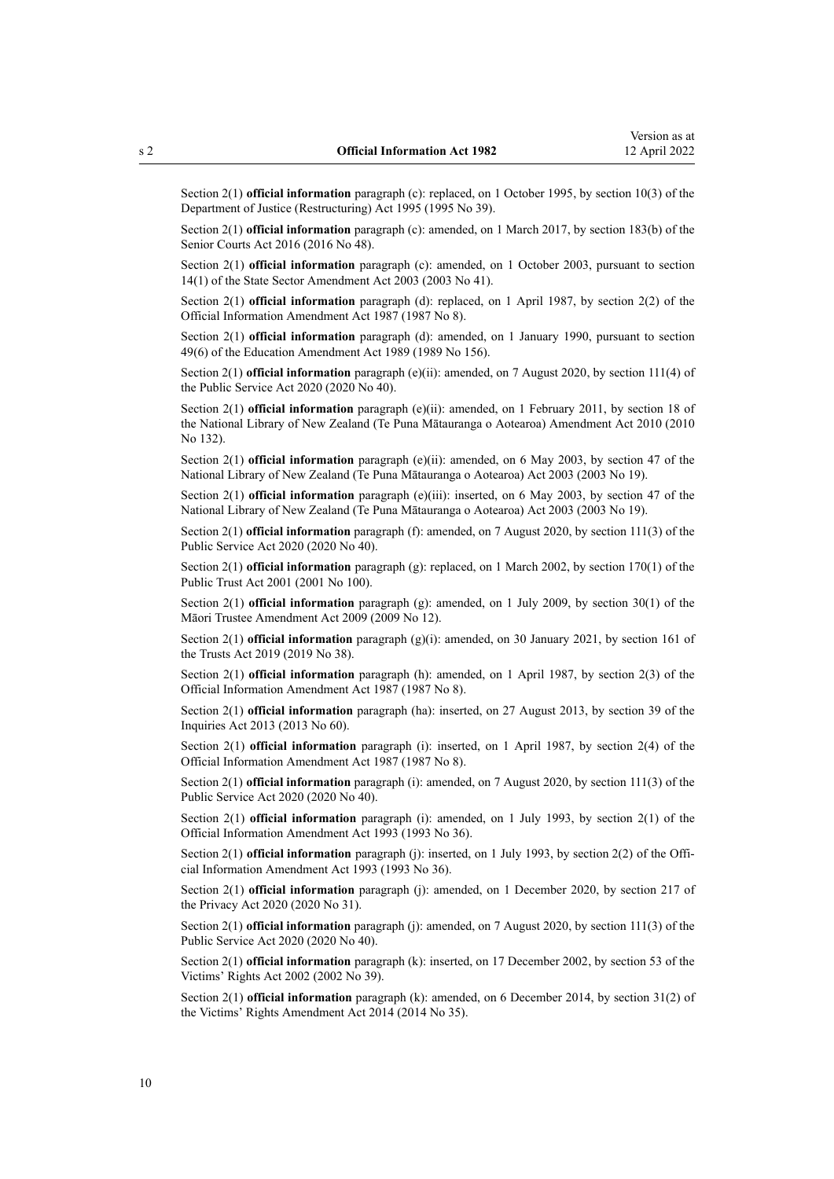Section 2(1) **official information** paragraph (c): replaced, on 1 October 1995, by section 10(3) of the Department of Justice (Restructuring) Act 1995 (1995 No 39).

Section 2(1) **official information** paragraph (c): amended, on 1 March 2017, by section 183(b) of the Senior Courts Act 2016 (2016 No 48).

Section 2(1) **official information** paragraph (c): amended, on 1 October 2003, pursuant to section 14(1) of the State Sector Amendment Act 2003 (2003 No 41).

Section 2(1) **official information** paragraph (d): replaced, on 1 April 1987, by section 2(2) of the Official Information Amendment Act 1987 (1987 No 8).

Section 2(1) **official information** paragraph (d): amended, on 1 January 1990, pursuant to section 49(6) of the Education Amendment Act 1989 (1989 No 156).

Section 2(1) **official information** paragraph (e)(ii): amended, on 7 August 2020, by section 111(4) of the Public Service Act 2020 (2020 No 40).

Section 2(1) **official information** paragraph (e)(ii): amended, on 1 February 2011, by section 18 of the National Library of New Zealand (Te Puna Mātauranga o Aotearoa) Amendment Act 2010 (2010 No 132).

Section 2(1) **official information** paragraph (e)(ii): amended, on 6 May 2003, by section 47 of the National Library of New Zealand (Te Puna Mātauranga o Aotearoa) Act 2003 (2003 No 19).

Section 2(1) **official information** paragraph (e)(iii): inserted, on 6 May 2003, by section 47 of the National Library of New Zealand (Te Puna Mātauranga o Aotearoa) Act 2003 (2003 No 19).

Section 2(1) **official information** paragraph (f): amended, on 7 August 2020, by section 111(3) of the Public Service Act 2020 (2020 No 40).

Section 2(1) **official information** paragraph (g): replaced, on 1 March 2002, by section 170(1) of the Public Trust Act 2001 (2001 No 100).

Section 2(1) **official information** paragraph (g): amended, on 1 July 2009, by section 30(1) of the Māori Trustee Amendment Act 2009 (2009 No 12).

Section 2(1) **official information** paragraph (g)(i): amended, on 30 January 2021, by section 161 of the Trusts Act 2019 (2019 No 38).

Section 2(1) **official information** paragraph (h): amended, on 1 April 1987, by section 2(3) of the Official Information Amendment Act 1987 (1987 No 8).

Section 2(1) **official information** paragraph (ha): inserted, on 27 August 2013, by section 39 of the Inquiries Act 2013 (2013 No 60).

Section 2(1) **official information** paragraph (i): inserted, on 1 April 1987, by section 2(4) of the Official Information Amendment Act 1987 (1987 No 8).

Section 2(1) **official information** paragraph (i): amended, on 7 August 2020, by section 111(3) of the Public Service Act 2020 (2020 No 40).

Section 2(1) **official information** paragraph (i): amended, on 1 July 1993, by section 2(1) of the Official Information Amendment Act 1993 (1993 No 36).

Section 2(1) **official information** paragraph (j): inserted, on 1 July 1993, by section 2(2) of the Official Information Amendment Act 1993 (1993 No 36).

Section 2(1) **official information** paragraph (j): amended, on 1 December 2020, by section 217 of the Privacy Act 2020 (2020 No 31).

Section 2(1) **official information** paragraph (j): amended, on 7 August 2020, by section 111(3) of the Public Service Act 2020 (2020 No 40).

Section 2(1) **official information** paragraph (k): inserted, on 17 December 2002, by section 53 of the Victims' Rights Act 2002 (2002 No 39).

Section 2(1) **official information** paragraph (k): amended, on 6 December 2014, by section 31(2) of the Victims' Rights Amendment Act 2014 (2014 No 35).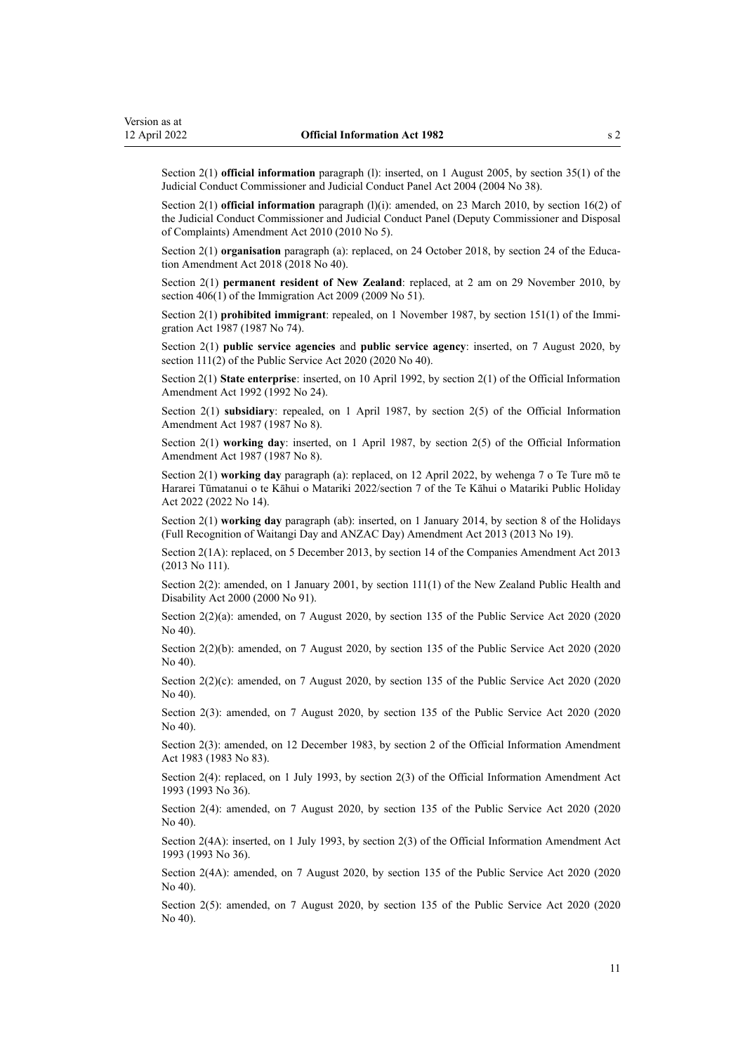Section 2(1) **official information** paragraph (l): inserted, on 1 August 2005, by section 35(1) of the Judicial Conduct Commissioner and Judicial Conduct Panel Act 2004 (2004 No 38).

Section 2(1) **official information** paragraph (l)(i): amended, on 23 March 2010, by section 16(2) of the Judicial Conduct Commissioner and Judicial Conduct Panel (Deputy Commissioner and Disposal of Complaints) Amendment Act 2010 (2010 No 5).

Section 2(1) **organisation** paragraph (a): replaced, on 24 October 2018, by section 24 of the Education Amendment Act 2018 (2018 No 40).

Section 2(1) **permanent resident of New Zealand**: replaced, at 2 am on 29 November 2010, by section 406(1) of the Immigration Act 2009 (2009 No 51).

Section 2(1) **prohibited immigrant**: repealed, on 1 November 1987, by section 151(1) of the Immigration Act 1987 (1987 No 74).

Section 2(1) **public service agencies** and **public service agency**: inserted, on 7 August 2020, by section 111(2) of the Public Service Act 2020 (2020 No 40).

Section 2(1) **State enterprise**: inserted, on 10 April 1992, by section 2(1) of the Official Information Amendment Act 1992 (1992 No 24).

Section 2(1) **subsidiary**: repealed, on 1 April 1987, by section 2(5) of the Official Information Amendment Act 1987 (1987 No 8).

Section 2(1) **working day**: inserted, on 1 April 1987, by section 2(5) of the Official Information Amendment Act 1987 (1987 No 8).

Section 2(1) **working day** paragraph (a): replaced, on 12 April 2022, by wehenga 7 o Te Ture mō te Hararei Tūmatanui o te Kāhui o Matariki 2022/section 7 of the Te Kāhui o Matariki Public Holiday Act 2022 (2022 No 14).

Section 2(1) **working day** paragraph (ab): inserted, on 1 January 2014, by section 8 of the Holidays (Full Recognition of Waitangi Day and ANZAC Day) Amendment Act 2013 (2013 No 19).

Section 2(1A): replaced, on 5 December 2013, by section 14 of the Companies Amendment Act 2013 (2013 No 111).

Section 2(2): amended, on 1 January 2001, by section 111(1) of the New Zealand Public Health and Disability Act 2000 (2000 No 91).

Section 2(2)(a): amended, on 7 August 2020, by section 135 of the Public Service Act 2020 (2020 No 40).

Section 2(2)(b): amended, on 7 August 2020, by section 135 of the Public Service Act 2020 (2020 No 40).

Section 2(2)(c): amended, on 7 August 2020, by section 135 of the Public Service Act 2020 (2020 No 40).

Section 2(3): amended, on 7 August 2020, by section 135 of the Public Service Act 2020 (2020 No 40).

Section 2(3): amended, on 12 December 1983, by section 2 of the Official Information Amendment Act 1983 (1983 No 83).

Section 2(4): replaced, on 1 July 1993, by section 2(3) of the Official Information Amendment Act 1993 (1993 No 36).

Section 2(4): amended, on 7 August 2020, by section 135 of the Public Service Act 2020 (2020 No 40).

Section 2(4A): inserted, on 1 July 1993, by section 2(3) of the Official Information Amendment Act 1993 (1993 No 36).

Section 2(4A): amended, on 7 August 2020, by section 135 of the Public Service Act 2020 (2020 No 40).

Section 2(5): amended, on 7 August 2020, by section 135 of the Public Service Act 2020 (2020 No 40).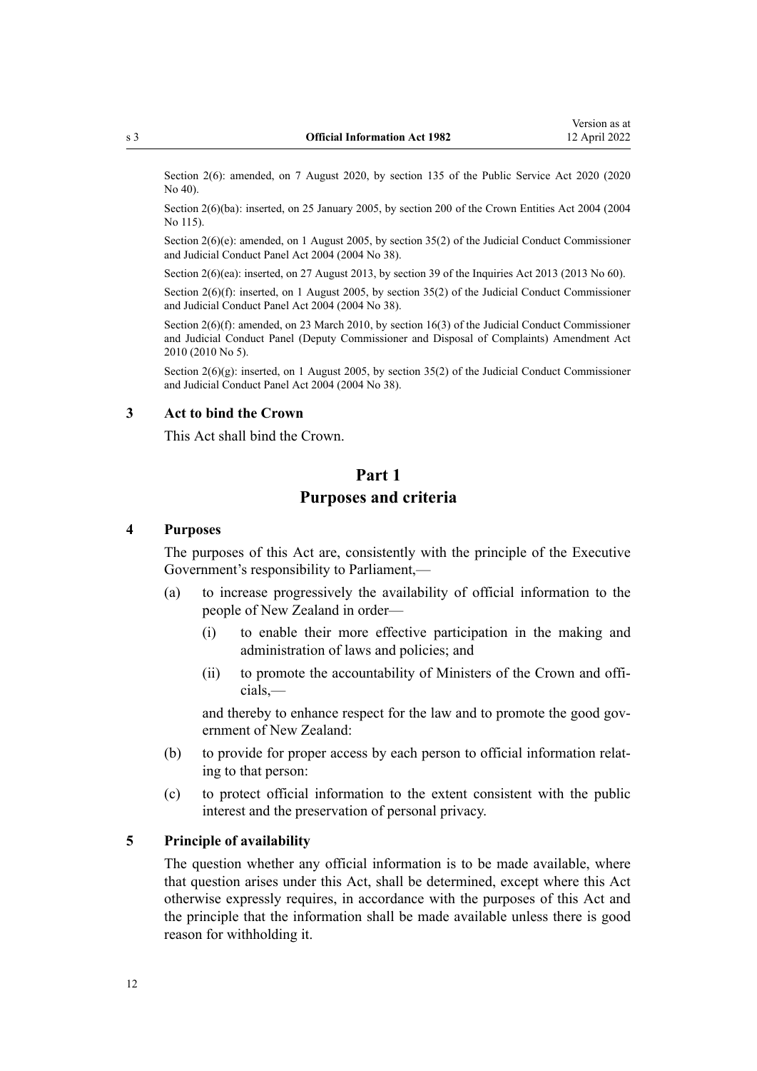Section 2(6): amended, on 7 August 2020, by section 135 of the Public Service Act 2020 (2020 No 40).

Section 2(6)(ba): inserted, on 25 January 2005, by section 200 of the Crown Entities Act 2004 (2004 No 115).

Section 2(6)(e): amended, on 1 August 2005, by section 35(2) of the Judicial Conduct Commissioner and Judicial Conduct Panel Act 2004 (2004 No 38).

Section 2(6)(ea): inserted, on 27 August 2013, by section 39 of the Inquiries Act 2013 (2013 No 60).

Section 2(6)(f): inserted, on 1 August 2005, by section 35(2) of the Judicial Conduct Commissioner and Judicial Conduct Panel Act 2004 (2004 No 38).

Section 2(6)(f): amended, on 23 March 2010, by section 16(3) of the Judicial Conduct Commissioner and Judicial Conduct Panel (Deputy Commissioner and Disposal of Complaints) Amendment Act 2010 (2010 No 5).

Section 2(6)(g): inserted, on 1 August 2005, by section 35(2) of the Judicial Conduct Commissioner and Judicial Conduct Panel Act 2004 (2004 No 38).

### 3 Act to bind the Crown

This Act shall bind the Crown.

## Part 1
## Purposes and criteria

### 4 Purposes

The purposes of this Act are, consistently with the principle of the Executive Government's responsibility to Parliament,—

(a) to increase progressively the availability of official information to the people of New Zealand in order—

  (i) to enable their more effective participation in the making and administration of laws and policies; and

  (ii) to promote the accountability of Ministers of the Crown and officials,—

  and thereby to enhance respect for the law and to promote the good government of New Zealand:

(b) to provide for proper access by each person to official information relating to that person:

(c) to protect official information to the extent consistent with the public interest and the preservation of personal privacy.

### 5 Principle of availability

The question whether any official information is to be made available, where that question arises under this Act, shall be determined, except where this Act otherwise expressly requires, in accordance with the purposes of this Act and the principle that the information shall be made available unless there is good reason for withholding it.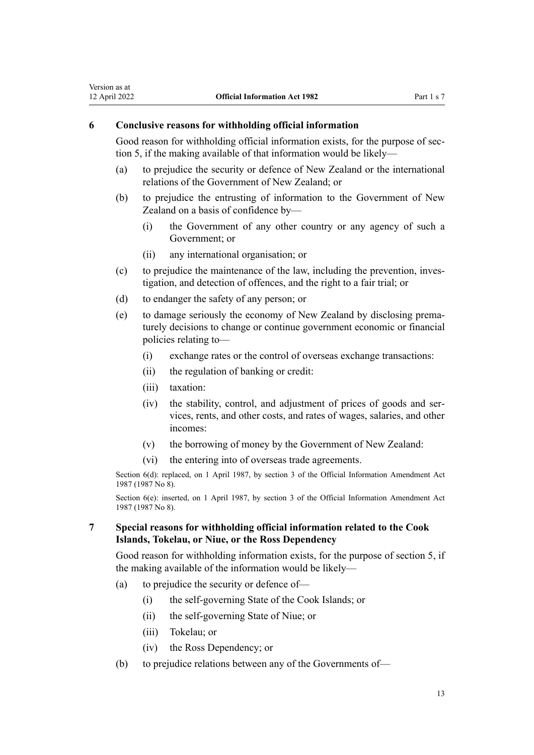## 6 Conclusive reasons for withholding official information

Good reason for withholding official information exists, for the purpose of section 5, if the making available of that information would be likely—

(a) to prejudice the security or defence of New Zealand or the international relations of the Government of New Zealand; or

(b) to prejudice the entrusting of information to the Government of New Zealand on a basis of confidence by—

  (i) the Government of any other country or any agency of such a Government; or

  (ii) any international organisation; or

(c) to prejudice the maintenance of the law, including the prevention, investigation, and detection of offences, and the right to a fair trial; or

(d) to endanger the safety of any person; or

(e) to damage seriously the economy of New Zealand by disclosing prematurely decisions to change or continue government economic or financial policies relating to—

  (i) exchange rates or the control of overseas exchange transactions:

  (ii) the regulation of banking or credit:

  (iii) taxation:

  (iv) the stability, control, and adjustment of prices of goods and services, rents, and other costs, and rates of wages, salaries, and other incomes:

  (v) the borrowing of money by the Government of New Zealand:

  (vi) the entering into of overseas trade agreements.

Section 6(d): replaced, on 1 April 1987, by section 3 of the Official Information Amendment Act 1987 (1987 No 8).

Section 6(e): inserted, on 1 April 1987, by section 3 of the Official Information Amendment Act 1987 (1987 No 8).

## 7 Special reasons for withholding official information related to the Cook Islands, Tokelau, or Niue, or the Ross Dependency

Good reason for withholding information exists, for the purpose of section 5, if the making available of the information would be likely—

(a) to prejudice the security or defence of—

  (i) the self-governing State of the Cook Islands; or

  (ii) the self-governing State of Niue; or

  (iii) Tokelau; or

  (iv) the Ross Dependency; or

(b) to prejudice relations between any of the Governments of—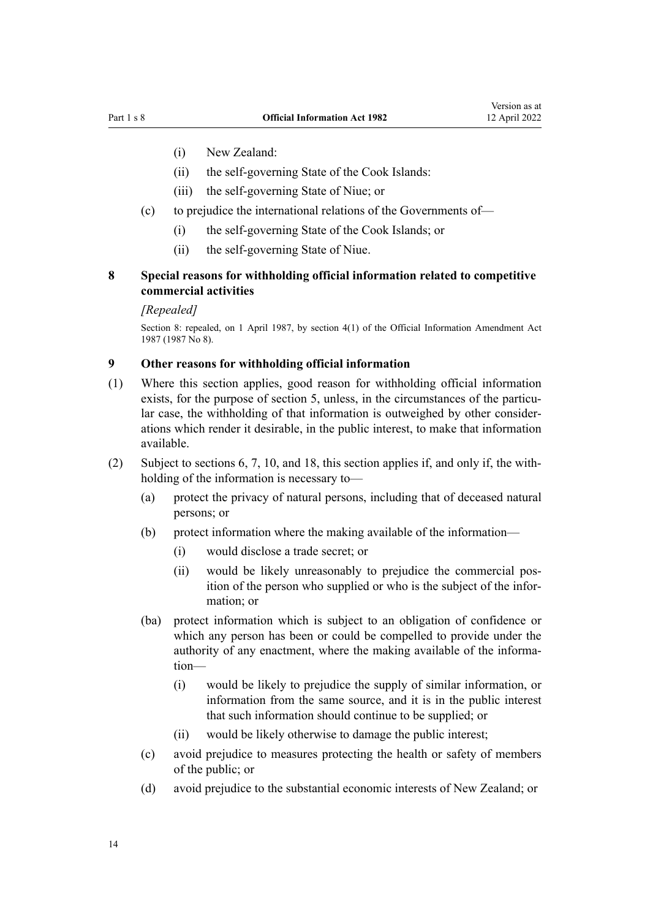(i) New Zealand:

(ii) the self-governing State of the Cook Islands:

(iii) the self-governing State of Niue; or

(c) to prejudice the international relations of the Governments of—

(i) the self-governing State of the Cook Islands; or

(ii) the self-governing State of Niue.

### 8 Special reasons for withholding official information related to competitive commercial activities

*[Repealed]*

Section 8: repealed, on 1 April 1987, by section 4(1) of the Official Information Amendment Act 1987 (1987 No 8).

### 9 Other reasons for withholding official information

(1) Where this section applies, good reason for withholding official information exists, for the purpose of section 5, unless, in the circumstances of the particular case, the withholding of that information is outweighed by other considerations which render it desirable, in the public interest, to make that information available.

(2) Subject to sections 6, 7, 10, and 18, this section applies if, and only if, the withholding of the information is necessary to—

(a) protect the privacy of natural persons, including that of deceased natural persons; or

(b) protect information where the making available of the information—

(i) would disclose a trade secret; or

(ii) would be likely unreasonably to prejudice the commercial position of the person who supplied or who is the subject of the information; or

(ba) protect information which is subject to an obligation of confidence or which any person has been or could be compelled to provide under the authority of any enactment, where the making available of the information—

(i) would be likely to prejudice the supply of similar information, or information from the same source, and it is in the public interest that such information should continue to be supplied; or

(ii) would be likely otherwise to damage the public interest;

(c) avoid prejudice to measures protecting the health or safety of members of the public; or

(d) avoid prejudice to the substantial economic interests of New Zealand; or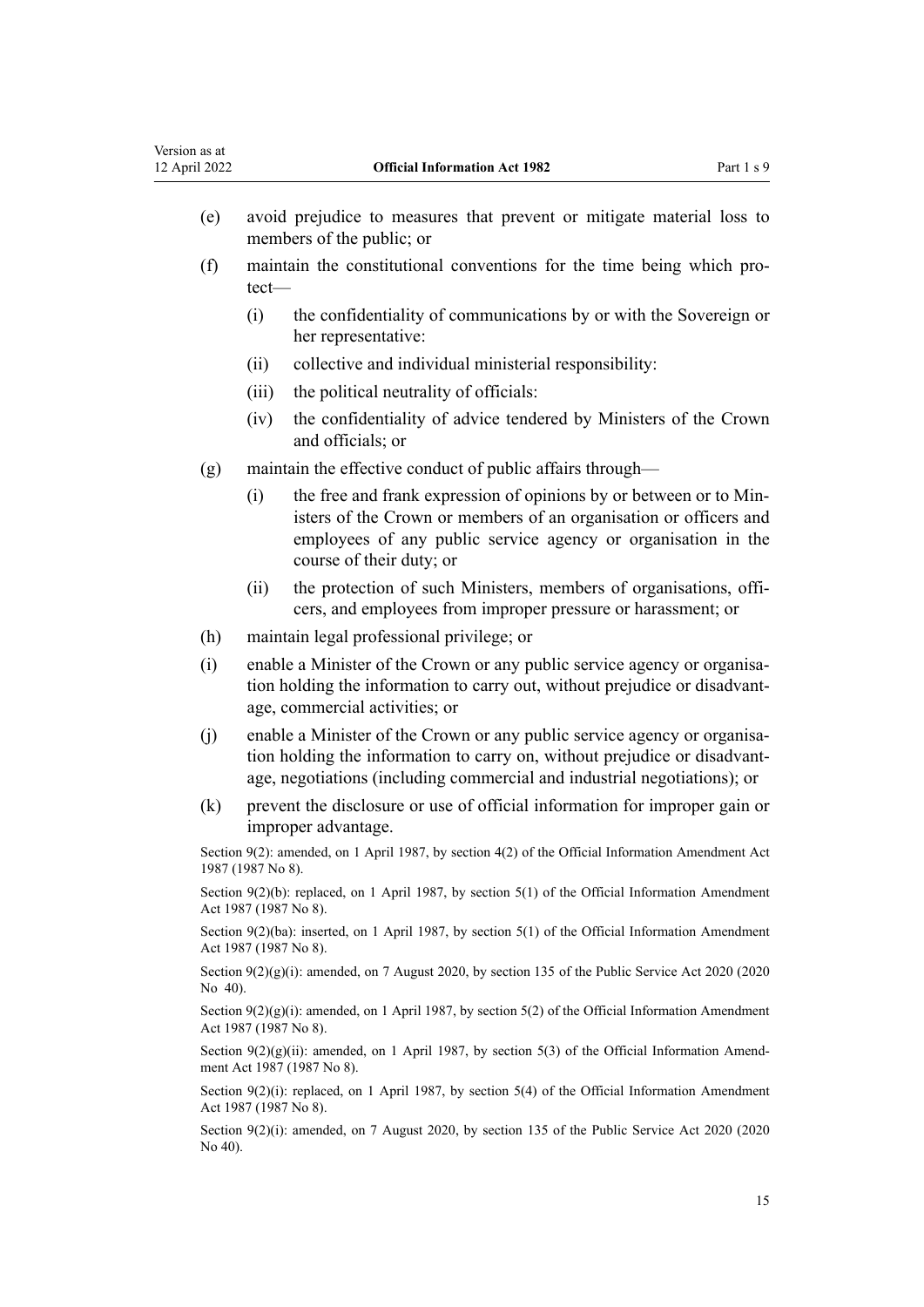(e) avoid prejudice to measures that prevent or mitigate material loss to members of the public; or

(f) maintain the constitutional conventions for the time being which protect—

  (i) the confidentiality of communications by or with the Sovereign or her representative:

  (ii) collective and individual ministerial responsibility:

  (iii) the political neutrality of officials:

  (iv) the confidentiality of advice tendered by Ministers of the Crown and officials; or

(g) maintain the effective conduct of public affairs through—

  (i) the free and frank expression of opinions by or between or to Ministers of the Crown or members of an organisation or officers and employees of any public service agency or organisation in the course of their duty; or

  (ii) the protection of such Ministers, members of organisations, officers, and employees from improper pressure or harassment; or

(h) maintain legal professional privilege; or

(i) enable a Minister of the Crown or any public service agency or organisation holding the information to carry out, without prejudice or disadvantage, commercial activities; or

(j) enable a Minister of the Crown or any public service agency or organisation holding the information to carry on, without prejudice or disadvantage, negotiations (including commercial and industrial negotiations); or

(k) prevent the disclosure or use of official information for improper gain or improper advantage.

Section 9(2): amended, on 1 April 1987, by section 4(2) of the Official Information Amendment Act 1987 (1987 No 8).

Section 9(2)(b): replaced, on 1 April 1987, by section 5(1) of the Official Information Amendment Act 1987 (1987 No 8).

Section 9(2)(ba): inserted, on 1 April 1987, by section 5(1) of the Official Information Amendment Act 1987 (1987 No 8).

Section 9(2)(g)(i): amended, on 7 August 2020, by section 135 of the Public Service Act 2020 (2020 No 40).

Section 9(2)(g)(i): amended, on 1 April 1987, by section 5(2) of the Official Information Amendment Act 1987 (1987 No 8).

Section 9(2)(g)(ii): amended, on 1 April 1987, by section 5(3) of the Official Information Amendment Act 1987 (1987 No 8).

Section 9(2)(i): replaced, on 1 April 1987, by section 5(4) of the Official Information Amendment Act 1987 (1987 No 8).

Section 9(2)(i): amended, on 7 August 2020, by section 135 of the Public Service Act 2020 (2020 No 40).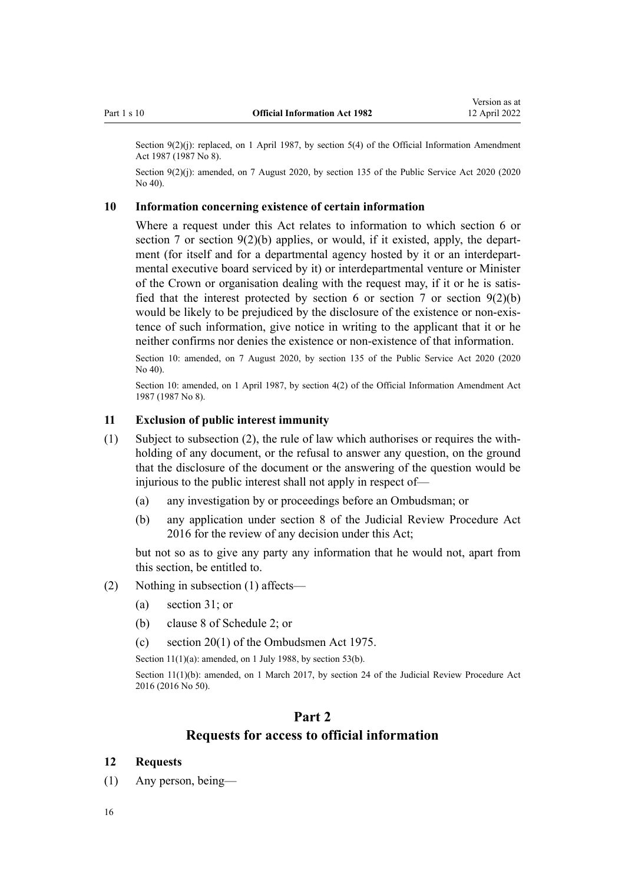Section 9(2)(j): replaced, on 1 April 1987, by section 5(4) of the Official Information Amendment Act 1987 (1987 No 8).

Section 9(2)(j): amended, on 7 August 2020, by section 135 of the Public Service Act 2020 (2020 No 40).

### 10 Information concerning existence of certain information

Where a request under this Act relates to information to which section 6 or section 7 or section 9(2)(b) applies, or would, if it existed, apply, the department (for itself and for a departmental agency hosted by it or an interdepartmental executive board serviced by it) or interdepartmental venture or Minister of the Crown or organisation dealing with the request may, if it or he is satisfied that the interest protected by section 6 or section 7 or section 9(2)(b) would be likely to be prejudiced by the disclosure of the existence or non-existence of such information, give notice in writing to the applicant that it or he neither confirms nor denies the existence or non-existence of that information.

Section 10: amended, on 7 August 2020, by section 135 of the Public Service Act 2020 (2020 No 40).

Section 10: amended, on 1 April 1987, by section 4(2) of the Official Information Amendment Act 1987 (1987 No 8).

### 11 Exclusion of public interest immunity

(1) Subject to subsection (2), the rule of law which authorises or requires the withholding of any document, or the refusal to answer any question, on the ground that the disclosure of the document or the answering of the question would be injurious to the public interest shall not apply in respect of—

(a) any investigation by or proceedings before an Ombudsman; or

(b) any application under section 8 of the Judicial Review Procedure Act 2016 for the review of any decision under this Act;

but not so as to give any party any information that he would not, apart from this section, be entitled to.

(2) Nothing in subsection (1) affects—

(a) section 31; or

(b) clause 8 of Schedule 2; or

(c) section 20(1) of the Ombudsmen Act 1975.

Section 11(1)(a): amended, on 1 July 1988, by section 53(b).

Section 11(1)(b): amended, on 1 March 2017, by section 24 of the Judicial Review Procedure Act 2016 (2016 No 50).

## Part 2
## Requests for access to official information

### 12 Requests

(1) Any person, being—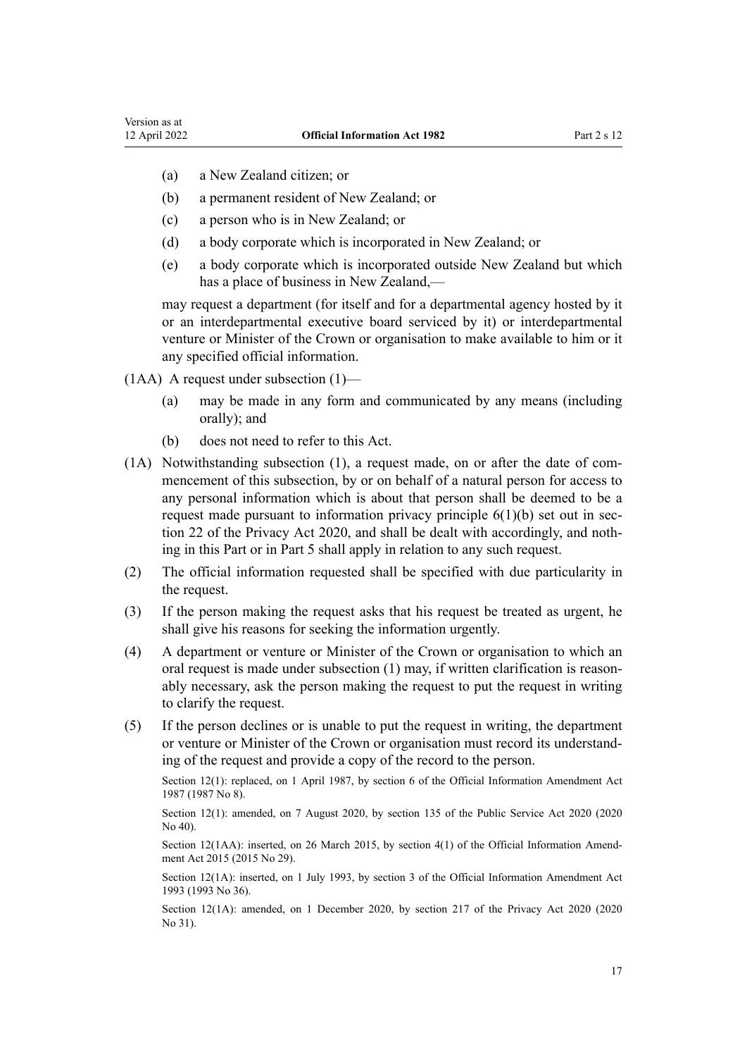(a) a New Zealand citizen; or

(b) a permanent resident of New Zealand; or

(c) a person who is in New Zealand; or

(d) a body corporate which is incorporated in New Zealand; or

(e) a body corporate which is incorporated outside New Zealand but which has a place of business in New Zealand,—

may request a department (for itself and for a departmental agency hosted by it or an interdepartmental executive board serviced by it) or interdepartmental venture or Minister of the Crown or organisation to make available to him or it any specified official information.

(1AA) A request under subsection (1)—

(a) may be made in any form and communicated by any means (including orally); and

(b) does not need to refer to this Act.

(1A) Notwithstanding subsection (1), a request made, on or after the date of commencement of this subsection, by or on behalf of a natural person for access to any personal information which is about that person shall be deemed to be a request made pursuant to information privacy principle 6(1)(b) set out in section 22 of the Privacy Act 2020, and shall be dealt with accordingly, and nothing in this Part or in Part 5 shall apply in relation to any such request.

(2) The official information requested shall be specified with due particularity in the request.

(3) If the person making the request asks that his request be treated as urgent, he shall give his reasons for seeking the information urgently.

(4) A department or venture or Minister of the Crown or organisation to which an oral request is made under subsection (1) may, if written clarification is reasonably necessary, ask the person making the request to put the request in writing to clarify the request.

(5) If the person declines or is unable to put the request in writing, the department or venture or Minister of the Crown or organisation must record its understanding of the request and provide a copy of the record to the person.

Section 12(1): replaced, on 1 April 1987, by section 6 of the Official Information Amendment Act 1987 (1987 No 8).

Section 12(1): amended, on 7 August 2020, by section 135 of the Public Service Act 2020 (2020 No 40).

Section 12(1AA): inserted, on 26 March 2015, by section 4(1) of the Official Information Amendment Act 2015 (2015 No 29).

Section 12(1A): inserted, on 1 July 1993, by section 3 of the Official Information Amendment Act 1993 (1993 No 36).

Section 12(1A): amended, on 1 December 2020, by section 217 of the Privacy Act 2020 (2020 No 31).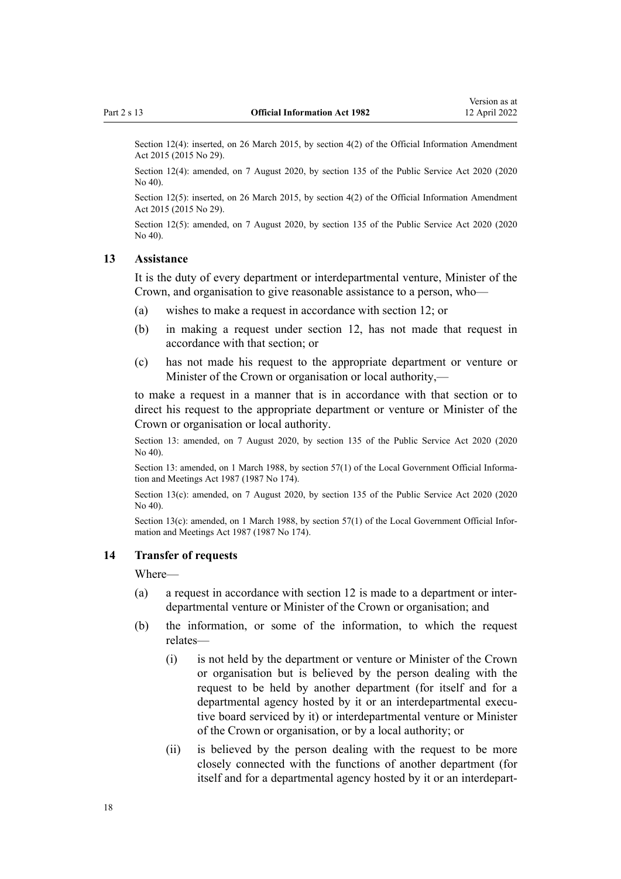Section 12(4): inserted, on 26 March 2015, by section 4(2) of the Official Information Amendment Act 2015 (2015 No 29).

Section 12(4): amended, on 7 August 2020, by section 135 of the Public Service Act 2020 (2020 No 40).

Section 12(5): inserted, on 26 March 2015, by section 4(2) of the Official Information Amendment Act 2015 (2015 No 29).

Section 12(5): amended, on 7 August 2020, by section 135 of the Public Service Act 2020 (2020 No 40).

### 13 Assistance

It is the duty of every department or interdepartmental venture, Minister of the Crown, and organisation to give reasonable assistance to a person, who—

(a) wishes to make a request in accordance with section 12; or

(b) in making a request under section 12, has not made that request in accordance with that section; or

(c) has not made his request to the appropriate department or venture or Minister of the Crown or organisation or local authority,—

to make a request in a manner that is in accordance with that section or to direct his request to the appropriate department or venture or Minister of the Crown or organisation or local authority.

Section 13: amended, on 7 August 2020, by section 135 of the Public Service Act 2020 (2020 No 40).

Section 13: amended, on 1 March 1988, by section 57(1) of the Local Government Official Information and Meetings Act 1987 (1987 No 174).

Section 13(c): amended, on 7 August 2020, by section 135 of the Public Service Act 2020 (2020 No 40).

Section 13(c): amended, on 1 March 1988, by section 57(1) of the Local Government Official Information and Meetings Act 1987 (1987 No 174).

### 14 Transfer of requests

Where—

(a) a request in accordance with section 12 is made to a department or interdepartmental venture or Minister of the Crown or organisation; and

(b) the information, or some of the information, to which the request relates—

   (i) is not held by the department or venture or Minister of the Crown or organisation but is believed by the person dealing with the request to be held by another department (for itself and for a departmental agency hosted by it or an interdepartmental executive board serviced by it) or interdepartmental venture or Minister of the Crown or organisation, or by a local authority; or

   (ii) is believed by the person dealing with the request to be more closely connected with the functions of another department (for itself and for a departmental agency hosted by it or an interdepart-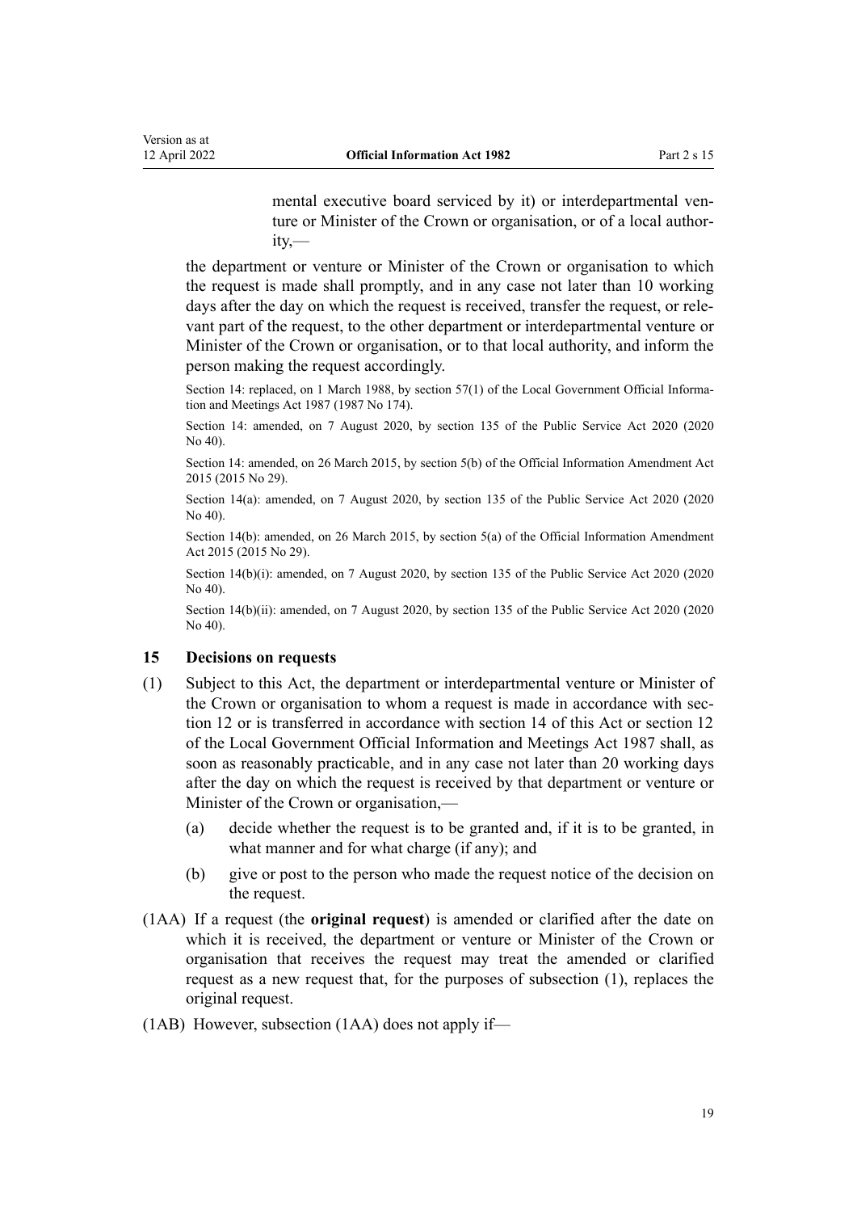mental executive board serviced by it) or interdepartmental venture or Minister of the Crown or organisation, or of a local authority,—

the department or venture or Minister of the Crown or organisation to which the request is made shall promptly, and in any case not later than 10 working days after the day on which the request is received, transfer the request, or relevant part of the request, to the other department or interdepartmental venture or Minister of the Crown or organisation, or to that local authority, and inform the person making the request accordingly.

Section 14: replaced, on 1 March 1988, by section 57(1) of the Local Government Official Information and Meetings Act 1987 (1987 No 174).

Section 14: amended, on 7 August 2020, by section 135 of the Public Service Act 2020 (2020 No 40).

Section 14: amended, on 26 March 2015, by section 5(b) of the Official Information Amendment Act 2015 (2015 No 29).

Section 14(a): amended, on 7 August 2020, by section 135 of the Public Service Act 2020 (2020 No 40).

Section 14(b): amended, on 26 March 2015, by section 5(a) of the Official Information Amendment Act 2015 (2015 No 29).

Section 14(b)(i): amended, on 7 August 2020, by section 135 of the Public Service Act 2020 (2020 No 40).

Section 14(b)(ii): amended, on 7 August 2020, by section 135 of the Public Service Act 2020 (2020 No 40).

### 15 Decisions on requests

(1) Subject to this Act, the department or interdepartmental venture or Minister of the Crown or organisation to whom a request is made in accordance with section 12 or is transferred in accordance with section 14 of this Act or section 12 of the Local Government Official Information and Meetings Act 1987 shall, as soon as reasonably practicable, and in any case not later than 20 working days after the day on which the request is received by that department or venture or Minister of the Crown or organisation,—

(a) decide whether the request is to be granted and, if it is to be granted, in what manner and for what charge (if any); and

(b) give or post to the person who made the request notice of the decision on the request.

(1AA) If a request (the **original request**) is amended or clarified after the date on which it is received, the department or venture or Minister of the Crown or organisation that receives the request may treat the amended or clarified request as a new request that, for the purposes of subsection (1), replaces the original request.

(1AB) However, subsection (1AA) does not apply if—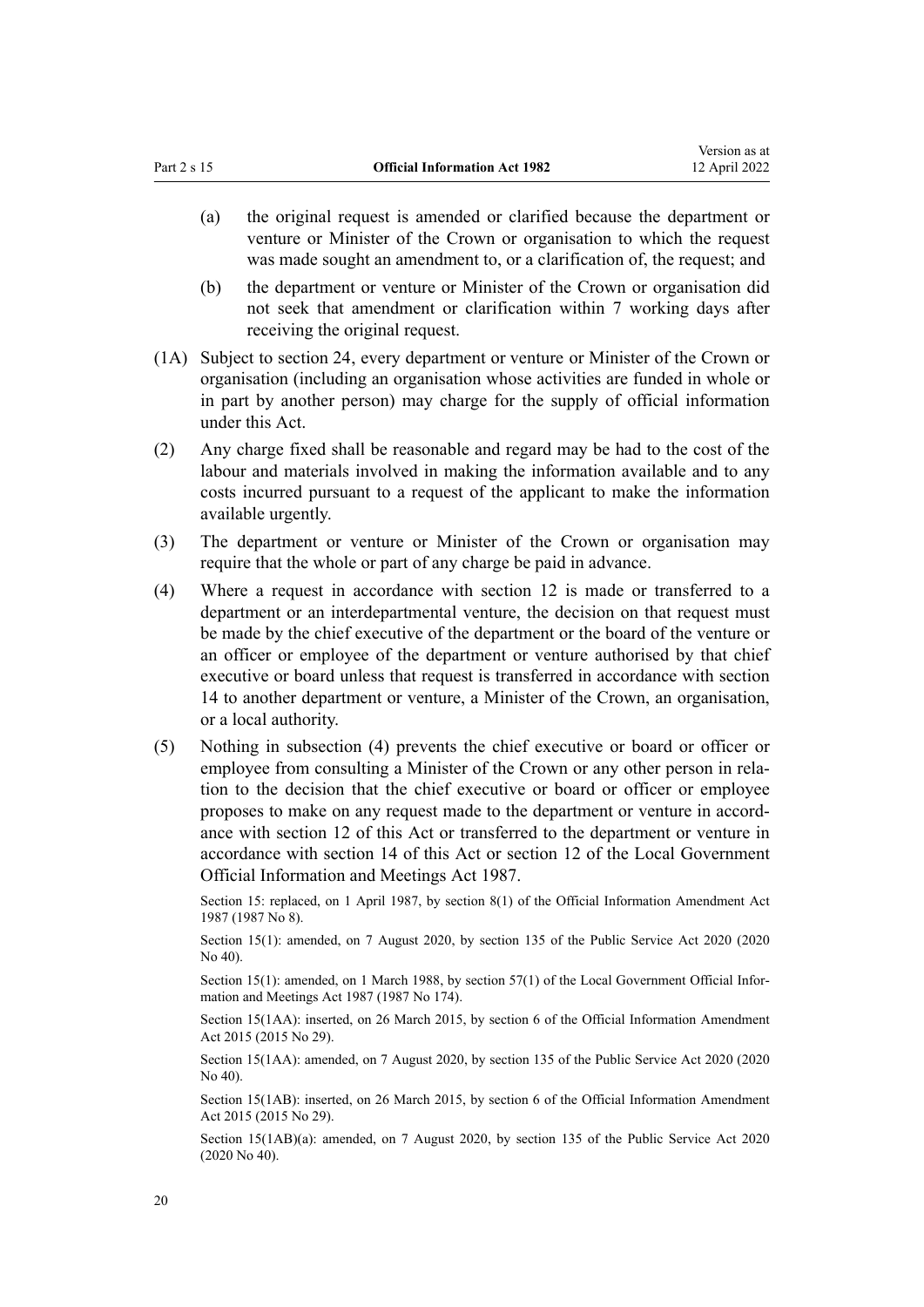(a) the original request is amended or clarified because the department or venture or Minister of the Crown or organisation to which the request was made sought an amendment to, or a clarification of, the request; and

(b) the department or venture or Minister of the Crown or organisation did not seek that amendment or clarification within 7 working days after receiving the original request.

(1A) Subject to section 24, every department or venture or Minister of the Crown or organisation (including an organisation whose activities are funded in whole or in part by another person) may charge for the supply of official information under this Act.

(2) Any charge fixed shall be reasonable and regard may be had to the cost of the labour and materials involved in making the information available and to any costs incurred pursuant to a request of the applicant to make the information available urgently.

(3) The department or venture or Minister of the Crown or organisation may require that the whole or part of any charge be paid in advance.

(4) Where a request in accordance with section 12 is made or transferred to a department or an interdepartmental venture, the decision on that request must be made by the chief executive of the department or the board of the venture or an officer or employee of the department or venture authorised by that chief executive or board unless that request is transferred in accordance with section 14 to another department or venture, a Minister of the Crown, an organisation, or a local authority.

(5) Nothing in subsection (4) prevents the chief executive or board or officer or employee from consulting a Minister of the Crown or any other person in relation to the decision that the chief executive or board or officer or employee proposes to make on any request made to the department or venture in accordance with section 12 of this Act or transferred to the department or venture in accordance with section 14 of this Act or section 12 of the Local Government Official Information and Meetings Act 1987.

Section 15: replaced, on 1 April 1987, by section 8(1) of the Official Information Amendment Act 1987 (1987 No 8).

Section 15(1): amended, on 7 August 2020, by section 135 of the Public Service Act 2020 (2020 No 40).

Section 15(1): amended, on 1 March 1988, by section 57(1) of the Local Government Official Information and Meetings Act 1987 (1987 No 174).

Section 15(1AA): inserted, on 26 March 2015, by section 6 of the Official Information Amendment Act 2015 (2015 No 29).

Section 15(1AA): amended, on 7 August 2020, by section 135 of the Public Service Act 2020 (2020 No 40).

Section 15(1AB): inserted, on 26 March 2015, by section 6 of the Official Information Amendment Act 2015 (2015 No 29).

Section 15(1AB)(a): amended, on 7 August 2020, by section 135 of the Public Service Act 2020 (2020 No 40).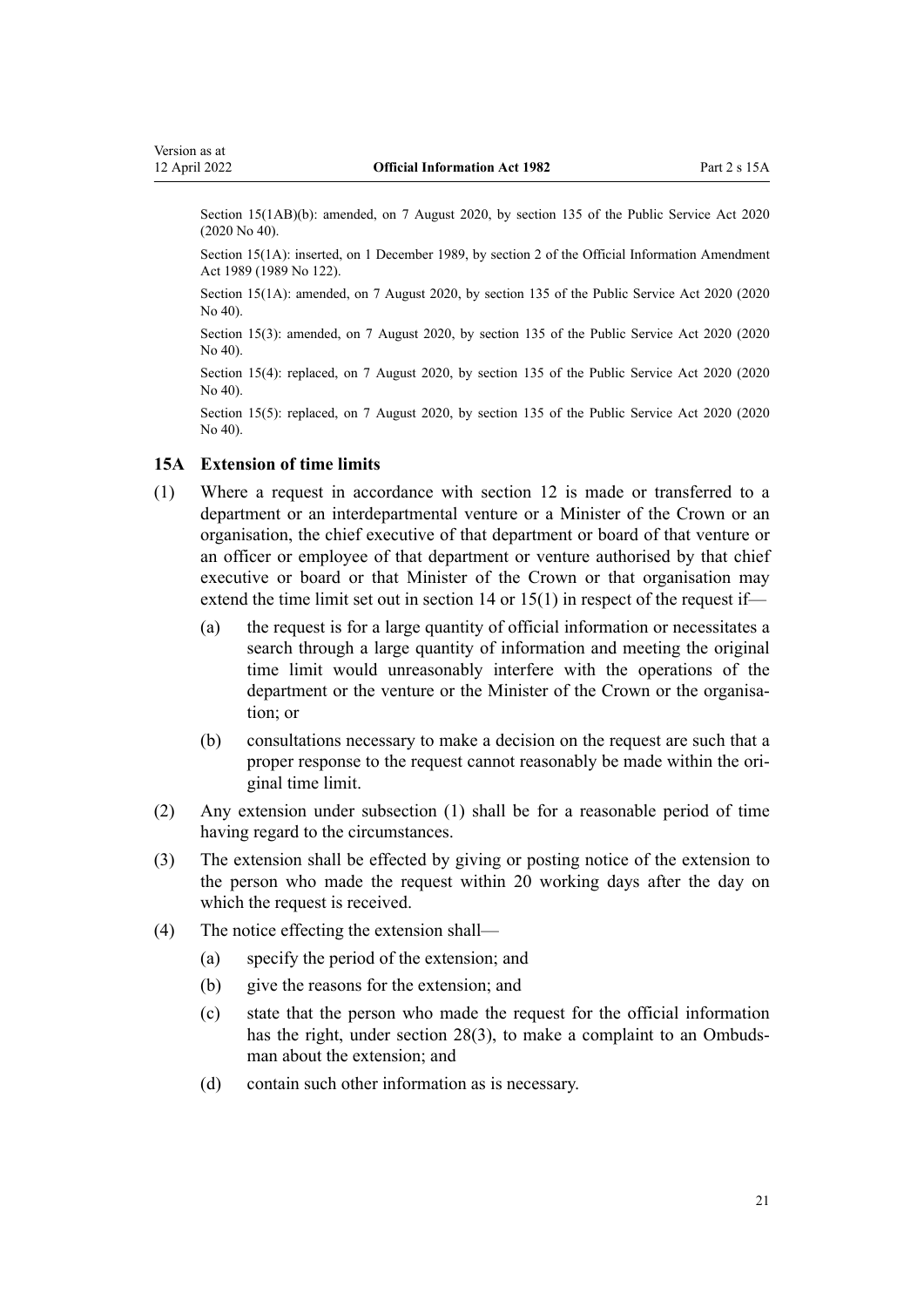Section 15(1AB)(b): amended, on 7 August 2020, by section 135 of the Public Service Act 2020 (2020 No 40).

Section 15(1A): inserted, on 1 December 1989, by section 2 of the Official Information Amendment Act 1989 (1989 No 122).

Section 15(1A): amended, on 7 August 2020, by section 135 of the Public Service Act 2020 (2020 No 40).

Section 15(3): amended, on 7 August 2020, by section 135 of the Public Service Act 2020 (2020 No 40).

Section 15(4): replaced, on 7 August 2020, by section 135 of the Public Service Act 2020 (2020 No 40).

Section 15(5): replaced, on 7 August 2020, by section 135 of the Public Service Act 2020 (2020 No 40).

### 15A Extension of time limits

(1) Where a request in accordance with section 12 is made or transferred to a department or an interdepartmental venture or a Minister of the Crown or an organisation, the chief executive of that department or board of that venture or an officer or employee of that department or venture authorised by that chief executive or board or that Minister of the Crown or that organisation may extend the time limit set out in section 14 or 15(1) in respect of the request if—

  (a) the request is for a large quantity of official information or necessitates a search through a large quantity of information and meeting the original time limit would unreasonably interfere with the operations of the department or the venture or the Minister of the Crown or the organisation; or

  (b) consultations necessary to make a decision on the request are such that a proper response to the request cannot reasonably be made within the original time limit.

(2) Any extension under subsection (1) shall be for a reasonable period of time having regard to the circumstances.

(3) The extension shall be effected by giving or posting notice of the extension to the person who made the request within 20 working days after the day on which the request is received.

(4) The notice effecting the extension shall—

  (a) specify the period of the extension; and

  (b) give the reasons for the extension; and

  (c) state that the person who made the request for the official information has the right, under section 28(3), to make a complaint to an Ombudsman about the extension; and

  (d) contain such other information as is necessary.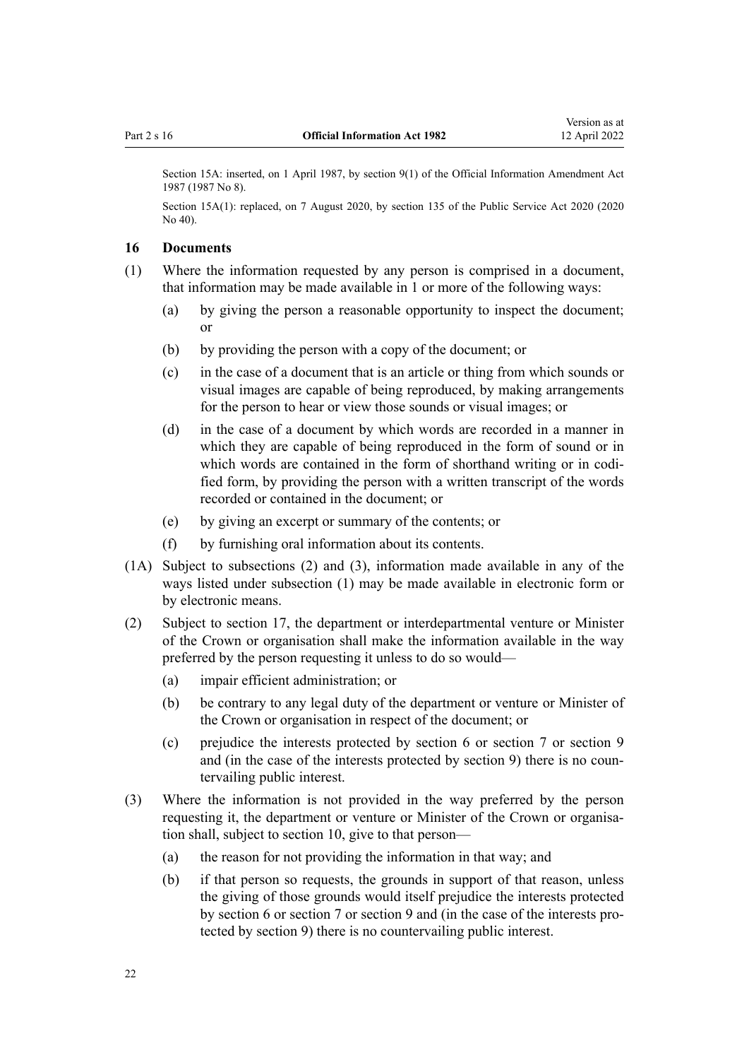Section 15A: inserted, on 1 April 1987, by section 9(1) of the Official Information Amendment Act 1987 (1987 No 8).

Section 15A(1): replaced, on 7 August 2020, by section 135 of the Public Service Act 2020 (2020 No 40).

### 16 Documents

(1) Where the information requested by any person is comprised in a document, that information may be made available in 1 or more of the following ways:

- (a) by giving the person a reasonable opportunity to inspect the document; or
- (b) by providing the person with a copy of the document; or
- (c) in the case of a document that is an article or thing from which sounds or visual images are capable of being reproduced, by making arrangements for the person to hear or view those sounds or visual images; or
- (d) in the case of a document by which words are recorded in a manner in which they are capable of being reproduced in the form of sound or in which words are contained in the form of shorthand writing or in codified form, by providing the person with a written transcript of the words recorded or contained in the document; or
- (e) by giving an excerpt or summary of the contents; or
- (f) by furnishing oral information about its contents.

(1A) Subject to subsections (2) and (3), information made available in any of the ways listed under subsection (1) may be made available in electronic form or by electronic means.

(2) Subject to section 17, the department or interdepartmental venture or Minister of the Crown or organisation shall make the information available in the way preferred by the person requesting it unless to do so would—

- (a) impair efficient administration; or
- (b) be contrary to any legal duty of the department or venture or Minister of the Crown or organisation in respect of the document; or
- (c) prejudice the interests protected by section 6 or section 7 or section 9 and (in the case of the interests protected by section 9) there is no countervailing public interest.

(3) Where the information is not provided in the way preferred by the person requesting it, the department or venture or Minister of the Crown or organisation shall, subject to section 10, give to that person—

- (a) the reason for not providing the information in that way; and
- (b) if that person so requests, the grounds in support of that reason, unless the giving of those grounds would itself prejudice the interests protected by section 6 or section 7 or section 9 and (in the case of the interests protected by section 9) there is no countervailing public interest.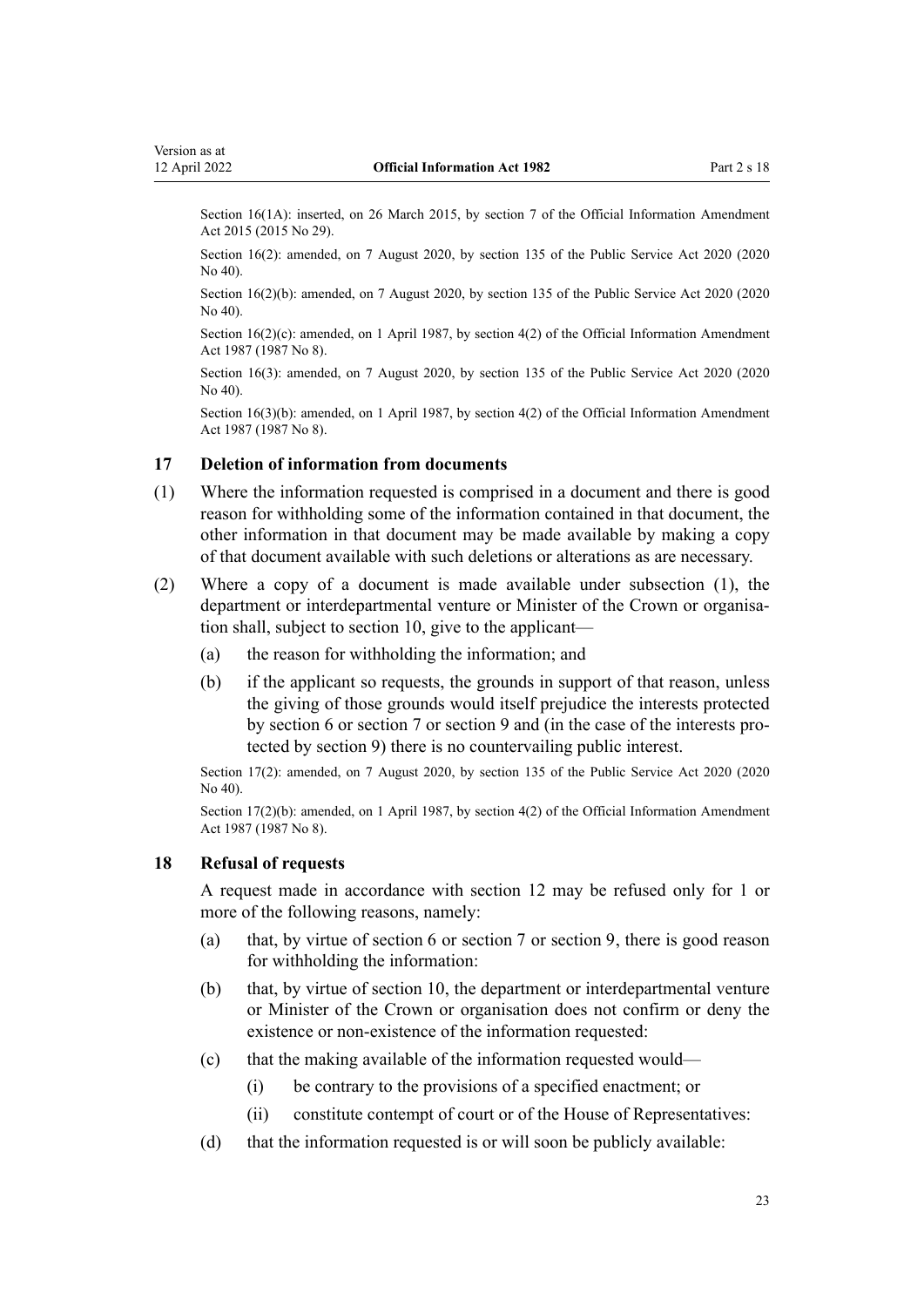Section 16(1A): inserted, on 26 March 2015, by section 7 of the Official Information Amendment Act 2015 (2015 No 29).

Section 16(2): amended, on 7 August 2020, by section 135 of the Public Service Act 2020 (2020 No 40).

Section 16(2)(b): amended, on 7 August 2020, by section 135 of the Public Service Act 2020 (2020 No 40).

Section 16(2)(c): amended, on 1 April 1987, by section 4(2) of the Official Information Amendment Act 1987 (1987 No 8).

Section 16(3): amended, on 7 August 2020, by section 135 of the Public Service Act 2020 (2020 No 40).

Section 16(3)(b): amended, on 1 April 1987, by section 4(2) of the Official Information Amendment Act 1987 (1987 No 8).

### 17 Deletion of information from documents

(1) Where the information requested is comprised in a document and there is good reason for withholding some of the information contained in that document, the other information in that document may be made available by making a copy of that document available with such deletions or alterations as are necessary.

(2) Where a copy of a document is made available under subsection (1), the department or interdepartmental venture or Minister of the Crown or organisation shall, subject to section 10, give to the applicant—

- (a) the reason for withholding the information; and
- (b) if the applicant so requests, the grounds in support of that reason, unless the giving of those grounds would itself prejudice the interests protected by section 6 or section 7 or section 9 and (in the case of the interests protected by section 9) there is no countervailing public interest.

Section 17(2): amended, on 7 August 2020, by section 135 of the Public Service Act 2020 (2020 No 40).

Section 17(2)(b): amended, on 1 April 1987, by section 4(2) of the Official Information Amendment Act 1987 (1987 No 8).

### 18 Refusal of requests

A request made in accordance with section 12 may be refused only for 1 or more of the following reasons, namely:

- (a) that, by virtue of section 6 or section 7 or section 9, there is good reason for withholding the information:
- (b) that, by virtue of section 10, the department or interdepartmental venture or Minister of the Crown or organisation does not confirm or deny the existence or non-existence of the information requested:
- (c) that the making available of the information requested would—
  - (i) be contrary to the provisions of a specified enactment; or
  - (ii) constitute contempt of court or of the House of Representatives:
- (d) that the information requested is or will soon be publicly available: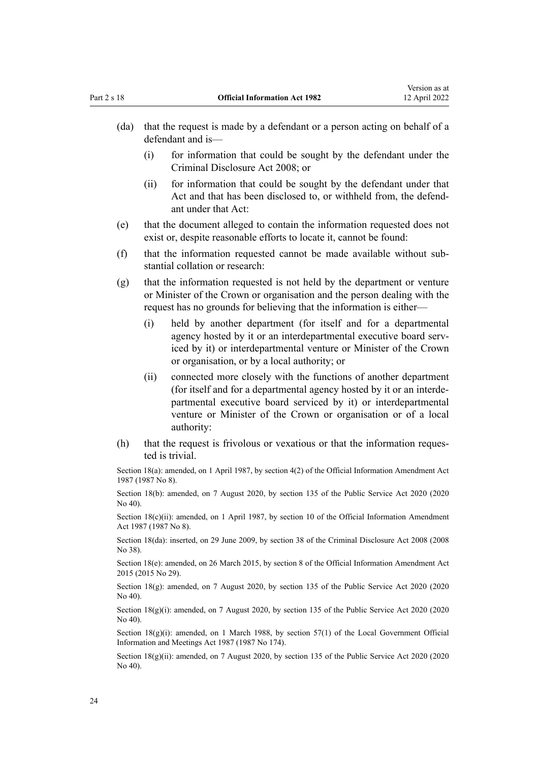(da) that the request is made by a defendant or a person acting on behalf of a defendant and is—

  (i) for information that could be sought by the defendant under the Criminal Disclosure Act 2008; or

  (ii) for information that could be sought by the defendant under that Act and that has been disclosed to, or withheld from, the defendant under that Act:

(e) that the document alleged to contain the information requested does not exist or, despite reasonable efforts to locate it, cannot be found:

(f) that the information requested cannot be made available without substantial collation or research:

(g) that the information requested is not held by the department or venture or Minister of the Crown or organisation and the person dealing with the request has no grounds for believing that the information is either—

  (i) held by another department (for itself and for a departmental agency hosted by it or an interdepartmental executive board serviced by it) or interdepartmental venture or Minister of the Crown or organisation, or by a local authority; or

  (ii) connected more closely with the functions of another department (for itself and for a departmental agency hosted by it or an interdepartmental executive board serviced by it) or interdepartmental venture or Minister of the Crown or organisation or of a local authority:

(h) that the request is frivolous or vexatious or that the information requested is trivial.

Section 18(a): amended, on 1 April 1987, by section 4(2) of the Official Information Amendment Act 1987 (1987 No 8).

Section 18(b): amended, on 7 August 2020, by section 135 of the Public Service Act 2020 (2020 No 40).

Section 18(c)(ii): amended, on 1 April 1987, by section 10 of the Official Information Amendment Act 1987 (1987 No 8).

Section 18(da): inserted, on 29 June 2009, by section 38 of the Criminal Disclosure Act 2008 (2008 No 38).

Section 18(e): amended, on 26 March 2015, by section 8 of the Official Information Amendment Act 2015 (2015 No 29).

Section 18(g): amended, on 7 August 2020, by section 135 of the Public Service Act 2020 (2020 No 40).

Section 18(g)(i): amended, on 7 August 2020, by section 135 of the Public Service Act 2020 (2020 No 40).

Section 18(g)(i): amended, on 1 March 1988, by section 57(1) of the Local Government Official Information and Meetings Act 1987 (1987 No 174).

Section 18(g)(ii): amended, on 7 August 2020, by section 135 of the Public Service Act 2020 (2020 No 40).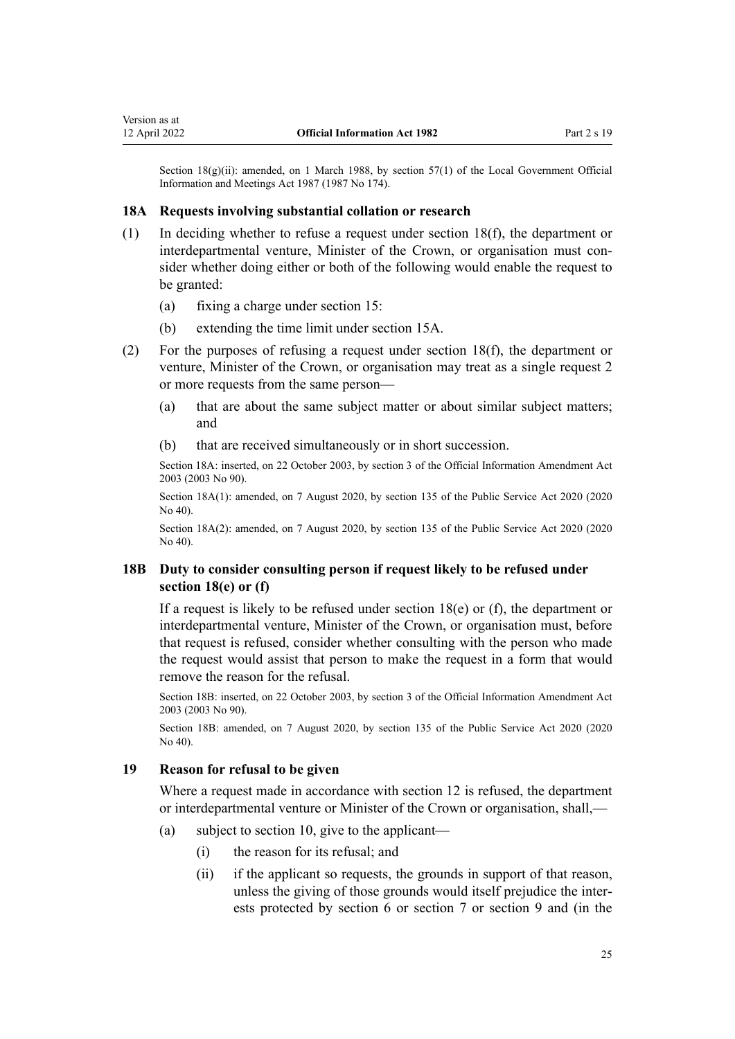Section 18(g)(ii): amended, on 1 March 1988, by section 57(1) of the Local Government Official Information and Meetings Act 1987 (1987 No 174).

### 18A Requests involving substantial collation or research

(1) In deciding whether to refuse a request under section 18(f), the department or interdepartmental venture, Minister of the Crown, or organisation must consider whether doing either or both of the following would enable the request to be granted:

(a) fixing a charge under section 15:

(b) extending the time limit under section 15A.

(2) For the purposes of refusing a request under section 18(f), the department or venture, Minister of the Crown, or organisation may treat as a single request 2 or more requests from the same person—

(a) that are about the same subject matter or about similar subject matters; and

(b) that are received simultaneously or in short succession.

Section 18A: inserted, on 22 October 2003, by section 3 of the Official Information Amendment Act 2003 (2003 No 90).

Section 18A(1): amended, on 7 August 2020, by section 135 of the Public Service Act 2020 (2020 No 40).

Section 18A(2): amended, on 7 August 2020, by section 135 of the Public Service Act 2020 (2020 No 40).

### 18B Duty to consider consulting person if request likely to be refused under section 18(e) or (f)

If a request is likely to be refused under section 18(e) or (f), the department or interdepartmental venture, Minister of the Crown, or organisation must, before that request is refused, consider whether consulting with the person who made the request would assist that person to make the request in a form that would remove the reason for the refusal.

Section 18B: inserted, on 22 October 2003, by section 3 of the Official Information Amendment Act 2003 (2003 No 90).

Section 18B: amended, on 7 August 2020, by section 135 of the Public Service Act 2020 (2020 No 40).

### 19 Reason for refusal to be given

Where a request made in accordance with section 12 is refused, the department or interdepartmental venture or Minister of the Crown or organisation, shall,—

(a) subject to section 10, give to the applicant—

(i) the reason for its refusal; and

(ii) if the applicant so requests, the grounds in support of that reason, unless the giving of those grounds would itself prejudice the interests protected by section 6 or section 7 or section 9 and (in the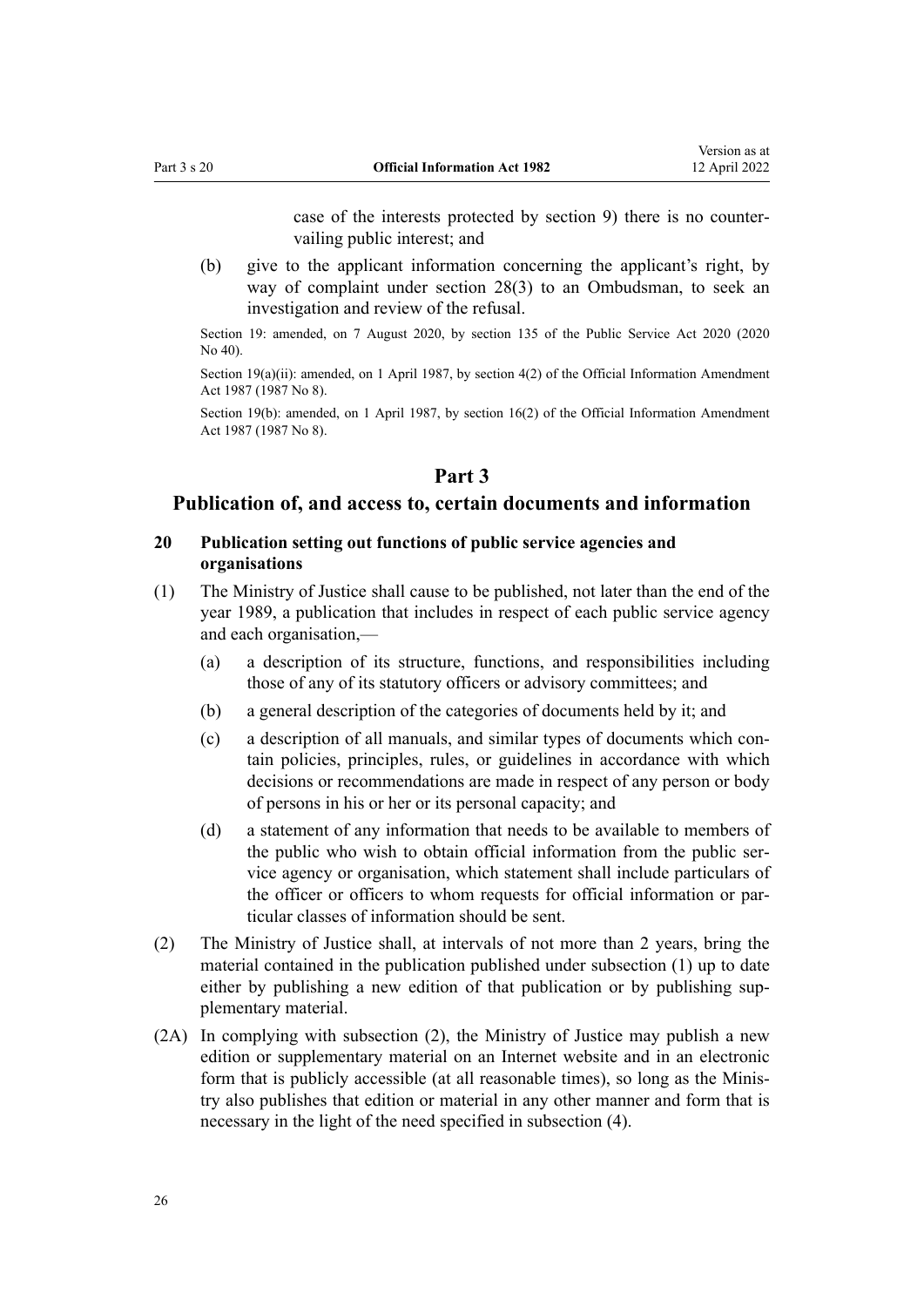case of the interests protected by section 9) there is no countervailing public interest; and

(b) give to the applicant information concerning the applicant's right, by way of complaint under section 28(3) to an Ombudsman, to seek an investigation and review of the refusal.

Section 19: amended, on 7 August 2020, by section 135 of the Public Service Act 2020 (2020 No 40).

Section 19(a)(ii): amended, on 1 April 1987, by section 4(2) of the Official Information Amendment Act 1987 (1987 No 8).

Section 19(b): amended, on 1 April 1987, by section 16(2) of the Official Information Amendment Act 1987 (1987 No 8).

# Part 3

## Publication of, and access to, certain documents and information

### 20 Publication setting out functions of public service agencies and organisations

(1) The Ministry of Justice shall cause to be published, not later than the end of the year 1989, a publication that includes in respect of each public service agency and each organisation,—

(a) a description of its structure, functions, and responsibilities including those of any of its statutory officers or advisory committees; and

(b) a general description of the categories of documents held by it; and

(c) a description of all manuals, and similar types of documents which contain policies, principles, rules, or guidelines in accordance with which decisions or recommendations are made in respect of any person or body of persons in his or her or its personal capacity; and

(d) a statement of any information that needs to be available to members of the public who wish to obtain official information from the public service agency or organisation, which statement shall include particulars of the officer or officers to whom requests for official information or particular classes of information should be sent.

(2) The Ministry of Justice shall, at intervals of not more than 2 years, bring the material contained in the publication published under subsection (1) up to date either by publishing a new edition of that publication or by publishing supplementary material.

(2A) In complying with subsection (2), the Ministry of Justice may publish a new edition or supplementary material on an Internet website and in an electronic form that is publicly accessible (at all reasonable times), so long as the Ministry also publishes that edition or material in any other manner and form that is necessary in the light of the need specified in subsection (4).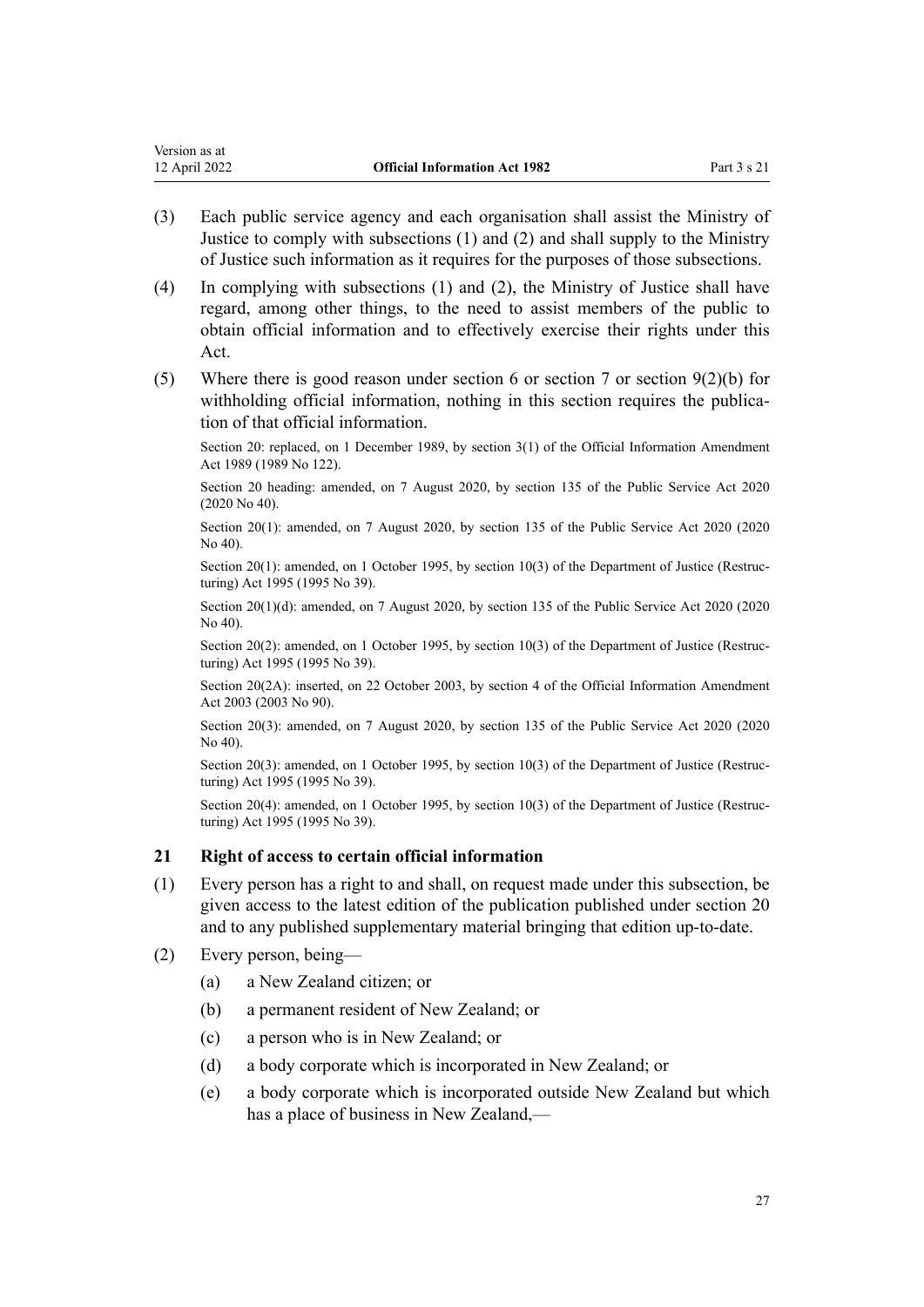(3) Each public service agency and each organisation shall assist the Ministry of Justice to comply with subsections (1) and (2) and shall supply to the Ministry of Justice such information as it requires for the purposes of those subsections.

(4) In complying with subsections (1) and (2), the Ministry of Justice shall have regard, among other things, to the need to assist members of the public to obtain official information and to effectively exercise their rights under this Act.

(5) Where there is good reason under section 6 or section 7 or section 9(2)(b) for withholding official information, nothing in this section requires the publication of that official information.

Section 20: replaced, on 1 December 1989, by section 3(1) of the Official Information Amendment Act 1989 (1989 No 122).

Section 20 heading: amended, on 7 August 2020, by section 135 of the Public Service Act 2020 (2020 No 40).

Section 20(1): amended, on 7 August 2020, by section 135 of the Public Service Act 2020 (2020 No 40).

Section 20(1): amended, on 1 October 1995, by section 10(3) of the Department of Justice (Restructuring) Act 1995 (1995 No 39).

Section 20(1)(d): amended, on 7 August 2020, by section 135 of the Public Service Act 2020 (2020 No 40).

Section 20(2): amended, on 1 October 1995, by section 10(3) of the Department of Justice (Restructuring) Act 1995 (1995 No 39).

Section 20(2A): inserted, on 22 October 2003, by section 4 of the Official Information Amendment Act 2003 (2003 No 90).

Section 20(3): amended, on 7 August 2020, by section 135 of the Public Service Act 2020 (2020 No 40).

Section 20(3): amended, on 1 October 1995, by section 10(3) of the Department of Justice (Restructuring) Act 1995 (1995 No 39).

Section 20(4): amended, on 1 October 1995, by section 10(3) of the Department of Justice (Restructuring) Act 1995 (1995 No 39).

### 21 Right of access to certain official information

(1) Every person has a right to and shall, on request made under this subsection, be given access to the latest edition of the publication published under section 20 and to any published supplementary material bringing that edition up-to-date.

(2) Every person, being—

(a) a New Zealand citizen; or

(b) a permanent resident of New Zealand; or

(c) a person who is in New Zealand; or

(d) a body corporate which is incorporated in New Zealand; or

(e) a body corporate which is incorporated outside New Zealand but which has a place of business in New Zealand,—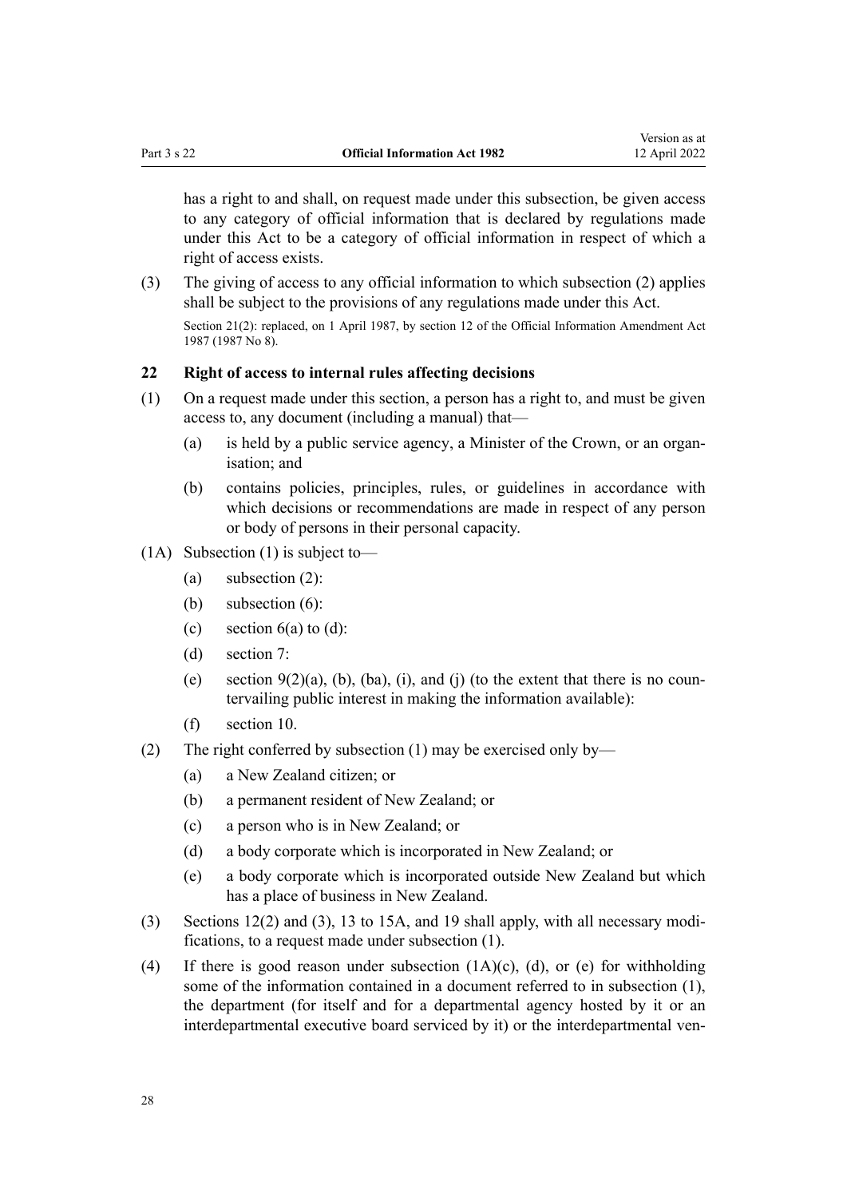has a right to and shall, on request made under this subsection, be given access to any category of official information that is declared by regulations made under this Act to be a category of official information in respect of which a right of access exists.

(3) The giving of access to any official information to which subsection (2) applies shall be subject to the provisions of any regulations made under this Act.

Section 21(2): replaced, on 1 April 1987, by section 12 of the Official Information Amendment Act 1987 (1987 No 8).

### 22 Right of access to internal rules affecting decisions

(1) On a request made under this section, a person has a right to, and must be given access to, any document (including a manual) that—

(a) is held by a public service agency, a Minister of the Crown, or an organisation; and

(b) contains policies, principles, rules, or guidelines in accordance with which decisions or recommendations are made in respect of any person or body of persons in their personal capacity.

(1A) Subsection (1) is subject to—

(a) subsection (2):

(b) subsection (6):

(c) section 6(a) to (d):

(d) section 7:

(e) section 9(2)(a), (b), (ba), (i), and (j) (to the extent that there is no countervailing public interest in making the information available):

(f) section 10.

(2) The right conferred by subsection (1) may be exercised only by—

(a) a New Zealand citizen; or

(b) a permanent resident of New Zealand; or

(c) a person who is in New Zealand; or

(d) a body corporate which is incorporated in New Zealand; or

(e) a body corporate which is incorporated outside New Zealand but which has a place of business in New Zealand.

(3) Sections 12(2) and (3), 13 to 15A, and 19 shall apply, with all necessary modifications, to a request made under subsection (1).

(4) If there is good reason under subsection (1A)(c), (d), or (e) for withholding some of the information contained in a document referred to in subsection (1), the department (for itself and for a departmental agency hosted by it or an interdepartmental executive board serviced by it) or the interdepartmental ven-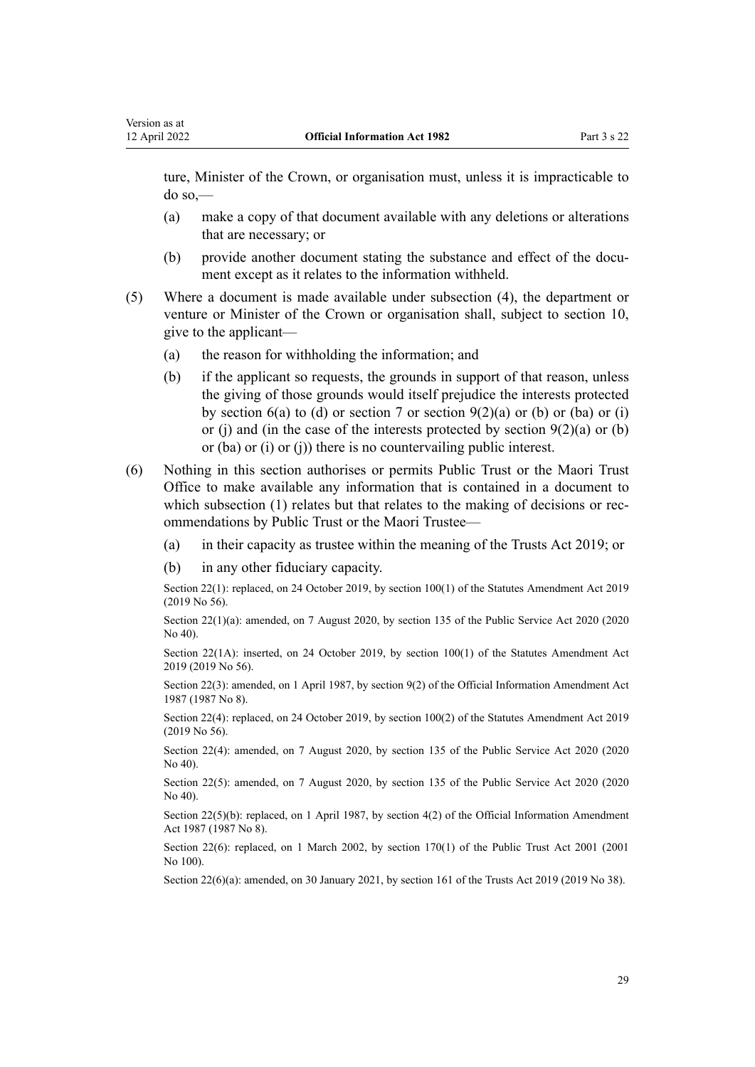ture, Minister of the Crown, or organisation must, unless it is impracticable to do so,—

- (a) make a copy of that document available with any deletions or alterations that are necessary; or
- (b) provide another document stating the substance and effect of the document except as it relates to the information withheld.

(5) Where a document is made available under subsection (4), the department or venture or Minister of the Crown or organisation shall, subject to section 10, give to the applicant—

- (a) the reason for withholding the information; and
- (b) if the applicant so requests, the grounds in support of that reason, unless the giving of those grounds would itself prejudice the interests protected by section 6(a) to (d) or section 7 or section 9(2)(a) or (b) or (ba) or (i) or (j) and (in the case of the interests protected by section 9(2)(a) or (b) or (ba) or (i) or (j)) there is no countervailing public interest.

(6) Nothing in this section authorises or permits Public Trust or the Maori Trust Office to make available any information that is contained in a document to which subsection (1) relates but that relates to the making of decisions or recommendations by Public Trust or the Maori Trustee—

- (a) in their capacity as trustee within the meaning of the Trusts Act 2019; or
- (b) in any other fiduciary capacity.

Section 22(1): replaced, on 24 October 2019, by section 100(1) of the Statutes Amendment Act 2019 (2019 No 56).

Section 22(1)(a): amended, on 7 August 2020, by section 135 of the Public Service Act 2020 (2020 No 40).

Section 22(1A): inserted, on 24 October 2019, by section 100(1) of the Statutes Amendment Act 2019 (2019 No 56).

Section 22(3): amended, on 1 April 1987, by section 9(2) of the Official Information Amendment Act 1987 (1987 No 8).

Section 22(4): replaced, on 24 October 2019, by section 100(2) of the Statutes Amendment Act 2019 (2019 No 56).

Section 22(4): amended, on 7 August 2020, by section 135 of the Public Service Act 2020 (2020 No 40).

Section 22(5): amended, on 7 August 2020, by section 135 of the Public Service Act 2020 (2020 No 40).

Section 22(5)(b): replaced, on 1 April 1987, by section 4(2) of the Official Information Amendment Act 1987 (1987 No 8).

Section 22(6): replaced, on 1 March 2002, by section 170(1) of the Public Trust Act 2001 (2001 No 100).

Section 22(6)(a): amended, on 30 January 2021, by section 161 of the Trusts Act 2019 (2019 No 38).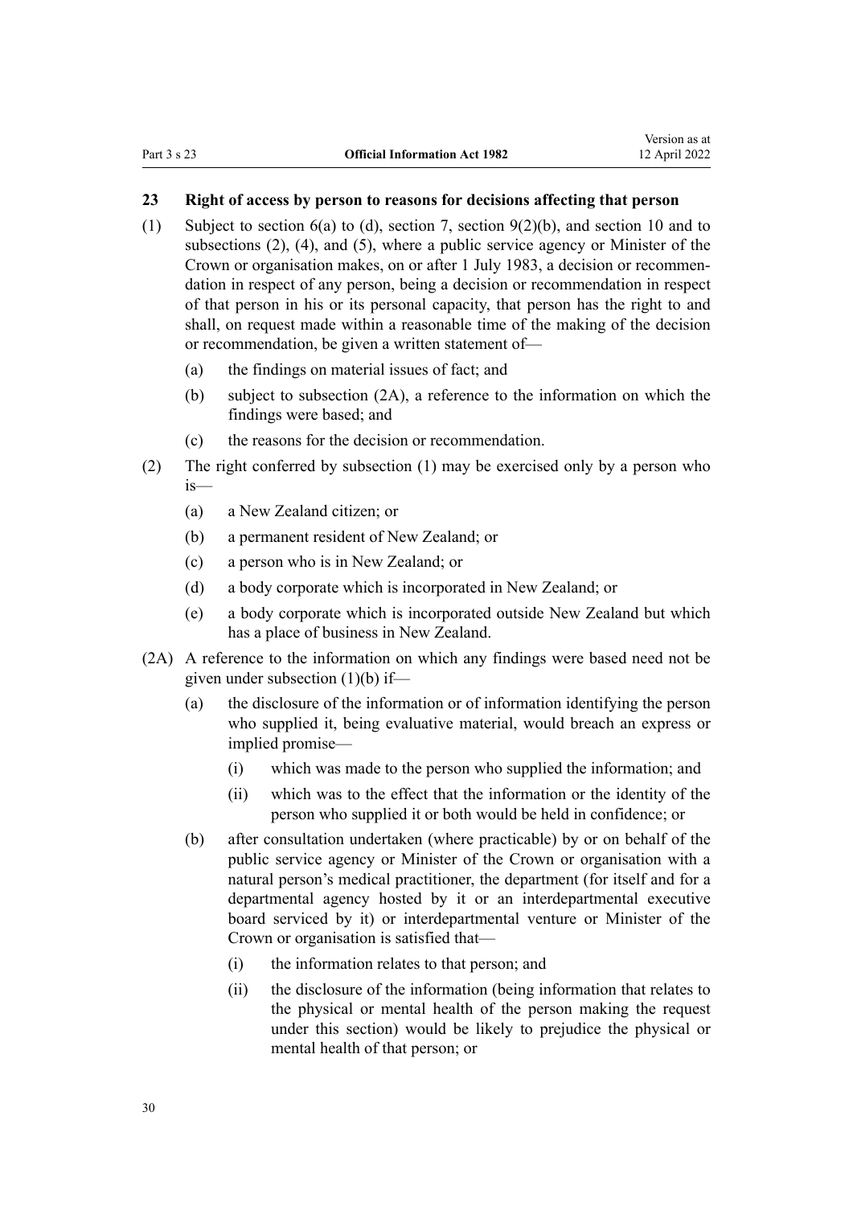### 23 Right of access by person to reasons for decisions affecting that person

(1) Subject to section 6(a) to (d), section 7, section 9(2)(b), and section 10 and to subsections (2), (4), and (5), where a public service agency or Minister of the Crown or organisation makes, on or after 1 July 1983, a decision or recommendation in respect of any person, being a decision or recommendation in respect of that person in his or its personal capacity, that person has the right to and shall, on request made within a reasonable time of the making of the decision or recommendation, be given a written statement of—

  (a) the findings on material issues of fact; and

  (b) subject to subsection (2A), a reference to the information on which the findings were based; and

  (c) the reasons for the decision or recommendation.

(2) The right conferred by subsection (1) may be exercised only by a person who is—

  (a) a New Zealand citizen; or

  (b) a permanent resident of New Zealand; or

  (c) a person who is in New Zealand; or

  (d) a body corporate which is incorporated in New Zealand; or

  (e) a body corporate which is incorporated outside New Zealand but which has a place of business in New Zealand.

(2A) A reference to the information on which any findings were based need not be given under subsection (1)(b) if—

  (a) the disclosure of the information or of information identifying the person who supplied it, being evaluative material, would breach an express or implied promise—

    (i) which was made to the person who supplied the information; and

    (ii) which was to the effect that the information or the identity of the person who supplied it or both would be held in confidence; or

  (b) after consultation undertaken (where practicable) by or on behalf of the public service agency or Minister of the Crown or organisation with a natural person's medical practitioner, the department (for itself and for a departmental agency hosted by it or an interdepartmental executive board serviced by it) or interdepartmental venture or Minister of the Crown or organisation is satisfied that—

    (i) the information relates to that person; and

    (ii) the disclosure of the information (being information that relates to the physical or mental health of the person making the request under this section) would be likely to prejudice the physical or mental health of that person; or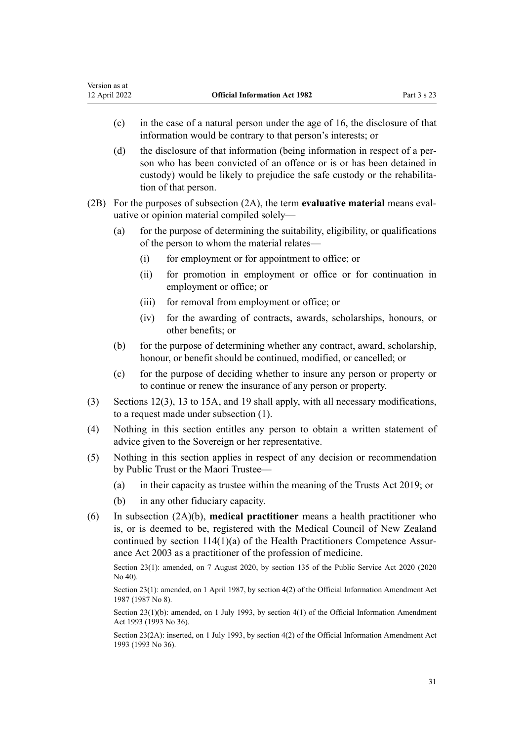(c) in the case of a natural person under the age of 16, the disclosure of that information would be contrary to that person's interests; or

(d) the disclosure of that information (being information in respect of a person who has been convicted of an offence or is or has been detained in custody) would be likely to prejudice the safe custody or the rehabilitation of that person.

(2B) For the purposes of subsection (2A), the term **evaluative material** means evaluative or opinion material compiled solely—

(a) for the purpose of determining the suitability, eligibility, or qualifications of the person to whom the material relates—

(i) for employment or for appointment to office; or

(ii) for promotion in employment or office or for continuation in employment or office; or

(iii) for removal from employment or office; or

(iv) for the awarding of contracts, awards, scholarships, honours, or other benefits; or

(b) for the purpose of determining whether any contract, award, scholarship, honour, or benefit should be continued, modified, or cancelled; or

(c) for the purpose of deciding whether to insure any person or property or to continue or renew the insurance of any person or property.

(3) Sections 12(3), 13 to 15A, and 19 shall apply, with all necessary modifications, to a request made under subsection (1).

(4) Nothing in this section entitles any person to obtain a written statement of advice given to the Sovereign or her representative.

(5) Nothing in this section applies in respect of any decision or recommendation by Public Trust or the Maori Trustee—

(a) in their capacity as trustee within the meaning of the Trusts Act 2019; or

(b) in any other fiduciary capacity.

(6) In subsection (2A)(b), **medical practitioner** means a health practitioner who is, or is deemed to be, registered with the Medical Council of New Zealand continued by section 114(1)(a) of the Health Practitioners Competence Assurance Act 2003 as a practitioner of the profession of medicine.

Section 23(1): amended, on 7 August 2020, by section 135 of the Public Service Act 2020 (2020 No 40).

Section 23(1): amended, on 1 April 1987, by section 4(2) of the Official Information Amendment Act 1987 (1987 No 8).

Section 23(1)(b): amended, on 1 July 1993, by section 4(1) of the Official Information Amendment Act 1993 (1993 No 36).

Section 23(2A): inserted, on 1 July 1993, by section 4(2) of the Official Information Amendment Act 1993 (1993 No 36).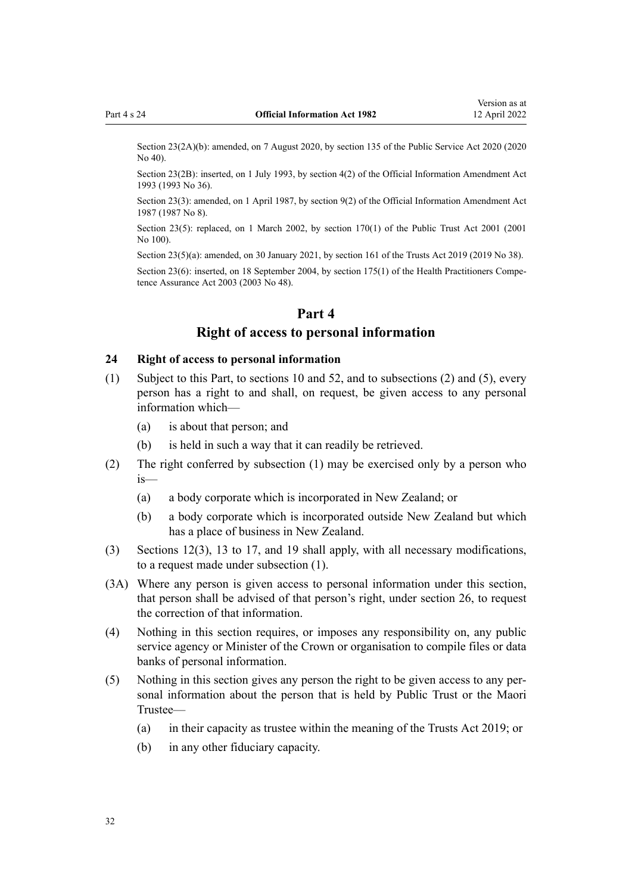Section 23(2A)(b): amended, on 7 August 2020, by section 135 of the Public Service Act 2020 (2020 No 40).

Section 23(2B): inserted, on 1 July 1993, by section 4(2) of the Official Information Amendment Act 1993 (1993 No 36).

Section 23(3): amended, on 1 April 1987, by section 9(2) of the Official Information Amendment Act 1987 (1987 No 8).

Section 23(5): replaced, on 1 March 2002, by section 170(1) of the Public Trust Act 2001 (2001 No 100).

Section 23(5)(a): amended, on 30 January 2021, by section 161 of the Trusts Act 2019 (2019 No 38).

Section 23(6): inserted, on 18 September 2004, by section 175(1) of the Health Practitioners Competence Assurance Act 2003 (2003 No 48).

## Part 4
## Right of access to personal information

### 24 Right of access to personal information

(1) Subject to this Part, to sections 10 and 52, and to subsections (2) and (5), every person has a right to and shall, on request, be given access to any personal information which—

- (a) is about that person; and
- (b) is held in such a way that it can readily be retrieved.

(2) The right conferred by subsection (1) may be exercised only by a person who is—

- (a) a body corporate which is incorporated in New Zealand; or
- (b) a body corporate which is incorporated outside New Zealand but which has a place of business in New Zealand.

(3) Sections 12(3), 13 to 17, and 19 shall apply, with all necessary modifications, to a request made under subsection (1).

(3A) Where any person is given access to personal information under this section, that person shall be advised of that person's right, under section 26, to request the correction of that information.

(4) Nothing in this section requires, or imposes any responsibility on, any public service agency or Minister of the Crown or organisation to compile files or data banks of personal information.

(5) Nothing in this section gives any person the right to be given access to any personal information about the person that is held by Public Trust or the Maori Trustee—

- (a) in their capacity as trustee within the meaning of the Trusts Act 2019; or
- (b) in any other fiduciary capacity.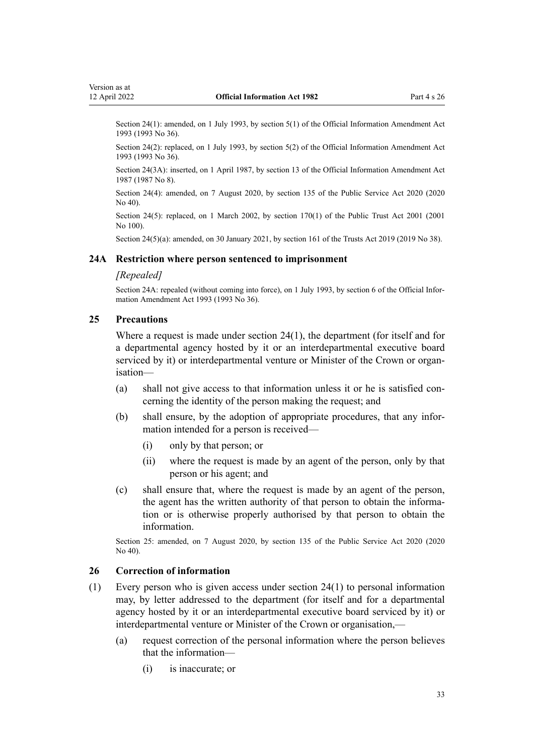Section 24(1): amended, on 1 July 1993, by section 5(1) of the Official Information Amendment Act 1993 (1993 No 36).

Section 24(2): replaced, on 1 July 1993, by section 5(2) of the Official Information Amendment Act 1993 (1993 No 36).

Section 24(3A): inserted, on 1 April 1987, by section 13 of the Official Information Amendment Act 1987 (1987 No 8).

Section 24(4): amended, on 7 August 2020, by section 135 of the Public Service Act 2020 (2020 No 40).

Section 24(5): replaced, on 1 March 2002, by section 170(1) of the Public Trust Act 2001 (2001 No 100).

Section 24(5)(a): amended, on 30 January 2021, by section 161 of the Trusts Act 2019 (2019 No 38).

### 24A Restriction where person sentenced to imprisonment

*[Repealed]*

Section 24A: repealed (without coming into force), on 1 July 1993, by section 6 of the Official Information Amendment Act 1993 (1993 No 36).

### 25 Precautions

Where a request is made under section 24(1), the department (for itself and for a departmental agency hosted by it or an interdepartmental executive board serviced by it) or interdepartmental venture or Minister of the Crown or organisation—

(a) shall not give access to that information unless it or he is satisfied concerning the identity of the person making the request; and

(b) shall ensure, by the adoption of appropriate procedures, that any information intended for a person is received—

 (i) only by that person; or

 (ii) where the request is made by an agent of the person, only by that person or his agent; and

(c) shall ensure that, where the request is made by an agent of the person, the agent has the written authority of that person to obtain the information or is otherwise properly authorised by that person to obtain the information.

Section 25: amended, on 7 August 2020, by section 135 of the Public Service Act 2020 (2020 No 40).

### 26 Correction of information

(1) Every person who is given access under section 24(1) to personal information may, by letter addressed to the department (for itself and for a departmental agency hosted by it or an interdepartmental executive board serviced by it) or interdepartmental venture or Minister of the Crown or organisation,—

 (a) request correction of the personal information where the person believes that the information—

  (i) is inaccurate; or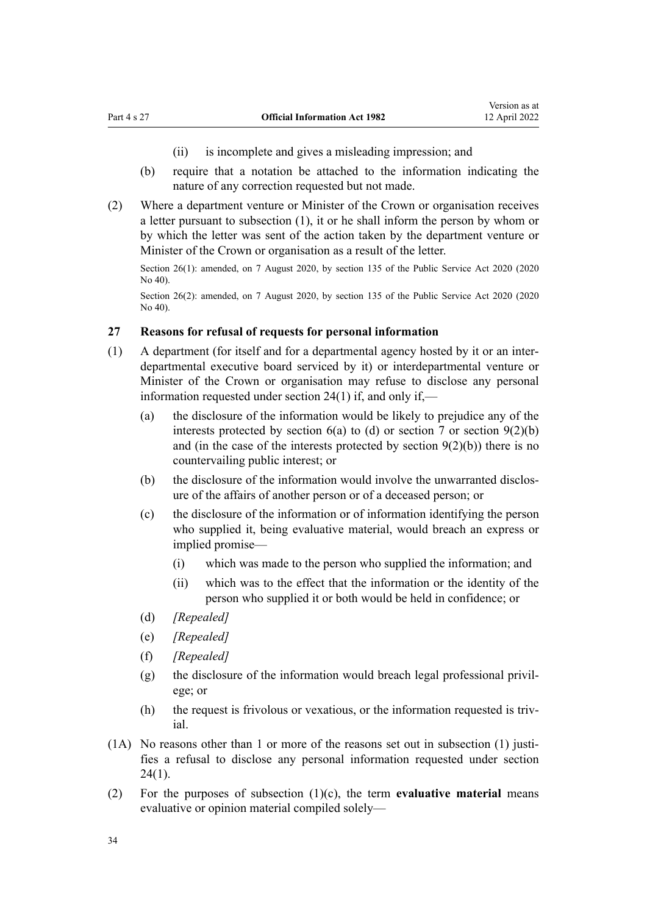(ii) is incomplete and gives a misleading impression; and

(b) require that a notation be attached to the information indicating the nature of any correction requested but not made.

(2) Where a department venture or Minister of the Crown or organisation receives a letter pursuant to subsection (1), it or he shall inform the person by whom or by which the letter was sent of the action taken by the department venture or Minister of the Crown or organisation as a result of the letter.

Section 26(1): amended, on 7 August 2020, by section 135 of the Public Service Act 2020 (2020 No 40).

Section 26(2): amended, on 7 August 2020, by section 135 of the Public Service Act 2020 (2020 No 40).

### 27 Reasons for refusal of requests for personal information

(1) A department (for itself and for a departmental agency hosted by it or an interdepartmental executive board serviced by it) or interdepartmental venture or Minister of the Crown or organisation may refuse to disclose any personal information requested under section 24(1) if, and only if,—

(a) the disclosure of the information would be likely to prejudice any of the interests protected by section 6(a) to (d) or section 7 or section 9(2)(b) and (in the case of the interests protected by section 9(2)(b)) there is no countervailing public interest; or

(b) the disclosure of the information would involve the unwarranted disclosure of the affairs of another person or of a deceased person; or

(c) the disclosure of the information or of information identifying the person who supplied it, being evaluative material, would breach an express or implied promise—

(i) which was made to the person who supplied the information; and

(ii) which was to the effect that the information or the identity of the person who supplied it or both would be held in confidence; or

(d) *[Repealed]*

(e) *[Repealed]*

(f) *[Repealed]*

(g) the disclosure of the information would breach legal professional privilege; or

(h) the request is frivolous or vexatious, or the information requested is trivial.

(1A) No reasons other than 1 or more of the reasons set out in subsection (1) justifies a refusal to disclose any personal information requested under section 24(1).

(2) For the purposes of subsection (1)(c), the term **evaluative material** means evaluative or opinion material compiled solely—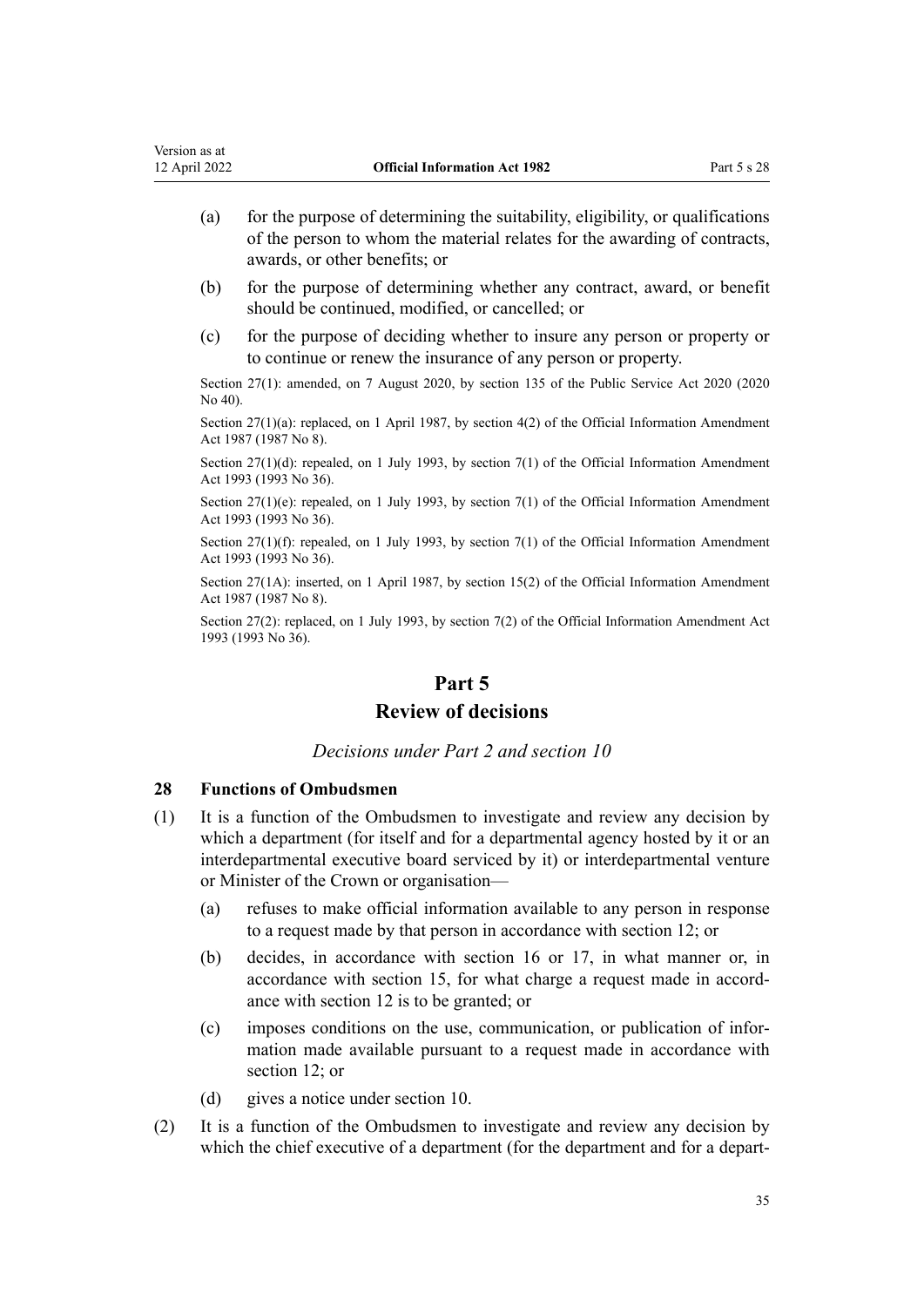(a) for the purpose of determining the suitability, eligibility, or qualifications of the person to whom the material relates for the awarding of contracts, awards, or other benefits; or

(b) for the purpose of determining whether any contract, award, or benefit should be continued, modified, or cancelled; or

(c) for the purpose of deciding whether to insure any person or property or to continue or renew the insurance of any person or property.

Section 27(1): amended, on 7 August 2020, by section 135 of the Public Service Act 2020 (2020 No 40).

Section 27(1)(a): replaced, on 1 April 1987, by section 4(2) of the Official Information Amendment Act 1987 (1987 No 8).

Section 27(1)(d): repealed, on 1 July 1993, by section 7(1) of the Official Information Amendment Act 1993 (1993 No 36).

Section 27(1)(e): repealed, on 1 July 1993, by section 7(1) of the Official Information Amendment Act 1993 (1993 No 36).

Section 27(1)(f): repealed, on 1 July 1993, by section 7(1) of the Official Information Amendment Act 1993 (1993 No 36).

Section 27(1A): inserted, on 1 April 1987, by section 15(2) of the Official Information Amendment Act 1987 (1987 No 8).

Section 27(2): replaced, on 1 July 1993, by section 7(2) of the Official Information Amendment Act 1993 (1993 No 36).

# Part 5
# Review of decisions

*Decisions under Part 2 and section 10*

### 28 Functions of Ombudsmen

(1) It is a function of the Ombudsmen to investigate and review any decision by which a department (for itself and for a departmental agency hosted by it or an interdepartmental executive board serviced by it) or interdepartmental venture or Minister of the Crown or organisation—

(a) refuses to make official information available to any person in response to a request made by that person in accordance with section 12; or

(b) decides, in accordance with section 16 or 17, in what manner or, in accordance with section 15, for what charge a request made in accordance with section 12 is to be granted; or

(c) imposes conditions on the use, communication, or publication of information made available pursuant to a request made in accordance with section 12; or

(d) gives a notice under section 10.

(2) It is a function of the Ombudsmen to investigate and review any decision by which the chief executive of a department (for the department and for a depart-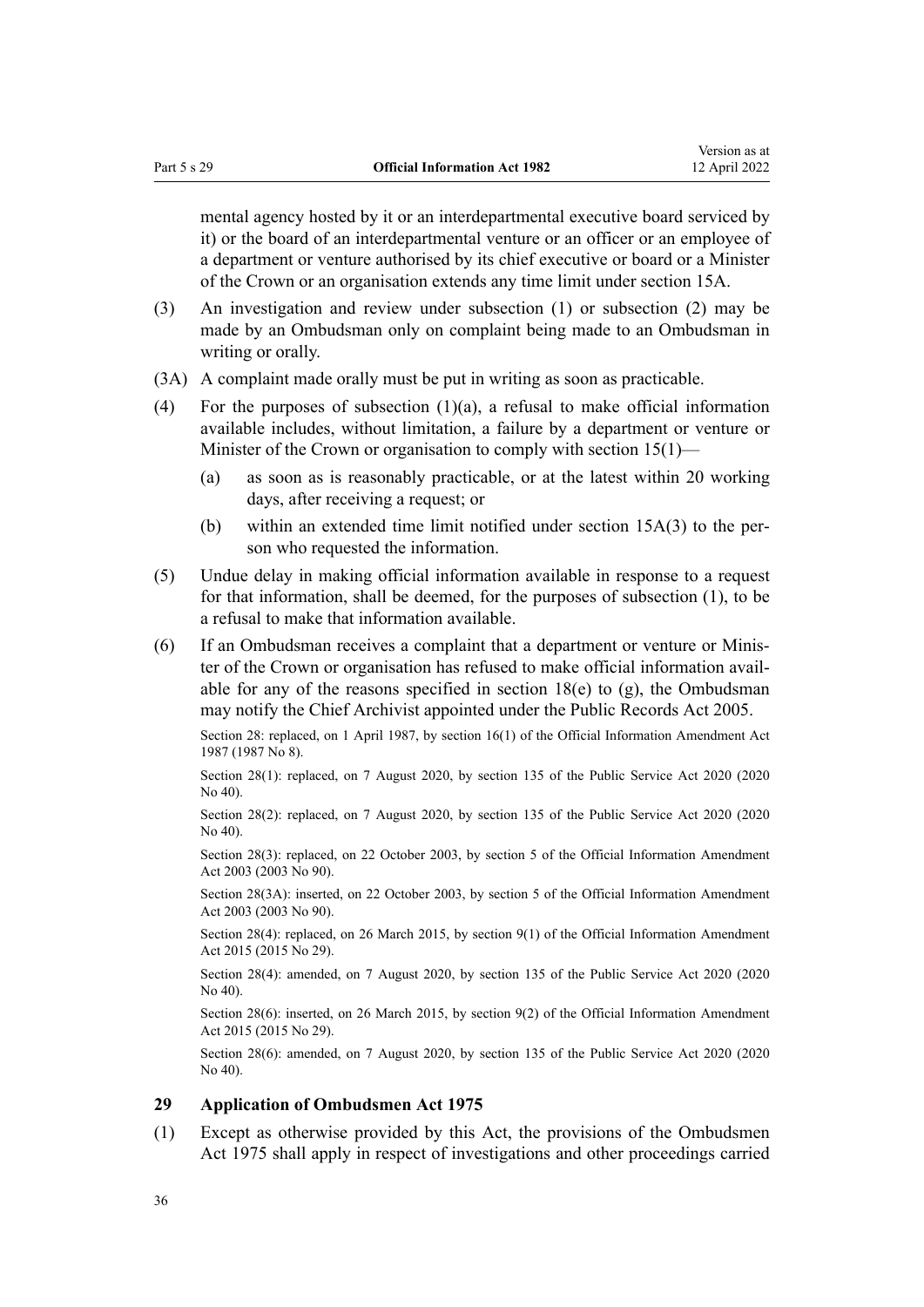mental agency hosted by it or an interdepartmental executive board serviced by it) or the board of an interdepartmental venture or an officer or an employee of a department or venture authorised by its chief executive or board or a Minister of the Crown or an organisation extends any time limit under section 15A.

(3) An investigation and review under subsection (1) or subsection (2) may be made by an Ombudsman only on complaint being made to an Ombudsman in writing or orally.

(3A) A complaint made orally must be put in writing as soon as practicable.

(4) For the purposes of subsection (1)(a), a refusal to make official information available includes, without limitation, a failure by a department or venture or Minister of the Crown or organisation to comply with section 15(1)—

- (a) as soon as is reasonably practicable, or at the latest within 20 working days, after receiving a request; or
- (b) within an extended time limit notified under section 15A(3) to the person who requested the information.

(5) Undue delay in making official information available in response to a request for that information, shall be deemed, for the purposes of subsection (1), to be a refusal to make that information available.

(6) If an Ombudsman receives a complaint that a department or venture or Minister of the Crown or organisation has refused to make official information available for any of the reasons specified in section 18(e) to (g), the Ombudsman may notify the Chief Archivist appointed under the Public Records Act 2005.

Section 28: replaced, on 1 April 1987, by section 16(1) of the Official Information Amendment Act 1987 (1987 No 8).

Section 28(1): replaced, on 7 August 2020, by section 135 of the Public Service Act 2020 (2020 No 40).

Section 28(2): replaced, on 7 August 2020, by section 135 of the Public Service Act 2020 (2020 No 40).

Section 28(3): replaced, on 22 October 2003, by section 5 of the Official Information Amendment Act 2003 (2003 No 90).

Section 28(3A): inserted, on 22 October 2003, by section 5 of the Official Information Amendment Act 2003 (2003 No 90).

Section 28(4): replaced, on 26 March 2015, by section 9(1) of the Official Information Amendment Act 2015 (2015 No 29).

Section 28(4): amended, on 7 August 2020, by section 135 of the Public Service Act 2020 (2020 No 40).

Section 28(6): inserted, on 26 March 2015, by section 9(2) of the Official Information Amendment Act 2015 (2015 No 29).

Section 28(6): amended, on 7 August 2020, by section 135 of the Public Service Act 2020 (2020 No 40).

### 29 Application of Ombudsmen Act 1975

(1) Except as otherwise provided by this Act, the provisions of the Ombudsmen Act 1975 shall apply in respect of investigations and other proceedings carried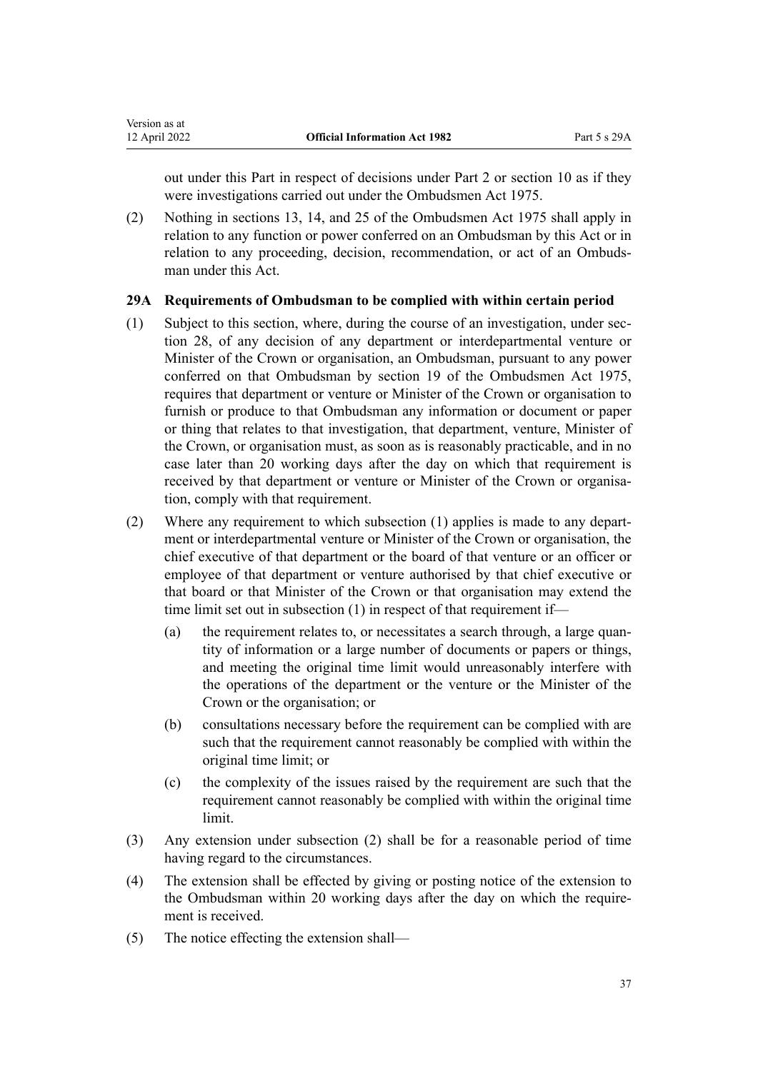out under this Part in respect of decisions under Part 2 or section 10 as if they were investigations carried out under the Ombudsmen Act 1975.

(2) Nothing in sections 13, 14, and 25 of the Ombudsmen Act 1975 shall apply in relation to any function or power conferred on an Ombudsman by this Act or in relation to any proceeding, decision, recommendation, or act of an Ombudsman under this Act.

### 29A Requirements of Ombudsman to be complied with within certain period

(1) Subject to this section, where, during the course of an investigation, under section 28, of any decision of any department or interdepartmental venture or Minister of the Crown or organisation, an Ombudsman, pursuant to any power conferred on that Ombudsman by section 19 of the Ombudsmen Act 1975, requires that department or venture or Minister of the Crown or organisation to furnish or produce to that Ombudsman any information or document or paper or thing that relates to that investigation, that department, venture, Minister of the Crown, or organisation must, as soon as is reasonably practicable, and in no case later than 20 working days after the day on which that requirement is received by that department or venture or Minister of the Crown or organisation, comply with that requirement.

(2) Where any requirement to which subsection (1) applies is made to any department or interdepartmental venture or Minister of the Crown or organisation, the chief executive of that department or the board of that venture or an officer or employee of that department or venture authorised by that chief executive or that board or that Minister of the Crown or that organisation may extend the time limit set out in subsection (1) in respect of that requirement if—

   (a) the requirement relates to, or necessitates a search through, a large quantity of information or a large number of documents or papers or things, and meeting the original time limit would unreasonably interfere with the operations of the department or the venture or the Minister of the Crown or the organisation; or

   (b) consultations necessary before the requirement can be complied with are such that the requirement cannot reasonably be complied with within the original time limit; or

   (c) the complexity of the issues raised by the requirement are such that the requirement cannot reasonably be complied with within the original time limit.

(3) Any extension under subsection (2) shall be for a reasonable period of time having regard to the circumstances.

(4) The extension shall be effected by giving or posting notice of the extension to the Ombudsman within 20 working days after the day on which the requirement is received.

(5) The notice effecting the extension shall—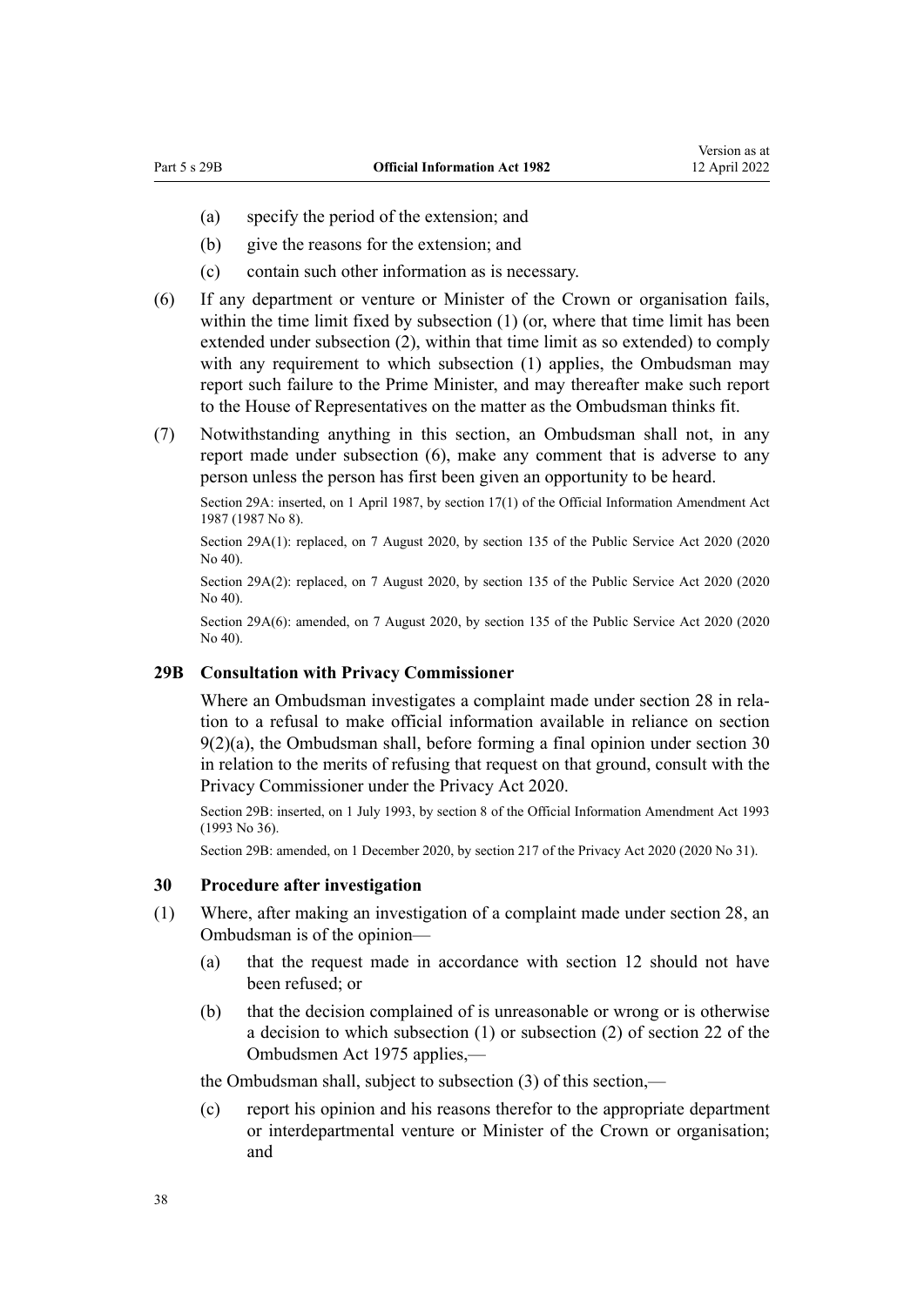(a) specify the period of the extension; and

(b) give the reasons for the extension; and

(c) contain such other information as is necessary.

(6) If any department or venture or Minister of the Crown or organisation fails, within the time limit fixed by subsection (1) (or, where that time limit has been extended under subsection (2), within that time limit as so extended) to comply with any requirement to which subsection (1) applies, the Ombudsman may report such failure to the Prime Minister, and may thereafter make such report to the House of Representatives on the matter as the Ombudsman thinks fit.

(7) Notwithstanding anything in this section, an Ombudsman shall not, in any report made under subsection (6), make any comment that is adverse to any person unless the person has first been given an opportunity to be heard.

Section 29A: inserted, on 1 April 1987, by section 17(1) of the Official Information Amendment Act 1987 (1987 No 8).

Section 29A(1): replaced, on 7 August 2020, by section 135 of the Public Service Act 2020 (2020 No 40).

Section 29A(2): replaced, on 7 August 2020, by section 135 of the Public Service Act 2020 (2020 No 40).

Section 29A(6): amended, on 7 August 2020, by section 135 of the Public Service Act 2020 (2020 No 40).

### 29B Consultation with Privacy Commissioner

Where an Ombudsman investigates a complaint made under section 28 in relation to a refusal to make official information available in reliance on section 9(2)(a), the Ombudsman shall, before forming a final opinion under section 30 in relation to the merits of refusing that request on that ground, consult with the Privacy Commissioner under the Privacy Act 2020.

Section 29B: inserted, on 1 July 1993, by section 8 of the Official Information Amendment Act 1993 (1993 No 36).

Section 29B: amended, on 1 December 2020, by section 217 of the Privacy Act 2020 (2020 No 31).

### 30 Procedure after investigation

(1) Where, after making an investigation of a complaint made under section 28, an Ombudsman is of the opinion—

(a) that the request made in accordance with section 12 should not have been refused; or

(b) that the decision complained of is unreasonable or wrong or is otherwise a decision to which subsection (1) or subsection (2) of section 22 of the Ombudsmen Act 1975 applies,—

the Ombudsman shall, subject to subsection (3) of this section,—

(c) report his opinion and his reasons therefor to the appropriate department or interdepartmental venture or Minister of the Crown or organisation; and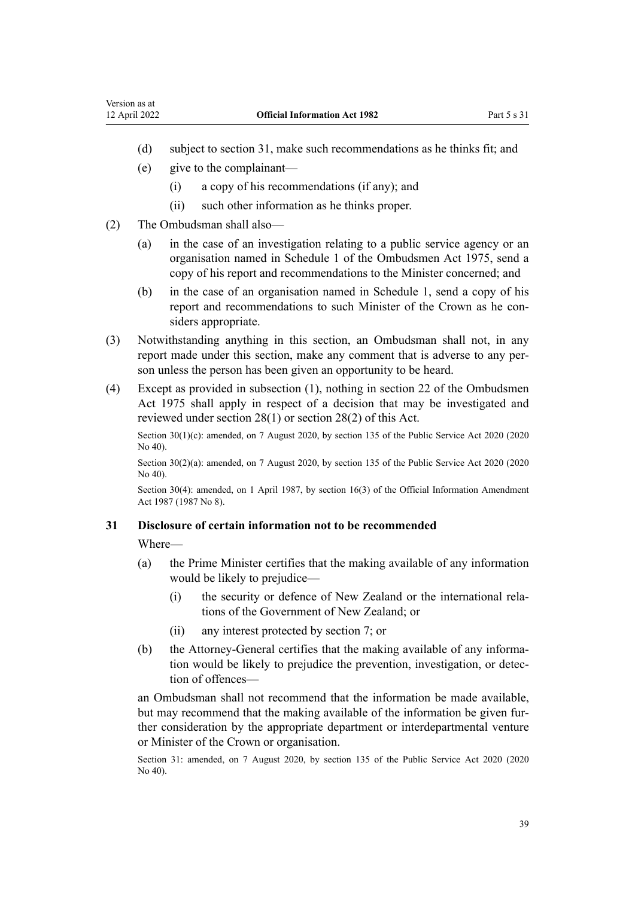(d) subject to section 31, make such recommendations as he thinks fit; and

(e) give to the complainant—

(i) a copy of his recommendations (if any); and

(ii) such other information as he thinks proper.

(2) The Ombudsman shall also—

(a) in the case of an investigation relating to a public service agency or an organisation named in Schedule 1 of the Ombudsmen Act 1975, send a copy of his report and recommendations to the Minister concerned; and

(b) in the case of an organisation named in Schedule 1, send a copy of his report and recommendations to such Minister of the Crown as he considers appropriate.

(3) Notwithstanding anything in this section, an Ombudsman shall not, in any report made under this section, make any comment that is adverse to any person unless the person has been given an opportunity to be heard.

(4) Except as provided in subsection (1), nothing in section 22 of the Ombudsmen Act 1975 shall apply in respect of a decision that may be investigated and reviewed under section 28(1) or section 28(2) of this Act.

Section 30(1)(c): amended, on 7 August 2020, by section 135 of the Public Service Act 2020 (2020 No 40).

Section 30(2)(a): amended, on 7 August 2020, by section 135 of the Public Service Act 2020 (2020 No 40).

Section 30(4): amended, on 1 April 1987, by section 16(3) of the Official Information Amendment Act 1987 (1987 No 8).

### 31 Disclosure of certain information not to be recommended

Where—

(a) the Prime Minister certifies that the making available of any information would be likely to prejudice—

(i) the security or defence of New Zealand or the international relations of the Government of New Zealand; or

(ii) any interest protected by section 7; or

(b) the Attorney-General certifies that the making available of any information would be likely to prejudice the prevention, investigation, or detection of offences—

an Ombudsman shall not recommend that the information be made available, but may recommend that the making available of the information be given further consideration by the appropriate department or interdepartmental venture or Minister of the Crown or organisation.

Section 31: amended, on 7 August 2020, by section 135 of the Public Service Act 2020 (2020 No 40).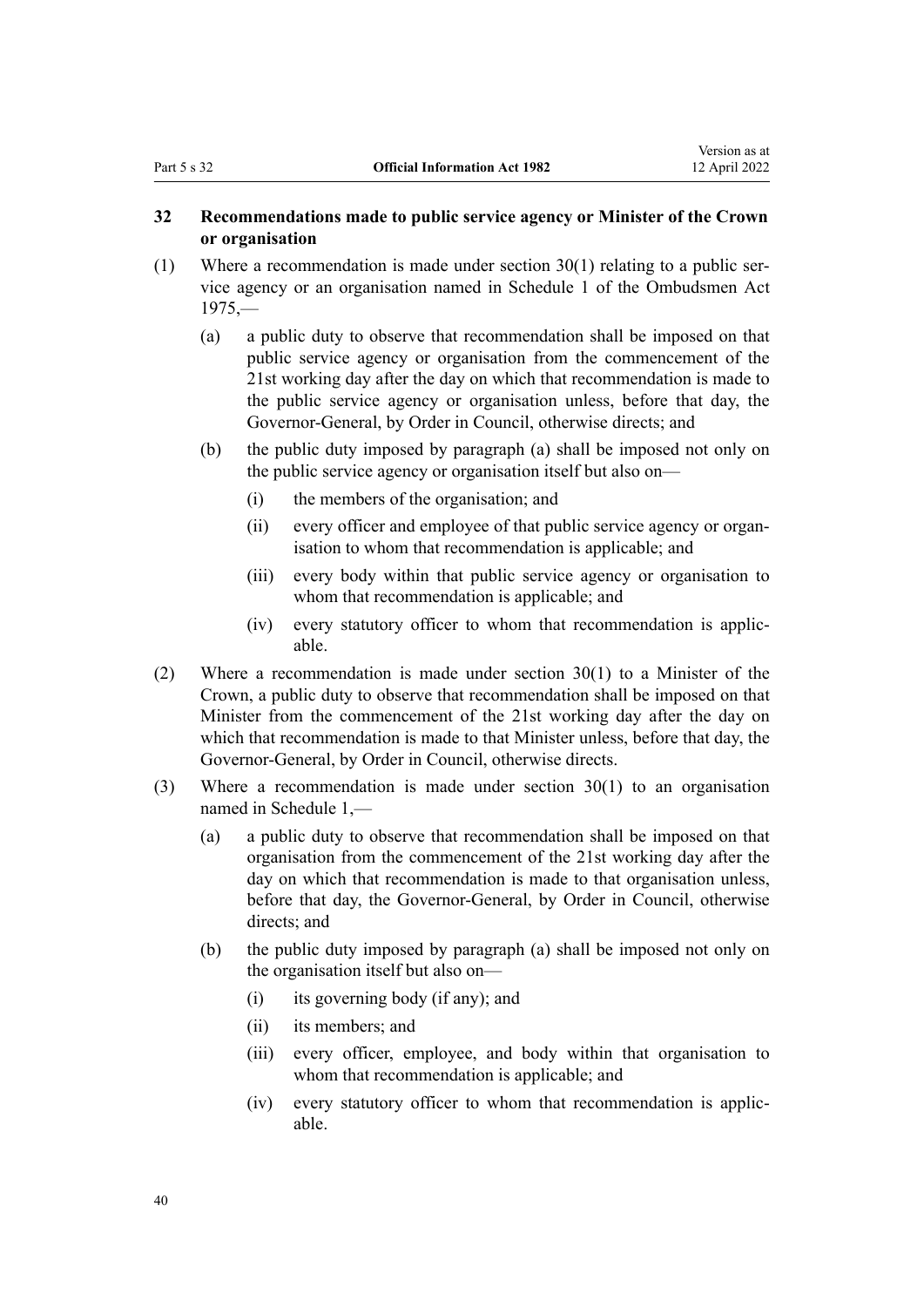### 32 Recommendations made to public service agency or Minister of the Crown or organisation

(1) Where a recommendation is made under section 30(1) relating to a public service agency or an organisation named in Schedule 1 of the Ombudsmen Act 1975,—

  (a) a public duty to observe that recommendation shall be imposed on that public service agency or organisation from the commencement of the 21st working day after the day on which that recommendation is made to the public service agency or organisation unless, before that day, the Governor-General, by Order in Council, otherwise directs; and

  (b) the public duty imposed by paragraph (a) shall be imposed not only on the public service agency or organisation itself but also on—

    (i) the members of the organisation; and

    (ii) every officer and employee of that public service agency or organisation to whom that recommendation is applicable; and

    (iii) every body within that public service agency or organisation to whom that recommendation is applicable; and

    (iv) every statutory officer to whom that recommendation is applicable.

(2) Where a recommendation is made under section 30(1) to a Minister of the Crown, a public duty to observe that recommendation shall be imposed on that Minister from the commencement of the 21st working day after the day on which that recommendation is made to that Minister unless, before that day, the Governor-General, by Order in Council, otherwise directs.

(3) Where a recommendation is made under section 30(1) to an organisation named in Schedule 1,—

  (a) a public duty to observe that recommendation shall be imposed on that organisation from the commencement of the 21st working day after the day on which that recommendation is made to that organisation unless, before that day, the Governor-General, by Order in Council, otherwise directs; and

  (b) the public duty imposed by paragraph (a) shall be imposed not only on the organisation itself but also on—

    (i) its governing body (if any); and

    (ii) its members; and

    (iii) every officer, employee, and body within that organisation to whom that recommendation is applicable; and

    (iv) every statutory officer to whom that recommendation is applicable.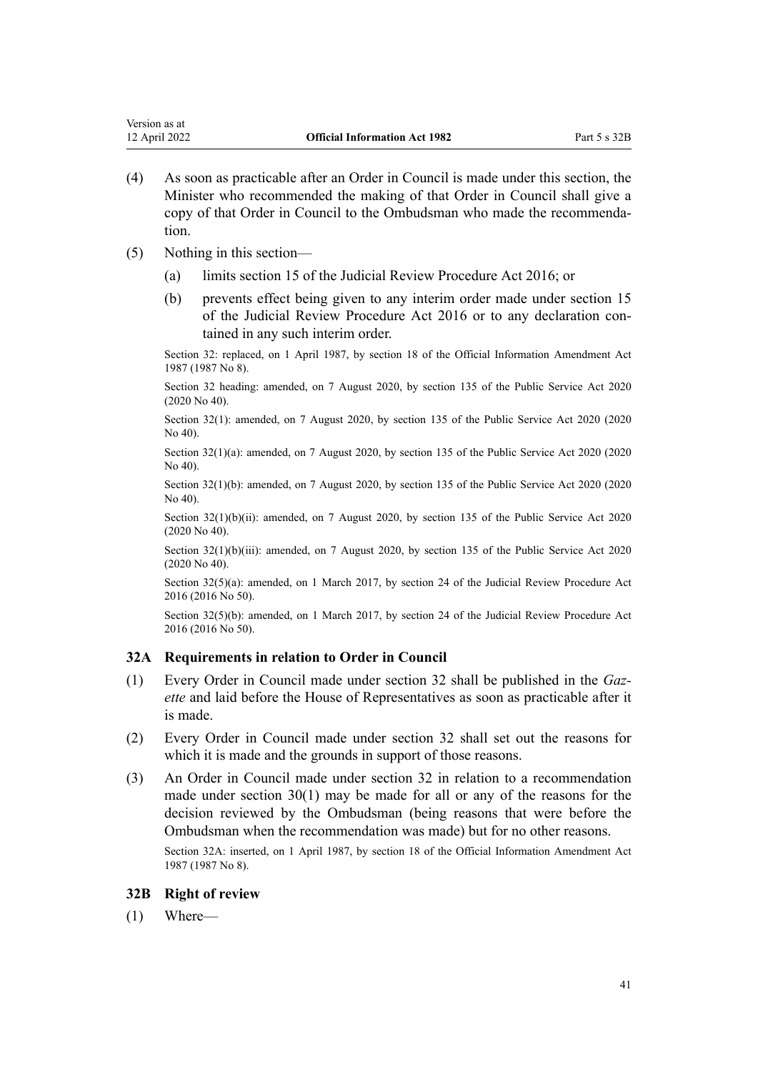(4) As soon as practicable after an Order in Council is made under this section, the Minister who recommended the making of that Order in Council shall give a copy of that Order in Council to the Ombudsman who made the recommendation.

(5) Nothing in this section—

(a) limits section 15 of the Judicial Review Procedure Act 2016; or

(b) prevents effect being given to any interim order made under section 15 of the Judicial Review Procedure Act 2016 or to any declaration contained in any such interim order.

Section 32: replaced, on 1 April 1987, by section 18 of the Official Information Amendment Act 1987 (1987 No 8).

Section 32 heading: amended, on 7 August 2020, by section 135 of the Public Service Act 2020 (2020 No 40).

Section 32(1): amended, on 7 August 2020, by section 135 of the Public Service Act 2020 (2020 No 40).

Section 32(1)(a): amended, on 7 August 2020, by section 135 of the Public Service Act 2020 (2020 No 40).

Section 32(1)(b): amended, on 7 August 2020, by section 135 of the Public Service Act 2020 (2020 No 40).

Section 32(1)(b)(ii): amended, on 7 August 2020, by section 135 of the Public Service Act 2020 (2020 No 40).

Section 32(1)(b)(iii): amended, on 7 August 2020, by section 135 of the Public Service Act 2020 (2020 No 40).

Section 32(5)(a): amended, on 1 March 2017, by section 24 of the Judicial Review Procedure Act 2016 (2016 No 50).

Section 32(5)(b): amended, on 1 March 2017, by section 24 of the Judicial Review Procedure Act 2016 (2016 No 50).

### 32A Requirements in relation to Order in Council

(1) Every Order in Council made under section 32 shall be published in the *Gazette* and laid before the House of Representatives as soon as practicable after it is made.

(2) Every Order in Council made under section 32 shall set out the reasons for which it is made and the grounds in support of those reasons.

(3) An Order in Council made under section 32 in relation to a recommendation made under section 30(1) may be made for all or any of the reasons for the decision reviewed by the Ombudsman (being reasons that were before the Ombudsman when the recommendation was made) but for no other reasons.

Section 32A: inserted, on 1 April 1987, by section 18 of the Official Information Amendment Act 1987 (1987 No 8).

### 32B Right of review

(1) Where—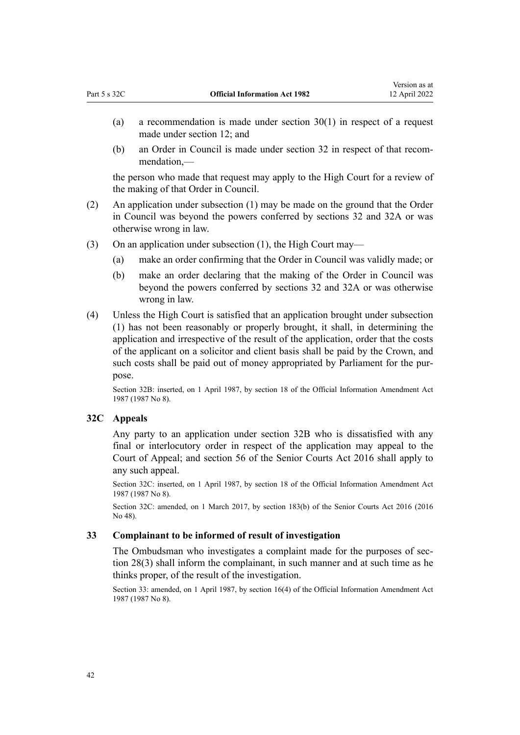(a) a recommendation is made under section 30(1) in respect of a request made under section 12; and

(b) an Order in Council is made under section 32 in respect of that recommendation,—

the person who made that request may apply to the High Court for a review of the making of that Order in Council.

(2) An application under subsection (1) may be made on the ground that the Order in Council was beyond the powers conferred by sections 32 and 32A or was otherwise wrong in law.

(3) On an application under subsection (1), the High Court may—

(a) make an order confirming that the Order in Council was validly made; or

(b) make an order declaring that the making of the Order in Council was beyond the powers conferred by sections 32 and 32A or was otherwise wrong in law.

(4) Unless the High Court is satisfied that an application brought under subsection (1) has not been reasonably or properly brought, it shall, in determining the application and irrespective of the result of the application, order that the costs of the applicant on a solicitor and client basis shall be paid by the Crown, and such costs shall be paid out of money appropriated by Parliament for the purpose.

Section 32B: inserted, on 1 April 1987, by section 18 of the Official Information Amendment Act 1987 (1987 No 8).

### 32C Appeals

Any party to an application under section 32B who is dissatisfied with any final or interlocutory order in respect of the application may appeal to the Court of Appeal; and section 56 of the Senior Courts Act 2016 shall apply to any such appeal.

Section 32C: inserted, on 1 April 1987, by section 18 of the Official Information Amendment Act 1987 (1987 No 8).

Section 32C: amended, on 1 March 2017, by section 183(b) of the Senior Courts Act 2016 (2016 No 48).

### 33 Complainant to be informed of result of investigation

The Ombudsman who investigates a complaint made for the purposes of section 28(3) shall inform the complainant, in such manner and at such time as he thinks proper, of the result of the investigation.

Section 33: amended, on 1 April 1987, by section 16(4) of the Official Information Amendment Act 1987 (1987 No 8).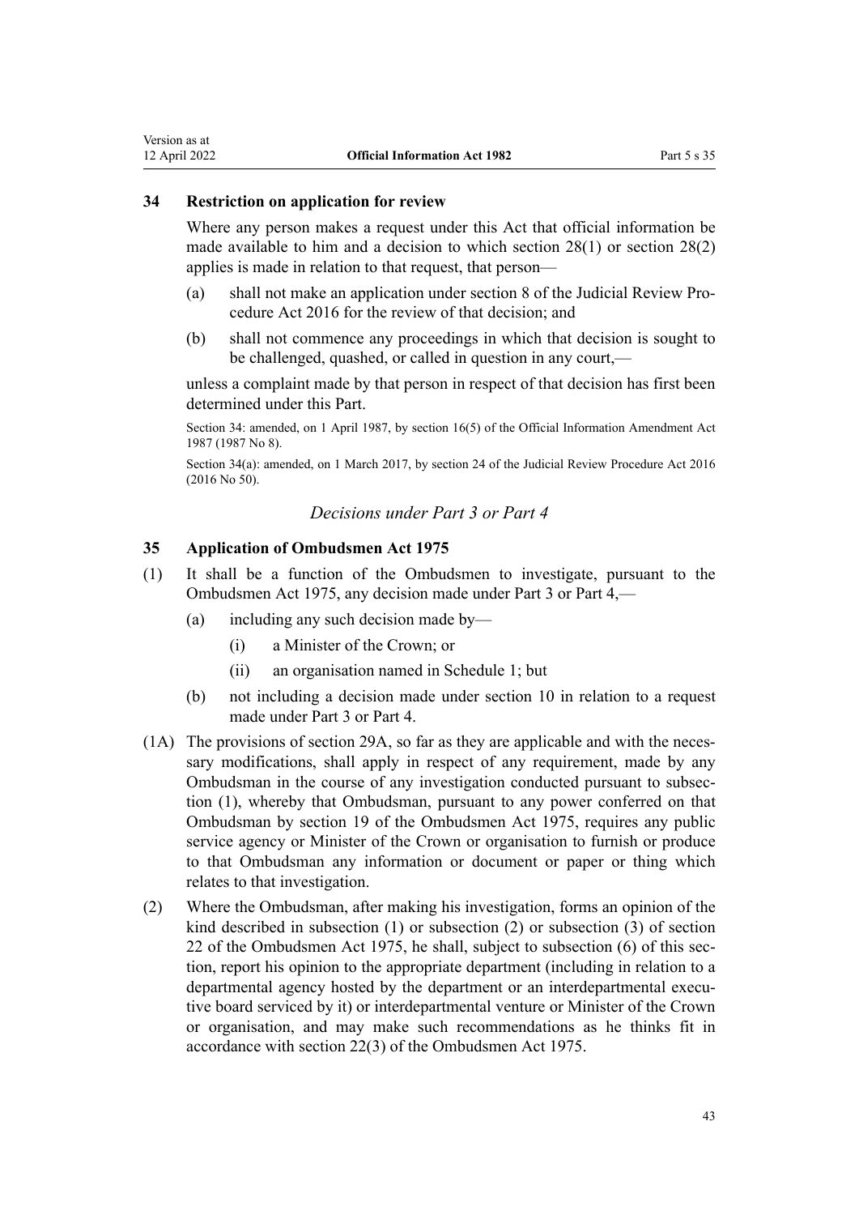### 34 Restriction on application for review

Where any person makes a request under this Act that official information be made available to him and a decision to which section 28(1) or section 28(2) applies is made in relation to that request, that person—

(a) shall not make an application under section 8 of the Judicial Review Procedure Act 2016 for the review of that decision; and

(b) shall not commence any proceedings in which that decision is sought to be challenged, quashed, or called in question in any court,—

unless a complaint made by that person in respect of that decision has first been determined under this Part.

Section 34: amended, on 1 April 1987, by section 16(5) of the Official Information Amendment Act 1987 (1987 No 8).

Section 34(a): amended, on 1 March 2017, by section 24 of the Judicial Review Procedure Act 2016 (2016 No 50).

*Decisions under Part 3 or Part 4*

### 35 Application of Ombudsmen Act 1975

(1) It shall be a function of the Ombudsmen to investigate, pursuant to the Ombudsmen Act 1975, any decision made under Part 3 or Part 4,—

  (a) including any such decision made by—

    (i) a Minister of the Crown; or

    (ii) an organisation named in Schedule 1; but

  (b) not including a decision made under section 10 in relation to a request made under Part 3 or Part 4.

(1A) The provisions of section 29A, so far as they are applicable and with the necessary modifications, shall apply in respect of any requirement, made by any Ombudsman in the course of any investigation conducted pursuant to subsection (1), whereby that Ombudsman, pursuant to any power conferred on that Ombudsman by section 19 of the Ombudsmen Act 1975, requires any public service agency or Minister of the Crown or organisation to furnish or produce to that Ombudsman any information or document or paper or thing which relates to that investigation.

(2) Where the Ombudsman, after making his investigation, forms an opinion of the kind described in subsection (1) or subsection (2) or subsection (3) of section 22 of the Ombudsmen Act 1975, he shall, subject to subsection (6) of this section, report his opinion to the appropriate department (including in relation to a departmental agency hosted by the department or an interdepartmental executive board serviced by it) or interdepartmental venture or Minister of the Crown or organisation, and may make such recommendations as he thinks fit in accordance with section 22(3) of the Ombudsmen Act 1975.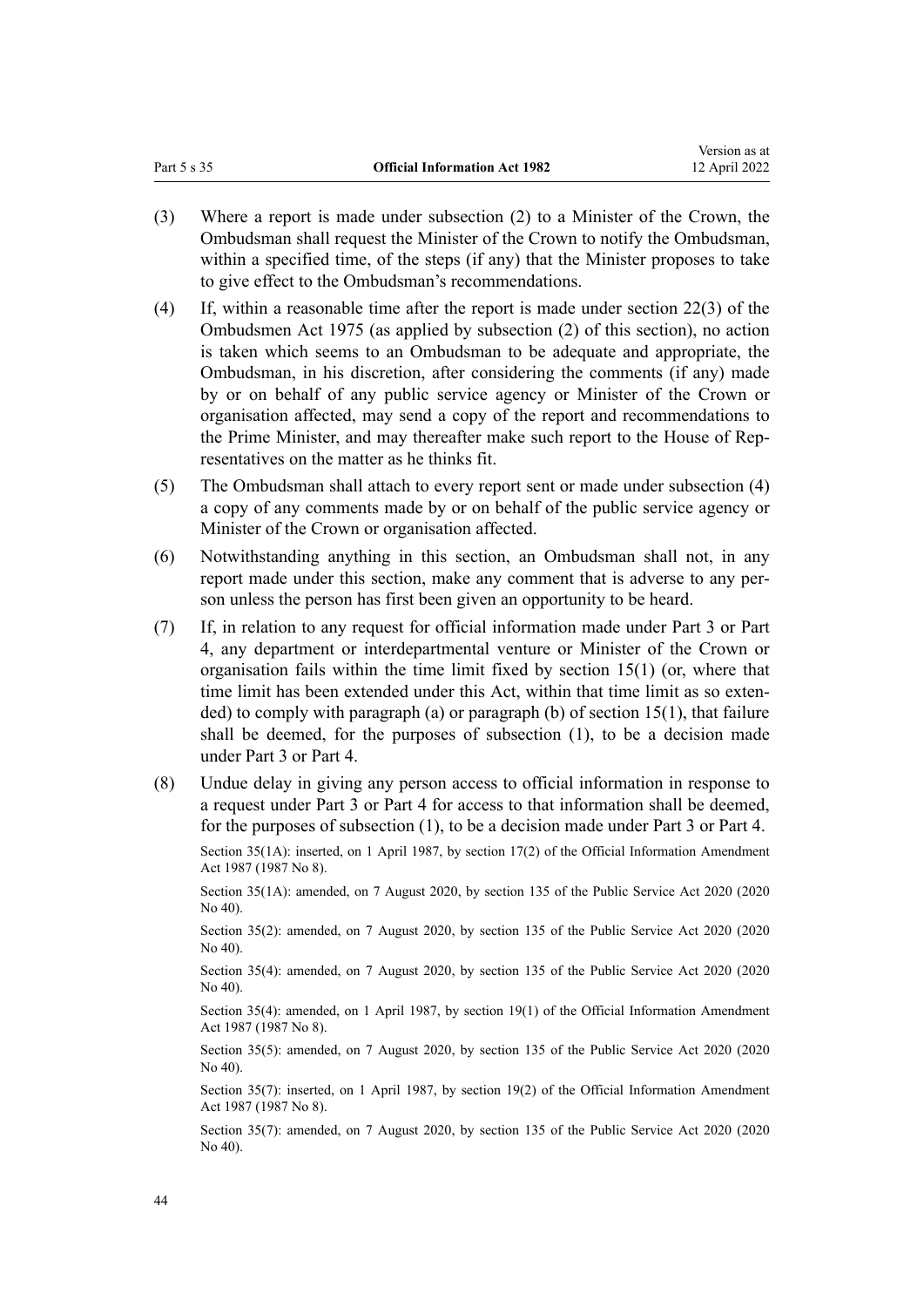(3) Where a report is made under subsection (2) to a Minister of the Crown, the Ombudsman shall request the Minister of the Crown to notify the Ombudsman, within a specified time, of the steps (if any) that the Minister proposes to take to give effect to the Ombudsman's recommendations.

(4) If, within a reasonable time after the report is made under section 22(3) of the Ombudsmen Act 1975 (as applied by subsection (2) of this section), no action is taken which seems to an Ombudsman to be adequate and appropriate, the Ombudsman, in his discretion, after considering the comments (if any) made by or on behalf of any public service agency or Minister of the Crown or organisation affected, may send a copy of the report and recommendations to the Prime Minister, and may thereafter make such report to the House of Representatives on the matter as he thinks fit.

(5) The Ombudsman shall attach to every report sent or made under subsection (4) a copy of any comments made by or on behalf of the public service agency or Minister of the Crown or organisation affected.

(6) Notwithstanding anything in this section, an Ombudsman shall not, in any report made under this section, make any comment that is adverse to any person unless the person has first been given an opportunity to be heard.

(7) If, in relation to any request for official information made under Part 3 or Part 4, any department or interdepartmental venture or Minister of the Crown or organisation fails within the time limit fixed by section 15(1) (or, where that time limit has been extended under this Act, within that time limit as so extended) to comply with paragraph (a) or paragraph (b) of section 15(1), that failure shall be deemed, for the purposes of subsection (1), to be a decision made under Part 3 or Part 4.

(8) Undue delay in giving any person access to official information in response to a request under Part 3 or Part 4 for access to that information shall be deemed, for the purposes of subsection (1), to be a decision made under Part 3 or Part 4.

Section 35(1A): inserted, on 1 April 1987, by section 17(2) of the Official Information Amendment Act 1987 (1987 No 8).

Section 35(1A): amended, on 7 August 2020, by section 135 of the Public Service Act 2020 (2020 No 40).

Section 35(2): amended, on 7 August 2020, by section 135 of the Public Service Act 2020 (2020 No 40).

Section 35(4): amended, on 7 August 2020, by section 135 of the Public Service Act 2020 (2020 No 40).

Section 35(4): amended, on 1 April 1987, by section 19(1) of the Official Information Amendment Act 1987 (1987 No 8).

Section 35(5): amended, on 7 August 2020, by section 135 of the Public Service Act 2020 (2020 No 40).

Section 35(7): inserted, on 1 April 1987, by section 19(2) of the Official Information Amendment Act 1987 (1987 No 8).

Section 35(7): amended, on 7 August 2020, by section 135 of the Public Service Act 2020 (2020 No 40).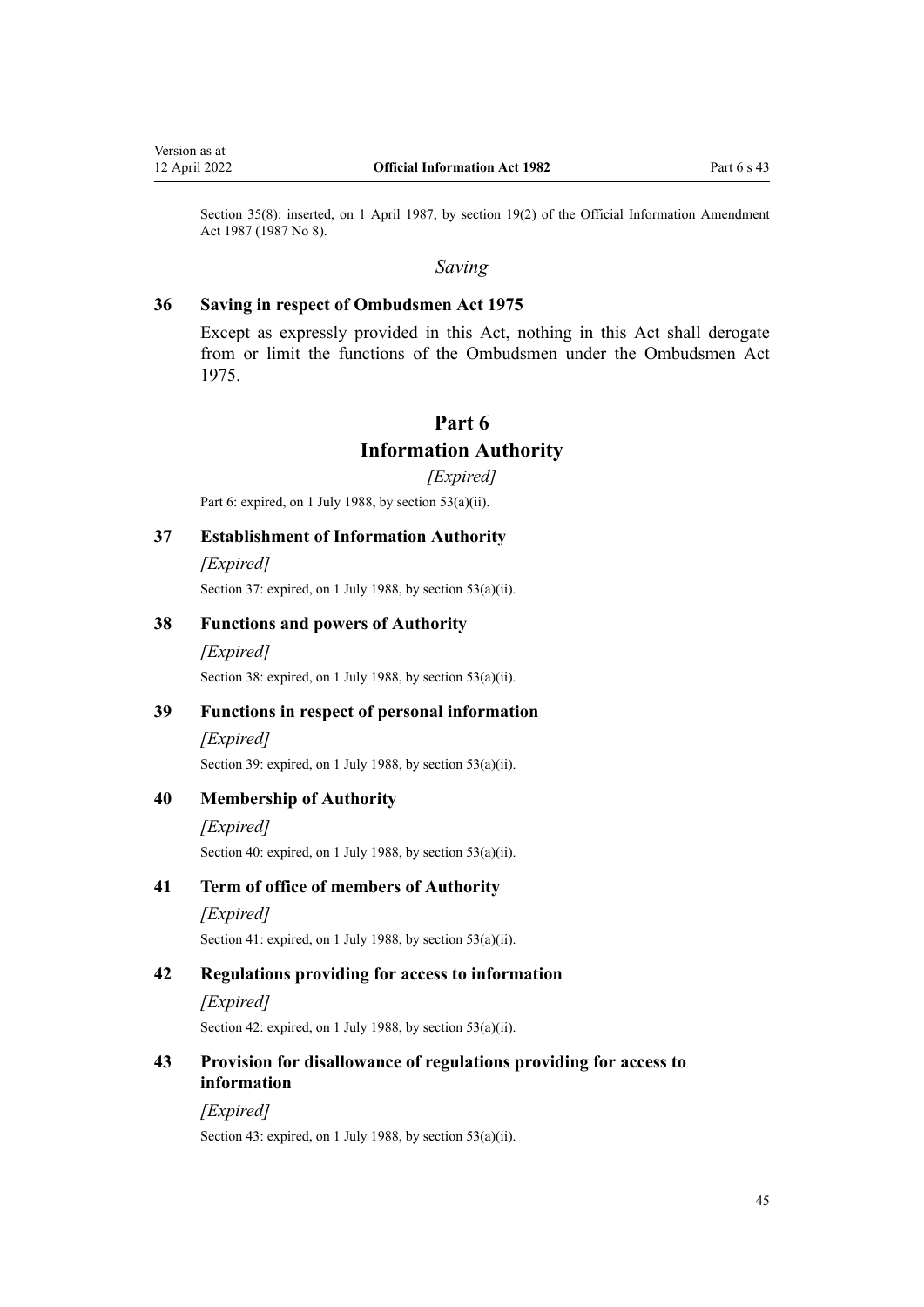Section 35(8): inserted, on 1 April 1987, by section 19(2) of the Official Information Amendment Act 1987 (1987 No 8).

*Saving*

### 36 Saving in respect of Ombudsmen Act 1975

Except as expressly provided in this Act, nothing in this Act shall derogate from or limit the functions of the Ombudsmen under the Ombudsmen Act 1975.

## Part 6
## Information Authority

*[Expired]*

Part 6: expired, on 1 July 1988, by section 53(a)(ii).

### 37 Establishment of Information Authority

*[Expired]*

Section 37: expired, on 1 July 1988, by section 53(a)(ii).

### 38 Functions and powers of Authority

*[Expired]*

Section 38: expired, on 1 July 1988, by section 53(a)(ii).

### 39 Functions in respect of personal information

*[Expired]*

Section 39: expired, on 1 July 1988, by section 53(a)(ii).

### 40 Membership of Authority

*[Expired]*

Section 40: expired, on 1 July 1988, by section 53(a)(ii).

### 41 Term of office of members of Authority

*[Expired]*

Section 41: expired, on 1 July 1988, by section 53(a)(ii).

### 42 Regulations providing for access to information

*[Expired]*

Section 42: expired, on 1 July 1988, by section 53(a)(ii).

### 43 Provision for disallowance of regulations providing for access to information

*[Expired]*

Section 43: expired, on 1 July 1988, by section 53(a)(ii).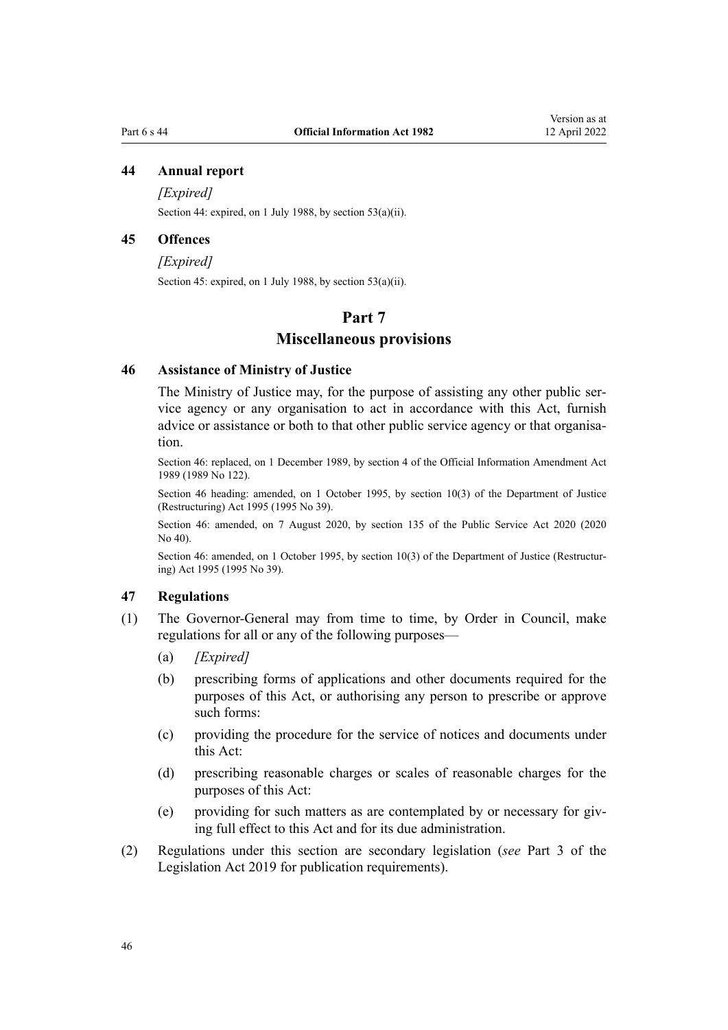### 44 Annual report

*[Expired]*

Section 44: expired, on 1 July 1988, by section 53(a)(ii).

### 45 Offences

*[Expired]*

Section 45: expired, on 1 July 1988, by section 53(a)(ii).

## Part 7
## Miscellaneous provisions

### 46 Assistance of Ministry of Justice

The Ministry of Justice may, for the purpose of assisting any other public service agency or any organisation to act in accordance with this Act, furnish advice or assistance or both to that other public service agency or that organisation.

Section 46: replaced, on 1 December 1989, by section 4 of the Official Information Amendment Act 1989 (1989 No 122).

Section 46 heading: amended, on 1 October 1995, by section 10(3) of the Department of Justice (Restructuring) Act 1995 (1995 No 39).

Section 46: amended, on 7 August 2020, by section 135 of the Public Service Act 2020 (2020 No 40).

Section 46: amended, on 1 October 1995, by section 10(3) of the Department of Justice (Restructuring) Act 1995 (1995 No 39).

### 47 Regulations

(1) The Governor-General may from time to time, by Order in Council, make regulations for all or any of the following purposes—

- (a) *[Expired]*
- (b) prescribing forms of applications and other documents required for the purposes of this Act, or authorising any person to prescribe or approve such forms:
- (c) providing the procedure for the service of notices and documents under this Act:
- (d) prescribing reasonable charges or scales of reasonable charges for the purposes of this Act:
- (e) providing for such matters as are contemplated by or necessary for giving full effect to this Act and for its due administration.

(2) Regulations under this section are secondary legislation (*see* Part 3 of the Legislation Act 2019 for publication requirements).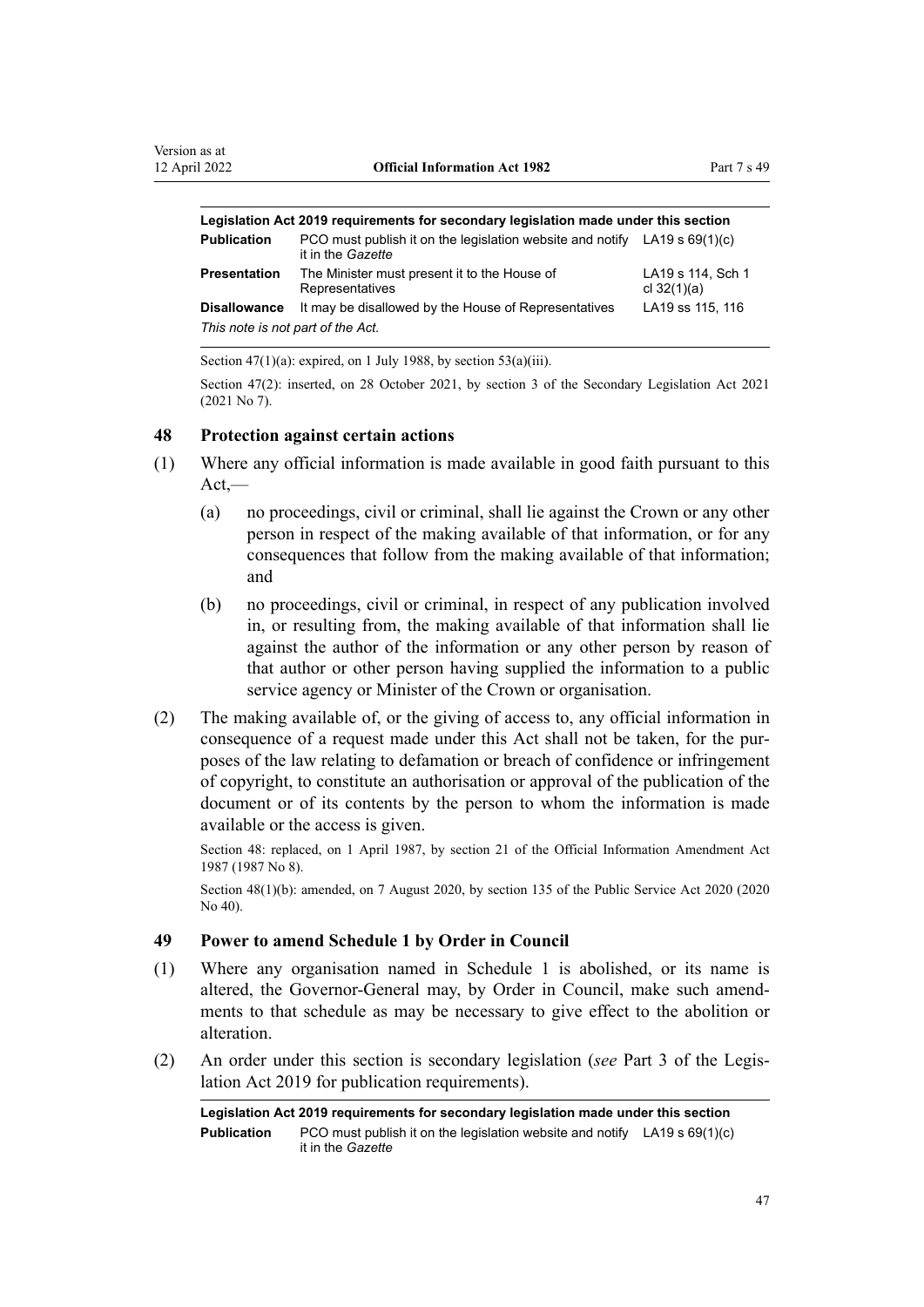| Legislation Act 2019 requirements for secondary legislation made under this section | | |
|---|---|---|
| **Publication** | PCO must publish it on the legislation website and notify it in the *Gazette* | LA19 s 69(1)(c) |
| **Presentation** | The Minister must present it to the House of Representatives | LA19 s 114, Sch 1 cl 32(1)(a) |
| **Disallowance** | It may be disallowed by the House of Representatives | LA19 ss 115, 116 |
| *This note is not part of the Act.* | | |

Section 47(1)(a): expired, on 1 July 1988, by section 53(a)(iii).

Section 47(2): inserted, on 28 October 2021, by section 3 of the Secondary Legislation Act 2021 (2021 No 7).

### 48 Protection against certain actions

(1) Where any official information is made available in good faith pursuant to this Act,—

(a) no proceedings, civil or criminal, shall lie against the Crown or any other person in respect of the making available of that information, or for any consequences that follow from the making available of that information; and

(b) no proceedings, civil or criminal, in respect of any publication involved in, or resulting from, the making available of that information shall lie against the author of the information or any other person by reason of that author or other person having supplied the information to a public service agency or Minister of the Crown or organisation.

(2) The making available of, or the giving of access to, any official information in consequence of a request made under this Act shall not be taken, for the purposes of the law relating to defamation or breach of confidence or infringement of copyright, to constitute an authorisation or approval of the publication of the document or of its contents by the person to whom the information is made available or the access is given.

Section 48: replaced, on 1 April 1987, by section 21 of the Official Information Amendment Act 1987 (1987 No 8).

Section 48(1)(b): amended, on 7 August 2020, by section 135 of the Public Service Act 2020 (2020 No 40).

### 49 Power to amend Schedule 1 by Order in Council

(1) Where any organisation named in Schedule 1 is abolished, or its name is altered, the Governor-General may, by Order in Council, make such amendments to that schedule as may be necessary to give effect to the abolition or alteration.

(2) An order under this section is secondary legislation (*see* Part 3 of the Legislation Act 2019 for publication requirements).

| Legislation Act 2019 requirements for secondary legislation made under this section | | |
|---|---|---|
| **Publication** | PCO must publish it on the legislation website and notify it in the *Gazette* | LA19 s 69(1)(c) |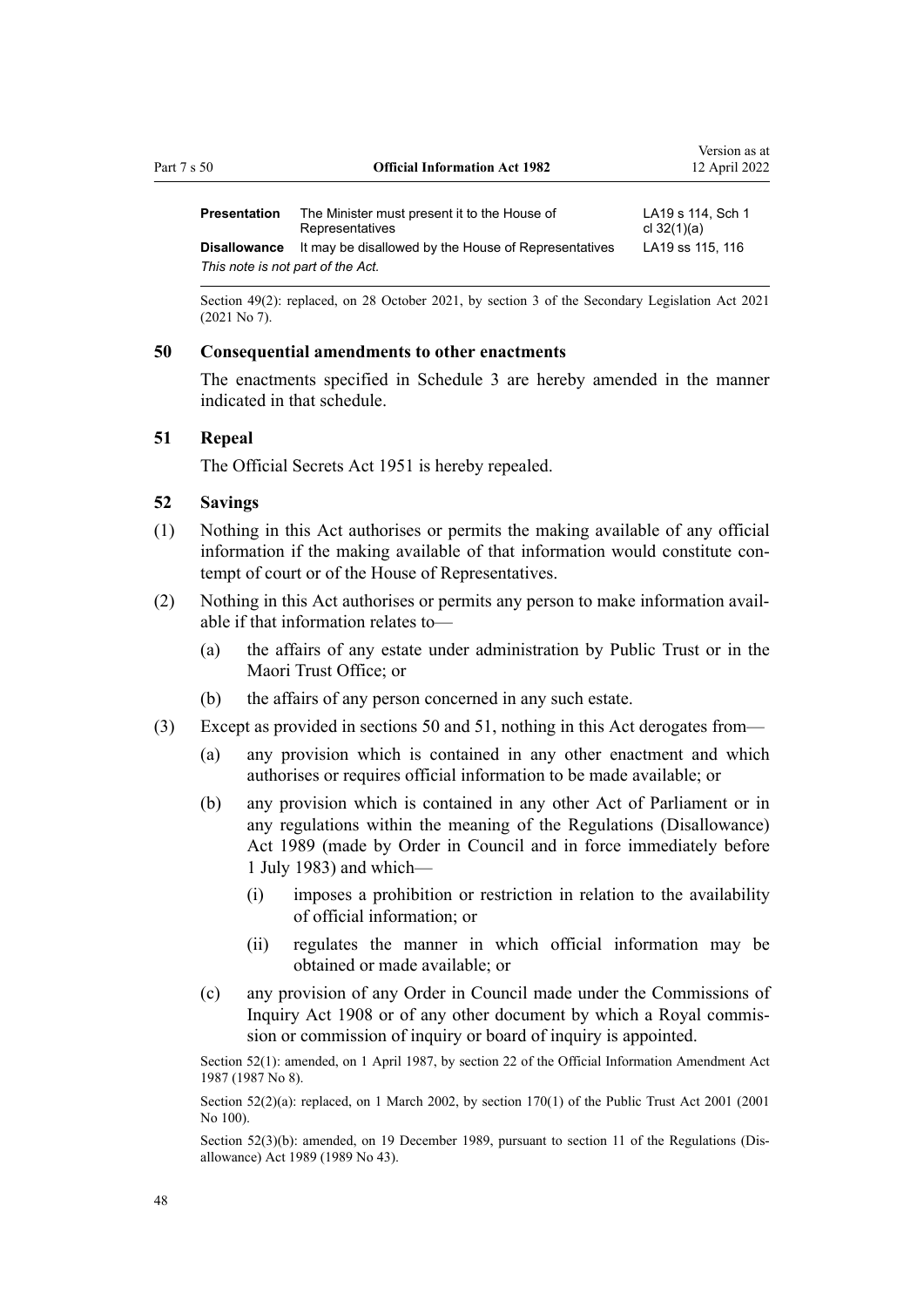| | | |
|---|---|---|
| **Presentation** | The Minister must present it to the House of Representatives | LA19 s 114, Sch 1 cl 32(1)(a) |
| **Disallowance** | It may be disallowed by the House of Representatives | LA19 ss 115, 116 |

*This note is not part of the Act.*

Section 49(2): replaced, on 28 October 2021, by section 3 of the Secondary Legislation Act 2021 (2021 No 7).

### 50 Consequential amendments to other enactments

The enactments specified in Schedule 3 are hereby amended in the manner indicated in that schedule.

### 51 Repeal

The Official Secrets Act 1951 is hereby repealed.

### 52 Savings

(1) Nothing in this Act authorises or permits the making available of any official information if the making available of that information would constitute contempt of court or of the House of Representatives.

(2) Nothing in this Act authorises or permits any person to make information available if that information relates to—

- (a) the affairs of any estate under administration by Public Trust or in the Maori Trust Office; or
- (b) the affairs of any person concerned in any such estate.

(3) Except as provided in sections 50 and 51, nothing in this Act derogates from—

- (a) any provision which is contained in any other enactment and which authorises or requires official information to be made available; or
- (b) any provision which is contained in any other Act of Parliament or in any regulations within the meaning of the Regulations (Disallowance) Act 1989 (made by Order in Council and in force immediately before 1 July 1983) and which—
  - (i) imposes a prohibition or restriction in relation to the availability of official information; or
  - (ii) regulates the manner in which official information may be obtained or made available; or
- (c) any provision of any Order in Council made under the Commissions of Inquiry Act 1908 or of any other document by which a Royal commission or commission of inquiry or board of inquiry is appointed.

Section 52(1): amended, on 1 April 1987, by section 22 of the Official Information Amendment Act 1987 (1987 No 8).

Section 52(2)(a): replaced, on 1 March 2002, by section 170(1) of the Public Trust Act 2001 (2001 No 100).

Section 52(3)(b): amended, on 19 December 1989, pursuant to section 11 of the Regulations (Disallowance) Act 1989 (1989 No 43).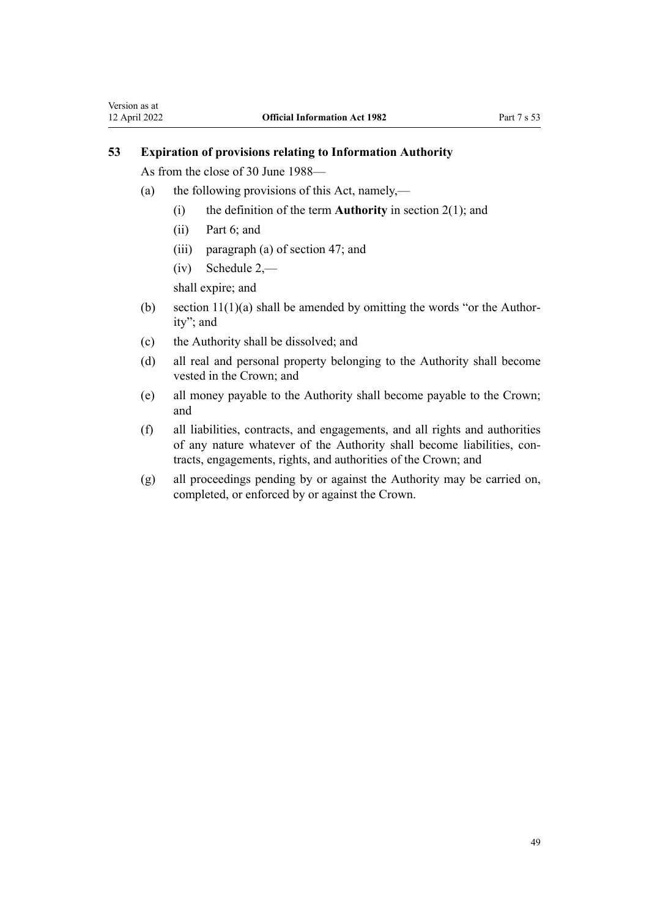### 53 Expiration of provisions relating to Information Authority

As from the close of 30 June 1988—

(a) the following provisions of this Act, namely,—

   (i) the definition of the term **Authority** in section 2(1); and

   (ii) Part 6; and

   (iii) paragraph (a) of section 47; and

   (iv) Schedule 2,—

   shall expire; and

(b) section 11(1)(a) shall be amended by omitting the words "or the Authority"; and

(c) the Authority shall be dissolved; and

(d) all real and personal property belonging to the Authority shall become vested in the Crown; and

(e) all money payable to the Authority shall become payable to the Crown; and

(f) all liabilities, contracts, and engagements, and all rights and authorities of any nature whatever of the Authority shall become liabilities, contracts, engagements, rights, and authorities of the Crown; and

(g) all proceedings pending by or against the Authority may be carried on, completed, or enforced by or against the Crown.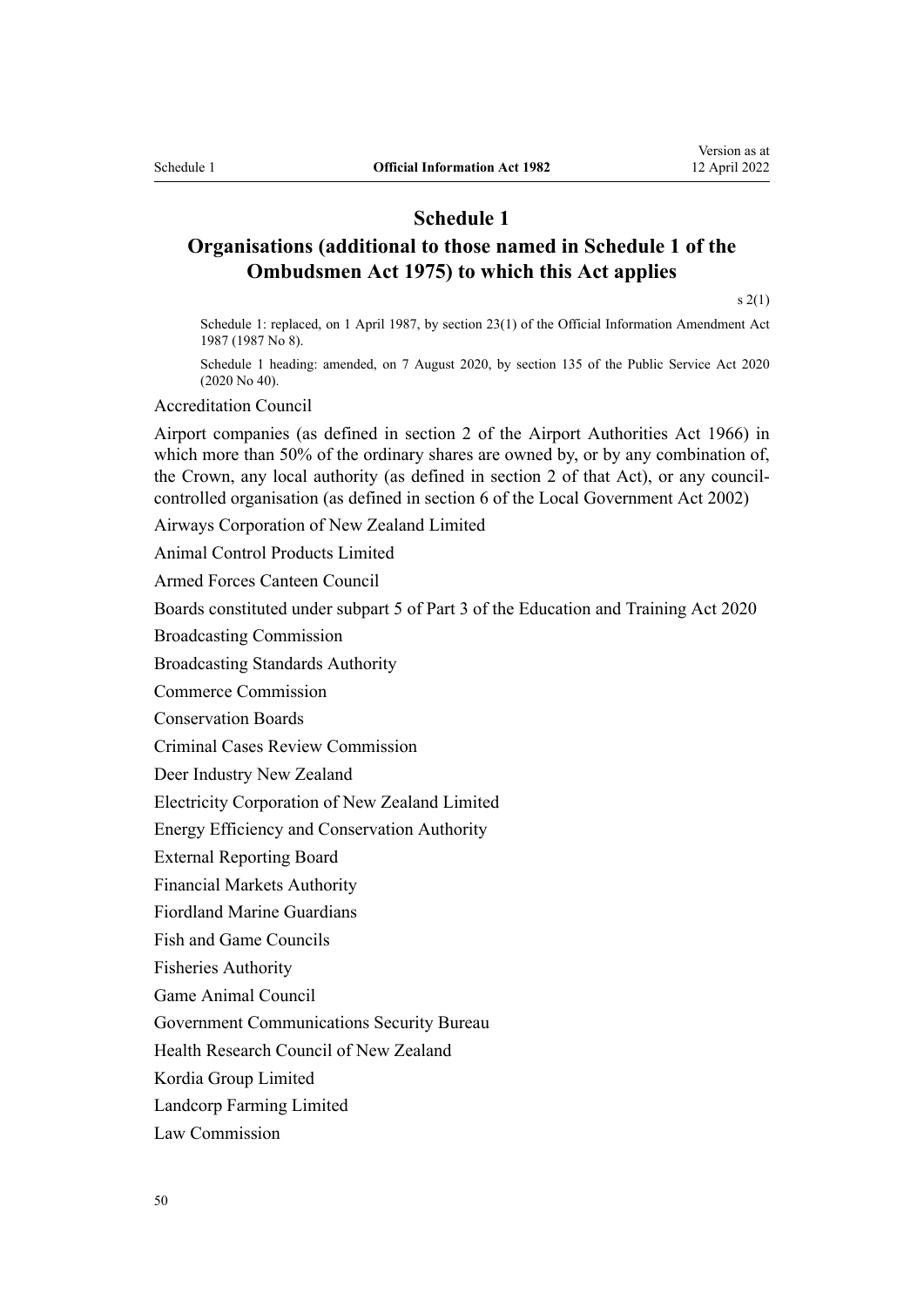# Schedule 1

## Organisations (additional to those named in Schedule 1 of the Ombudsmen Act 1975) to which this Act applies

s 2(1)

Schedule 1: replaced, on 1 April 1987, by section 23(1) of the Official Information Amendment Act 1987 (1987 No 8).

Schedule 1 heading: amended, on 7 August 2020, by section 135 of the Public Service Act 2020 (2020 No 40).

Accreditation Council

Airport companies (as defined in section 2 of the Airport Authorities Act 1966) in which more than 50% of the ordinary shares are owned by, or by any combination of, the Crown, any local authority (as defined in section 2 of that Act), or any council-controlled organisation (as defined in section 6 of the Local Government Act 2002)

Airways Corporation of New Zealand Limited

Animal Control Products Limited

Armed Forces Canteen Council

Boards constituted under subpart 5 of Part 3 of the Education and Training Act 2020

Broadcasting Commission

Broadcasting Standards Authority

Commerce Commission

Conservation Boards

Criminal Cases Review Commission

Deer Industry New Zealand

Electricity Corporation of New Zealand Limited

Energy Efficiency and Conservation Authority

External Reporting Board

Financial Markets Authority

Fiordland Marine Guardians

Fish and Game Councils

Fisheries Authority

Game Animal Council

Government Communications Security Bureau

Health Research Council of New Zealand

Kordia Group Limited

Landcorp Farming Limited

Law Commission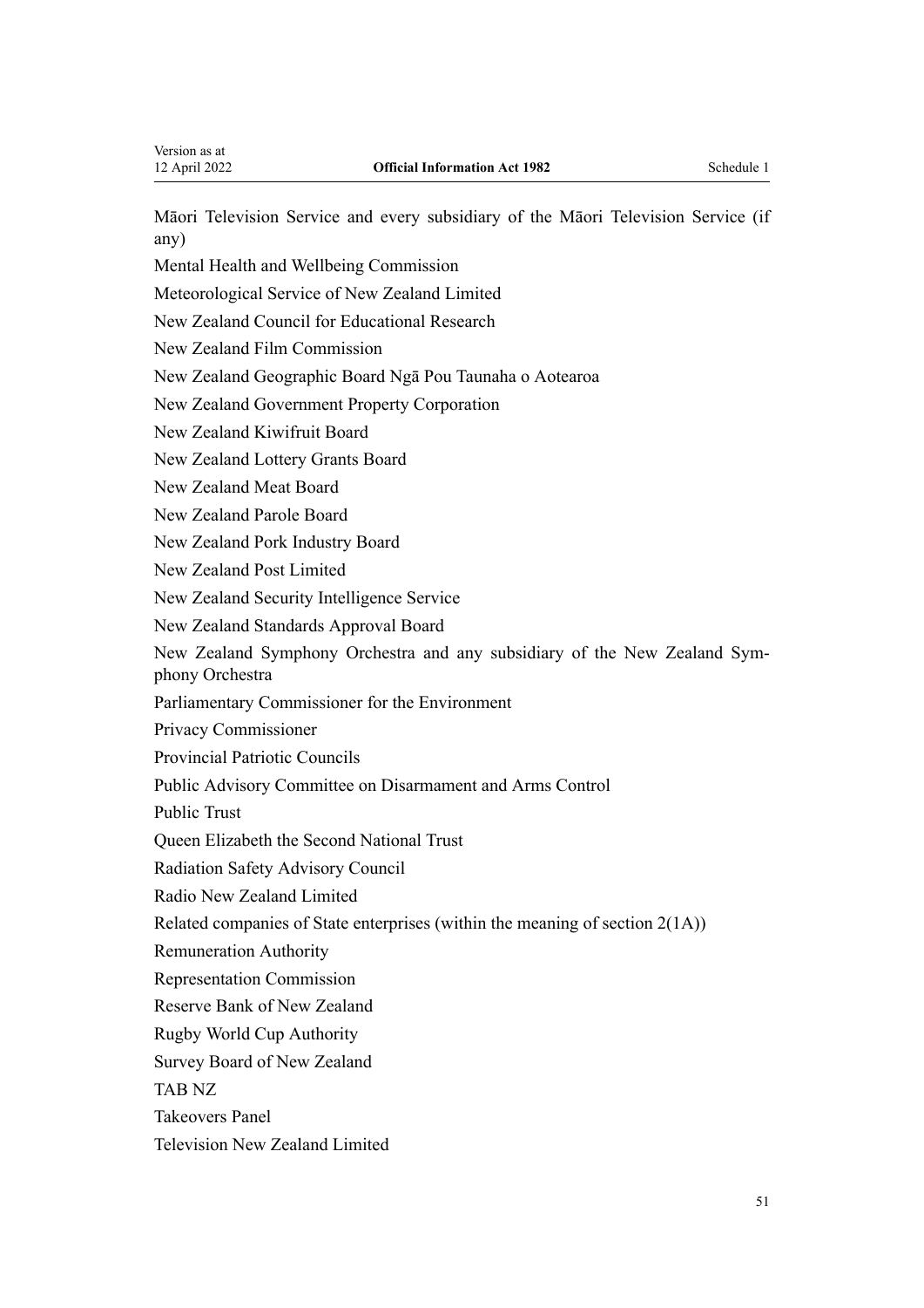Māori Television Service and every subsidiary of the Māori Television Service (if any)

Mental Health and Wellbeing Commission

Meteorological Service of New Zealand Limited

New Zealand Council for Educational Research

New Zealand Film Commission

New Zealand Geographic Board Ngā Pou Taunaha o Aotearoa

New Zealand Government Property Corporation

New Zealand Kiwifruit Board

New Zealand Lottery Grants Board

New Zealand Meat Board

New Zealand Parole Board

New Zealand Pork Industry Board

New Zealand Post Limited

New Zealand Security Intelligence Service

New Zealand Standards Approval Board

New Zealand Symphony Orchestra and any subsidiary of the New Zealand Symphony Orchestra

Parliamentary Commissioner for the Environment

Privacy Commissioner

Provincial Patriotic Councils

Public Advisory Committee on Disarmament and Arms Control

Public Trust

Queen Elizabeth the Second National Trust

Radiation Safety Advisory Council

Radio New Zealand Limited

Related companies of State enterprises (within the meaning of section 2(1A))

Remuneration Authority

Representation Commission

Reserve Bank of New Zealand

Rugby World Cup Authority

Survey Board of New Zealand

TAB NZ

Takeovers Panel

Television New Zealand Limited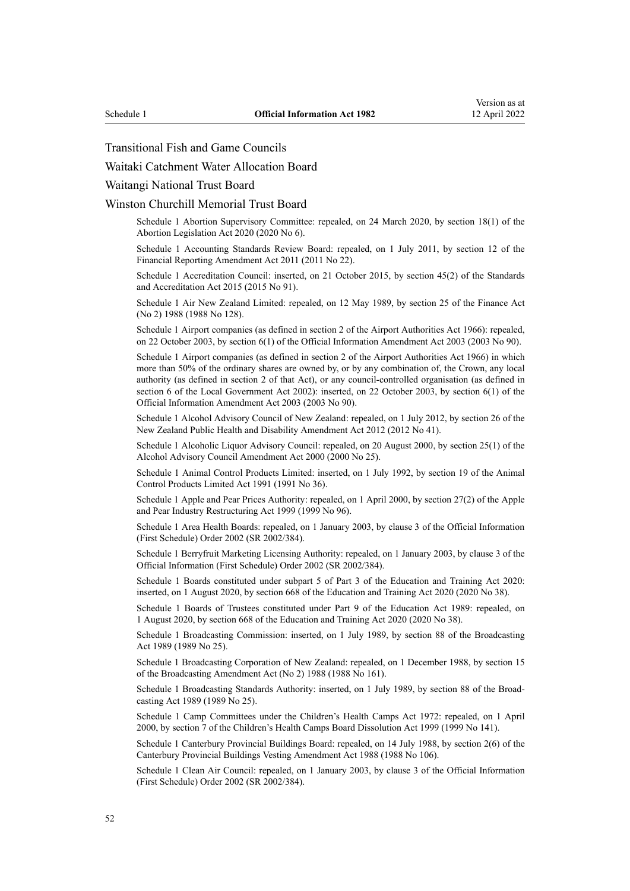Transitional Fish and Game Councils

Waitaki Catchment Water Allocation Board

Waitangi National Trust Board

Winston Churchill Memorial Trust Board

Schedule 1 Abortion Supervisory Committee: repealed, on 24 March 2020, by section 18(1) of the Abortion Legislation Act 2020 (2020 No 6).

Schedule 1 Accounting Standards Review Board: repealed, on 1 July 2011, by section 12 of the Financial Reporting Amendment Act 2011 (2011 No 22).

Schedule 1 Accreditation Council: inserted, on 21 October 2015, by section 45(2) of the Standards and Accreditation Act 2015 (2015 No 91).

Schedule 1 Air New Zealand Limited: repealed, on 12 May 1989, by section 25 of the Finance Act (No 2) 1988 (1988 No 128).

Schedule 1 Airport companies (as defined in section 2 of the Airport Authorities Act 1966): repealed, on 22 October 2003, by section 6(1) of the Official Information Amendment Act 2003 (2003 No 90).

Schedule 1 Airport companies (as defined in section 2 of the Airport Authorities Act 1966) in which more than 50% of the ordinary shares are owned by, or by any combination of, the Crown, any local authority (as defined in section 2 of that Act), or any council-controlled organisation (as defined in section 6 of the Local Government Act 2002): inserted, on 22 October 2003, by section 6(1) of the Official Information Amendment Act 2003 (2003 No 90).

Schedule 1 Alcohol Advisory Council of New Zealand: repealed, on 1 July 2012, by section 26 of the New Zealand Public Health and Disability Amendment Act 2012 (2012 No 41).

Schedule 1 Alcoholic Liquor Advisory Council: repealed, on 20 August 2000, by section 25(1) of the Alcohol Advisory Council Amendment Act 2000 (2000 No 25).

Schedule 1 Animal Control Products Limited: inserted, on 1 July 1992, by section 19 of the Animal Control Products Limited Act 1991 (1991 No 36).

Schedule 1 Apple and Pear Prices Authority: repealed, on 1 April 2000, by section 27(2) of the Apple and Pear Industry Restructuring Act 1999 (1999 No 96).

Schedule 1 Area Health Boards: repealed, on 1 January 2003, by clause 3 of the Official Information (First Schedule) Order 2002 (SR 2002/384).

Schedule 1 Berryfruit Marketing Licensing Authority: repealed, on 1 January 2003, by clause 3 of the Official Information (First Schedule) Order 2002 (SR 2002/384).

Schedule 1 Boards constituted under subpart 5 of Part 3 of the Education and Training Act 2020: inserted, on 1 August 2020, by section 668 of the Education and Training Act 2020 (2020 No 38).

Schedule 1 Boards of Trustees constituted under Part 9 of the Education Act 1989: repealed, on 1 August 2020, by section 668 of the Education and Training Act 2020 (2020 No 38).

Schedule 1 Broadcasting Commission: inserted, on 1 July 1989, by section 88 of the Broadcasting Act 1989 (1989 No 25).

Schedule 1 Broadcasting Corporation of New Zealand: repealed, on 1 December 1988, by section 15 of the Broadcasting Amendment Act (No 2) 1988 (1988 No 161).

Schedule 1 Broadcasting Standards Authority: inserted, on 1 July 1989, by section 88 of the Broadcasting Act 1989 (1989 No 25).

Schedule 1 Camp Committees under the Children's Health Camps Act 1972: repealed, on 1 April 2000, by section 7 of the Children's Health Camps Board Dissolution Act 1999 (1999 No 141).

Schedule 1 Canterbury Provincial Buildings Board: repealed, on 14 July 1988, by section 2(6) of the Canterbury Provincial Buildings Vesting Amendment Act 1988 (1988 No 106).

Schedule 1 Clean Air Council: repealed, on 1 January 2003, by clause 3 of the Official Information (First Schedule) Order 2002 (SR 2002/384).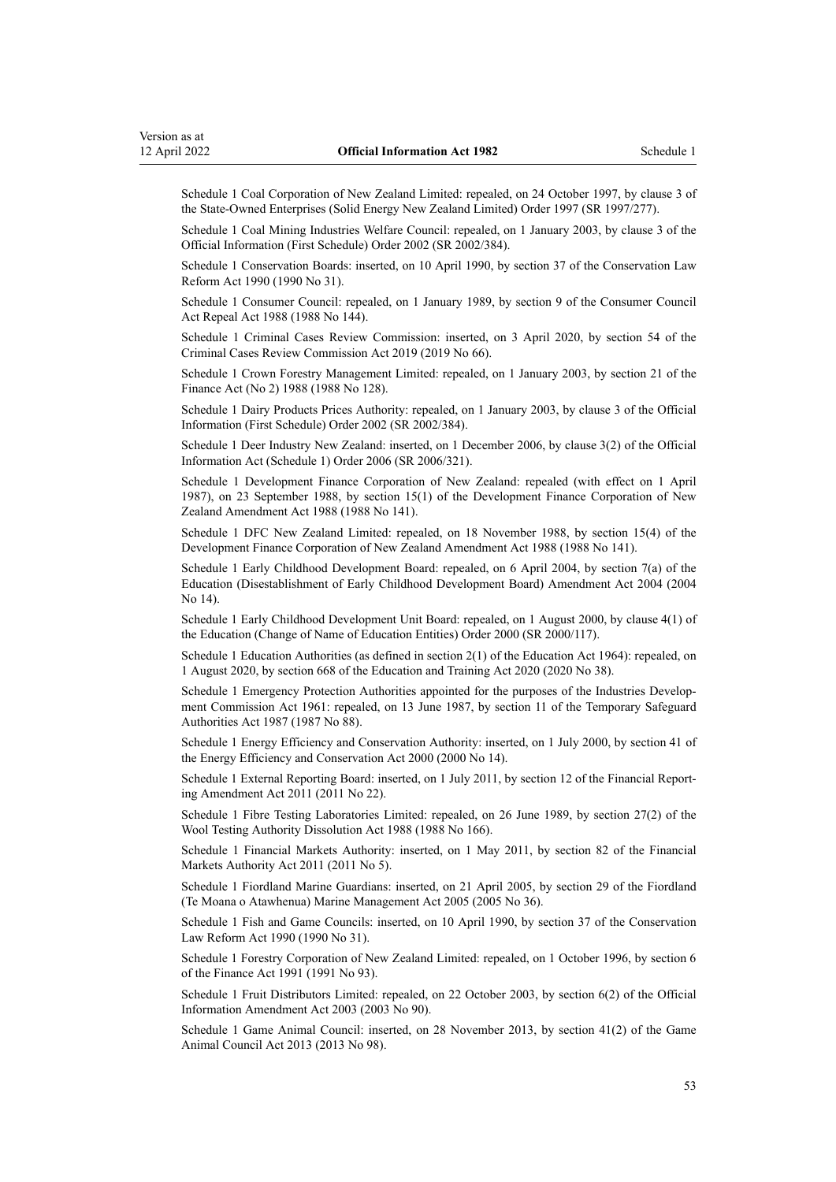Schedule 1 Coal Corporation of New Zealand Limited: repealed, on 24 October 1997, by clause 3 of the State-Owned Enterprises (Solid Energy New Zealand Limited) Order 1997 (SR 1997/277).

Schedule 1 Coal Mining Industries Welfare Council: repealed, on 1 January 2003, by clause 3 of the Official Information (First Schedule) Order 2002 (SR 2002/384).

Schedule 1 Conservation Boards: inserted, on 10 April 1990, by section 37 of the Conservation Law Reform Act 1990 (1990 No 31).

Schedule 1 Consumer Council: repealed, on 1 January 1989, by section 9 of the Consumer Council Act Repeal Act 1988 (1988 No 144).

Schedule 1 Criminal Cases Review Commission: inserted, on 3 April 2020, by section 54 of the Criminal Cases Review Commission Act 2019 (2019 No 66).

Schedule 1 Crown Forestry Management Limited: repealed, on 1 January 2003, by section 21 of the Finance Act (No 2) 1988 (1988 No 128).

Schedule 1 Dairy Products Prices Authority: repealed, on 1 January 2003, by clause 3 of the Official Information (First Schedule) Order 2002 (SR 2002/384).

Schedule 1 Deer Industry New Zealand: inserted, on 1 December 2006, by clause 3(2) of the Official Information Act (Schedule 1) Order 2006 (SR 2006/321).

Schedule 1 Development Finance Corporation of New Zealand: repealed (with effect on 1 April 1987), on 23 September 1988, by section 15(1) of the Development Finance Corporation of New Zealand Amendment Act 1988 (1988 No 141).

Schedule 1 DFC New Zealand Limited: repealed, on 18 November 1988, by section 15(4) of the Development Finance Corporation of New Zealand Amendment Act 1988 (1988 No 141).

Schedule 1 Early Childhood Development Board: repealed, on 6 April 2004, by section 7(a) of the Education (Disestablishment of Early Childhood Development Board) Amendment Act 2004 (2004 No 14).

Schedule 1 Early Childhood Development Unit Board: repealed, on 1 August 2000, by clause 4(1) of the Education (Change of Name of Education Entities) Order 2000 (SR 2000/117).

Schedule 1 Education Authorities (as defined in section 2(1) of the Education Act 1964): repealed, on 1 August 2020, by section 668 of the Education and Training Act 2020 (2020 No 38).

Schedule 1 Emergency Protection Authorities appointed for the purposes of the Industries Development Commission Act 1961: repealed, on 13 June 1987, by section 11 of the Temporary Safeguard Authorities Act 1987 (1987 No 88).

Schedule 1 Energy Efficiency and Conservation Authority: inserted, on 1 July 2000, by section 41 of the Energy Efficiency and Conservation Act 2000 (2000 No 14).

Schedule 1 External Reporting Board: inserted, on 1 July 2011, by section 12 of the Financial Reporting Amendment Act 2011 (2011 No 22).

Schedule 1 Fibre Testing Laboratories Limited: repealed, on 26 June 1989, by section 27(2) of the Wool Testing Authority Dissolution Act 1988 (1988 No 166).

Schedule 1 Financial Markets Authority: inserted, on 1 May 2011, by section 82 of the Financial Markets Authority Act 2011 (2011 No 5).

Schedule 1 Fiordland Marine Guardians: inserted, on 21 April 2005, by section 29 of the Fiordland (Te Moana o Atawhenua) Marine Management Act 2005 (2005 No 36).

Schedule 1 Fish and Game Councils: inserted, on 10 April 1990, by section 37 of the Conservation Law Reform Act 1990 (1990 No 31).

Schedule 1 Forestry Corporation of New Zealand Limited: repealed, on 1 October 1996, by section 6 of the Finance Act 1991 (1991 No 93).

Schedule 1 Fruit Distributors Limited: repealed, on 22 October 2003, by section 6(2) of the Official Information Amendment Act 2003 (2003 No 90).

Schedule 1 Game Animal Council: inserted, on 28 November 2013, by section 41(2) of the Game Animal Council Act 2013 (2013 No 98).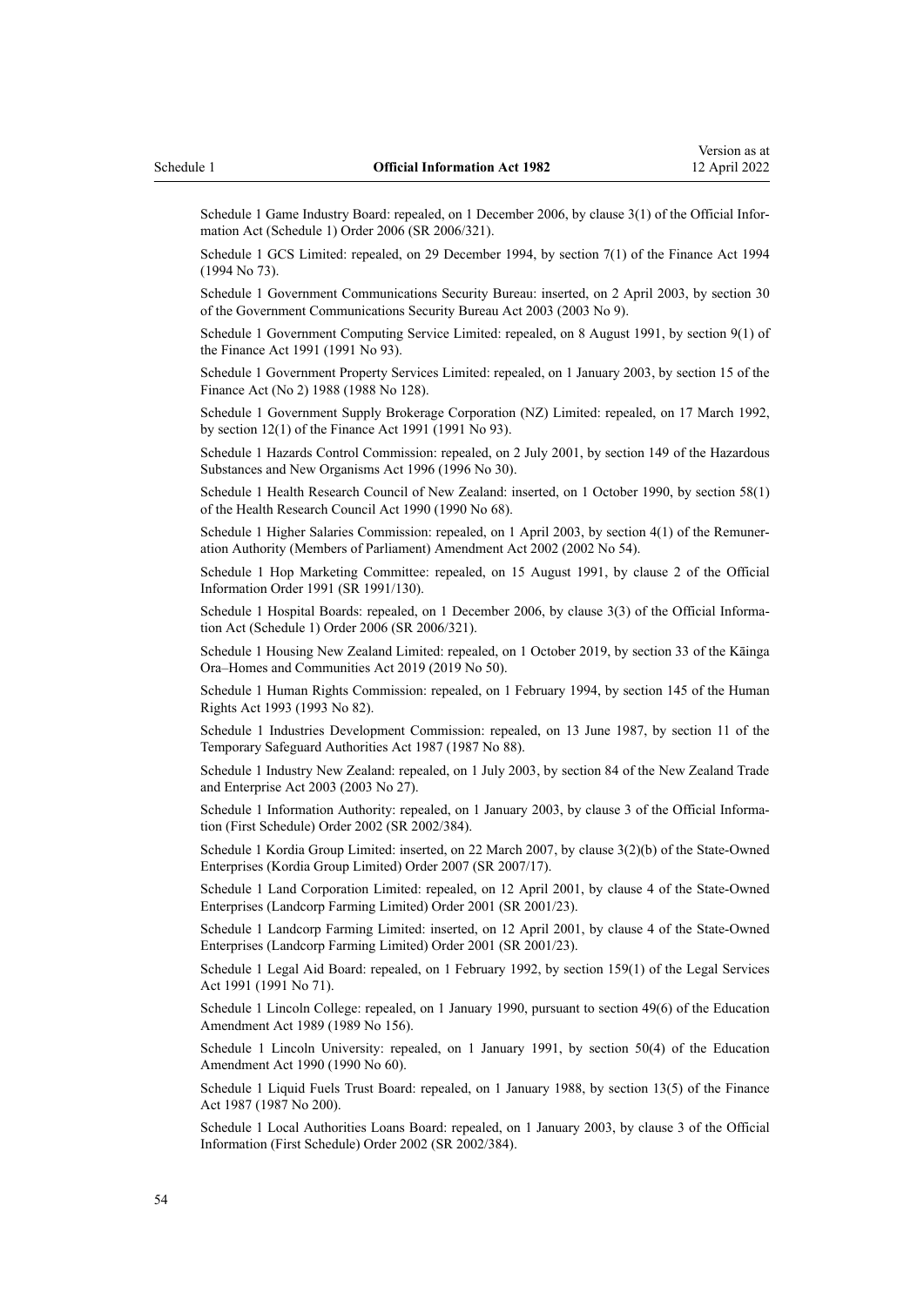Schedule 1 Game Industry Board: repealed, on 1 December 2006, by clause 3(1) of the Official Information Act (Schedule 1) Order 2006 (SR 2006/321).

Schedule 1 GCS Limited: repealed, on 29 December 1994, by section 7(1) of the Finance Act 1994 (1994 No 73).

Schedule 1 Government Communications Security Bureau: inserted, on 2 April 2003, by section 30 of the Government Communications Security Bureau Act 2003 (2003 No 9).

Schedule 1 Government Computing Service Limited: repealed, on 8 August 1991, by section 9(1) of the Finance Act 1991 (1991 No 93).

Schedule 1 Government Property Services Limited: repealed, on 1 January 2003, by section 15 of the Finance Act (No 2) 1988 (1988 No 128).

Schedule 1 Government Supply Brokerage Corporation (NZ) Limited: repealed, on 17 March 1992, by section 12(1) of the Finance Act 1991 (1991 No 93).

Schedule 1 Hazards Control Commission: repealed, on 2 July 2001, by section 149 of the Hazardous Substances and New Organisms Act 1996 (1996 No 30).

Schedule 1 Health Research Council of New Zealand: inserted, on 1 October 1990, by section 58(1) of the Health Research Council Act 1990 (1990 No 68).

Schedule 1 Higher Salaries Commission: repealed, on 1 April 2003, by section 4(1) of the Remuneration Authority (Members of Parliament) Amendment Act 2002 (2002 No 54).

Schedule 1 Hop Marketing Committee: repealed, on 15 August 1991, by clause 2 of the Official Information Order 1991 (SR 1991/130).

Schedule 1 Hospital Boards: repealed, on 1 December 2006, by clause 3(3) of the Official Information Act (Schedule 1) Order 2006 (SR 2006/321).

Schedule 1 Housing New Zealand Limited: repealed, on 1 October 2019, by section 33 of the Kāinga Ora–Homes and Communities Act 2019 (2019 No 50).

Schedule 1 Human Rights Commission: repealed, on 1 February 1994, by section 145 of the Human Rights Act 1993 (1993 No 82).

Schedule 1 Industries Development Commission: repealed, on 13 June 1987, by section 11 of the Temporary Safeguard Authorities Act 1987 (1987 No 88).

Schedule 1 Industry New Zealand: repealed, on 1 July 2003, by section 84 of the New Zealand Trade and Enterprise Act 2003 (2003 No 27).

Schedule 1 Information Authority: repealed, on 1 January 2003, by clause 3 of the Official Information (First Schedule) Order 2002 (SR 2002/384).

Schedule 1 Kordia Group Limited: inserted, on 22 March 2007, by clause 3(2)(b) of the State-Owned Enterprises (Kordia Group Limited) Order 2007 (SR 2007/17).

Schedule 1 Land Corporation Limited: repealed, on 12 April 2001, by clause 4 of the State-Owned Enterprises (Landcorp Farming Limited) Order 2001 (SR 2001/23).

Schedule 1 Landcorp Farming Limited: inserted, on 12 April 2001, by clause 4 of the State-Owned Enterprises (Landcorp Farming Limited) Order 2001 (SR 2001/23).

Schedule 1 Legal Aid Board: repealed, on 1 February 1992, by section 159(1) of the Legal Services Act 1991 (1991 No 71).

Schedule 1 Lincoln College: repealed, on 1 January 1990, pursuant to section 49(6) of the Education Amendment Act 1989 (1989 No 156).

Schedule 1 Lincoln University: repealed, on 1 January 1991, by section 50(4) of the Education Amendment Act 1990 (1990 No 60).

Schedule 1 Liquid Fuels Trust Board: repealed, on 1 January 1988, by section 13(5) of the Finance Act 1987 (1987 No 200).

Schedule 1 Local Authorities Loans Board: repealed, on 1 January 2003, by clause 3 of the Official Information (First Schedule) Order 2002 (SR 2002/384).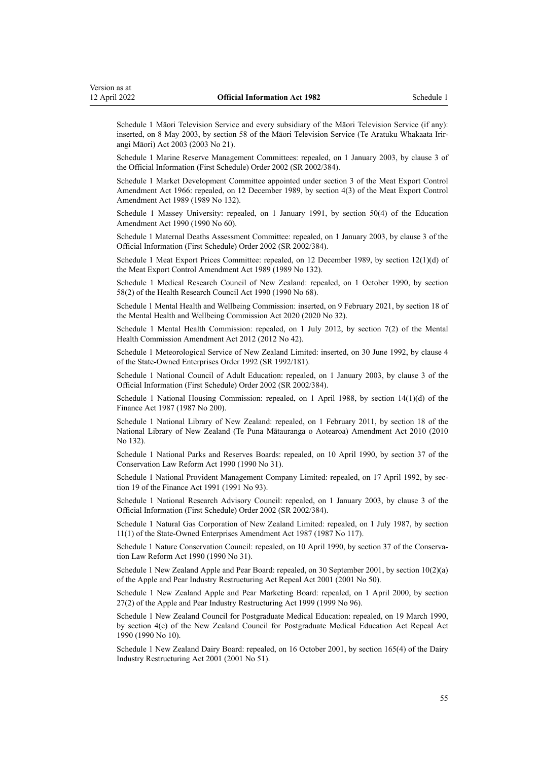Schedule 1 Māori Television Service and every subsidiary of the Māori Television Service (if any): inserted, on 8 May 2003, by section 58 of the Māori Television Service (Te Aratuku Whakaata Irirangi Māori) Act 2003 (2003 No 21).

Schedule 1 Marine Reserve Management Committees: repealed, on 1 January 2003, by clause 3 of the Official Information (First Schedule) Order 2002 (SR 2002/384).

Schedule 1 Market Development Committee appointed under section 3 of the Meat Export Control Amendment Act 1966: repealed, on 12 December 1989, by section 4(3) of the Meat Export Control Amendment Act 1989 (1989 No 132).

Schedule 1 Massey University: repealed, on 1 January 1991, by section 50(4) of the Education Amendment Act 1990 (1990 No 60).

Schedule 1 Maternal Deaths Assessment Committee: repealed, on 1 January 2003, by clause 3 of the Official Information (First Schedule) Order 2002 (SR 2002/384).

Schedule 1 Meat Export Prices Committee: repealed, on 12 December 1989, by section 12(1)(d) of the Meat Export Control Amendment Act 1989 (1989 No 132).

Schedule 1 Medical Research Council of New Zealand: repealed, on 1 October 1990, by section 58(2) of the Health Research Council Act 1990 (1990 No 68).

Schedule 1 Mental Health and Wellbeing Commission: inserted, on 9 February 2021, by section 18 of the Mental Health and Wellbeing Commission Act 2020 (2020 No 32).

Schedule 1 Mental Health Commission: repealed, on 1 July 2012, by section 7(2) of the Mental Health Commission Amendment Act 2012 (2012 No 42).

Schedule 1 Meteorological Service of New Zealand Limited: inserted, on 30 June 1992, by clause 4 of the State-Owned Enterprises Order 1992 (SR 1992/181).

Schedule 1 National Council of Adult Education: repealed, on 1 January 2003, by clause 3 of the Official Information (First Schedule) Order 2002 (SR 2002/384).

Schedule 1 National Housing Commission: repealed, on 1 April 1988, by section 14(1)(d) of the Finance Act 1987 (1987 No 200).

Schedule 1 National Library of New Zealand: repealed, on 1 February 2011, by section 18 of the National Library of New Zealand (Te Puna Mātauranga o Aotearoa) Amendment Act 2010 (2010 No 132).

Schedule 1 National Parks and Reserves Boards: repealed, on 10 April 1990, by section 37 of the Conservation Law Reform Act 1990 (1990 No 31).

Schedule 1 National Provident Management Company Limited: repealed, on 17 April 1992, by section 19 of the Finance Act 1991 (1991 No 93).

Schedule 1 National Research Advisory Council: repealed, on 1 January 2003, by clause 3 of the Official Information (First Schedule) Order 2002 (SR 2002/384).

Schedule 1 Natural Gas Corporation of New Zealand Limited: repealed, on 1 July 1987, by section 11(1) of the State-Owned Enterprises Amendment Act 1987 (1987 No 117).

Schedule 1 Nature Conservation Council: repealed, on 10 April 1990, by section 37 of the Conservation Law Reform Act 1990 (1990 No 31).

Schedule 1 New Zealand Apple and Pear Board: repealed, on 30 September 2001, by section 10(2)(a) of the Apple and Pear Industry Restructuring Act Repeal Act 2001 (2001 No 50).

Schedule 1 New Zealand Apple and Pear Marketing Board: repealed, on 1 April 2000, by section 27(2) of the Apple and Pear Industry Restructuring Act 1999 (1999 No 96).

Schedule 1 New Zealand Council for Postgraduate Medical Education: repealed, on 19 March 1990, by section 4(e) of the New Zealand Council for Postgraduate Medical Education Act Repeal Act 1990 (1990 No 10).

Schedule 1 New Zealand Dairy Board: repealed, on 16 October 2001, by section 165(4) of the Dairy Industry Restructuring Act 2001 (2001 No 51).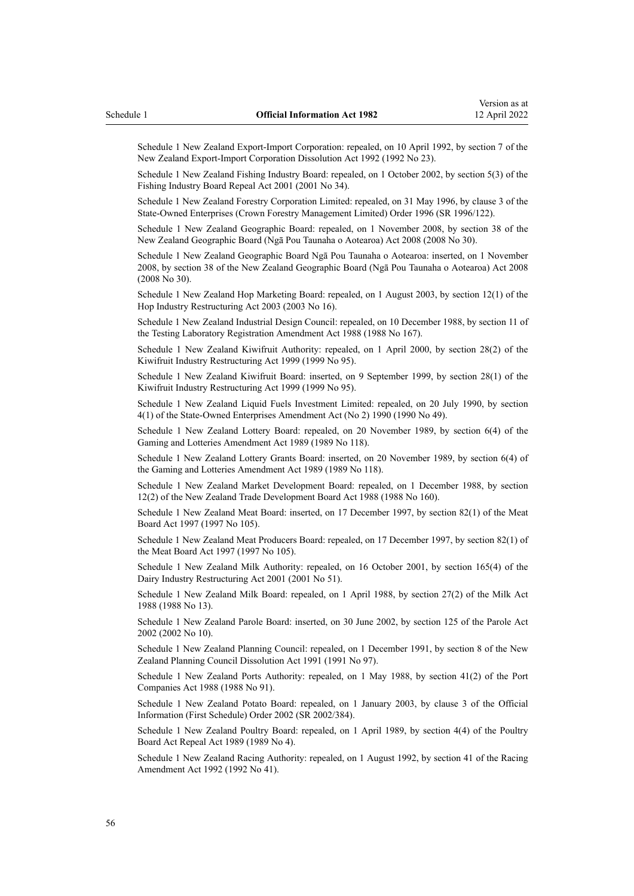Schedule 1 New Zealand Export-Import Corporation: repealed, on 10 April 1992, by section 7 of the New Zealand Export-Import Corporation Dissolution Act 1992 (1992 No 23).

Schedule 1 New Zealand Fishing Industry Board: repealed, on 1 October 2002, by section 5(3) of the Fishing Industry Board Repeal Act 2001 (2001 No 34).

Schedule 1 New Zealand Forestry Corporation Limited: repealed, on 31 May 1996, by clause 3 of the State-Owned Enterprises (Crown Forestry Management Limited) Order 1996 (SR 1996/122).

Schedule 1 New Zealand Geographic Board: repealed, on 1 November 2008, by section 38 of the New Zealand Geographic Board (Ngā Pou Taunaha o Aotearoa) Act 2008 (2008 No 30).

Schedule 1 New Zealand Geographic Board Ngā Pou Taunaha o Aotearoa: inserted, on 1 November 2008, by section 38 of the New Zealand Geographic Board (Ngā Pou Taunaha o Aotearoa) Act 2008 (2008 No 30).

Schedule 1 New Zealand Hop Marketing Board: repealed, on 1 August 2003, by section 12(1) of the Hop Industry Restructuring Act 2003 (2003 No 16).

Schedule 1 New Zealand Industrial Design Council: repealed, on 10 December 1988, by section 11 of the Testing Laboratory Registration Amendment Act 1988 (1988 No 167).

Schedule 1 New Zealand Kiwifruit Authority: repealed, on 1 April 2000, by section 28(2) of the Kiwifruit Industry Restructuring Act 1999 (1999 No 95).

Schedule 1 New Zealand Kiwifruit Board: inserted, on 9 September 1999, by section 28(1) of the Kiwifruit Industry Restructuring Act 1999 (1999 No 95).

Schedule 1 New Zealand Liquid Fuels Investment Limited: repealed, on 20 July 1990, by section 4(1) of the State-Owned Enterprises Amendment Act (No 2) 1990 (1990 No 49).

Schedule 1 New Zealand Lottery Board: repealed, on 20 November 1989, by section 6(4) of the Gaming and Lotteries Amendment Act 1989 (1989 No 118).

Schedule 1 New Zealand Lottery Grants Board: inserted, on 20 November 1989, by section 6(4) of the Gaming and Lotteries Amendment Act 1989 (1989 No 118).

Schedule 1 New Zealand Market Development Board: repealed, on 1 December 1988, by section 12(2) of the New Zealand Trade Development Board Act 1988 (1988 No 160).

Schedule 1 New Zealand Meat Board: inserted, on 17 December 1997, by section 82(1) of the Meat Board Act 1997 (1997 No 105).

Schedule 1 New Zealand Meat Producers Board: repealed, on 17 December 1997, by section 82(1) of the Meat Board Act 1997 (1997 No 105).

Schedule 1 New Zealand Milk Authority: repealed, on 16 October 2001, by section 165(4) of the Dairy Industry Restructuring Act 2001 (2001 No 51).

Schedule 1 New Zealand Milk Board: repealed, on 1 April 1988, by section 27(2) of the Milk Act 1988 (1988 No 13).

Schedule 1 New Zealand Parole Board: inserted, on 30 June 2002, by section 125 of the Parole Act 2002 (2002 No 10).

Schedule 1 New Zealand Planning Council: repealed, on 1 December 1991, by section 8 of the New Zealand Planning Council Dissolution Act 1991 (1991 No 97).

Schedule 1 New Zealand Ports Authority: repealed, on 1 May 1988, by section 41(2) of the Port Companies Act 1988 (1988 No 91).

Schedule 1 New Zealand Potato Board: repealed, on 1 January 2003, by clause 3 of the Official Information (First Schedule) Order 2002 (SR 2002/384).

Schedule 1 New Zealand Poultry Board: repealed, on 1 April 1989, by section 4(4) of the Poultry Board Act Repeal Act 1989 (1989 No 4).

Schedule 1 New Zealand Racing Authority: repealed, on 1 August 1992, by section 41 of the Racing Amendment Act 1992 (1992 No 41).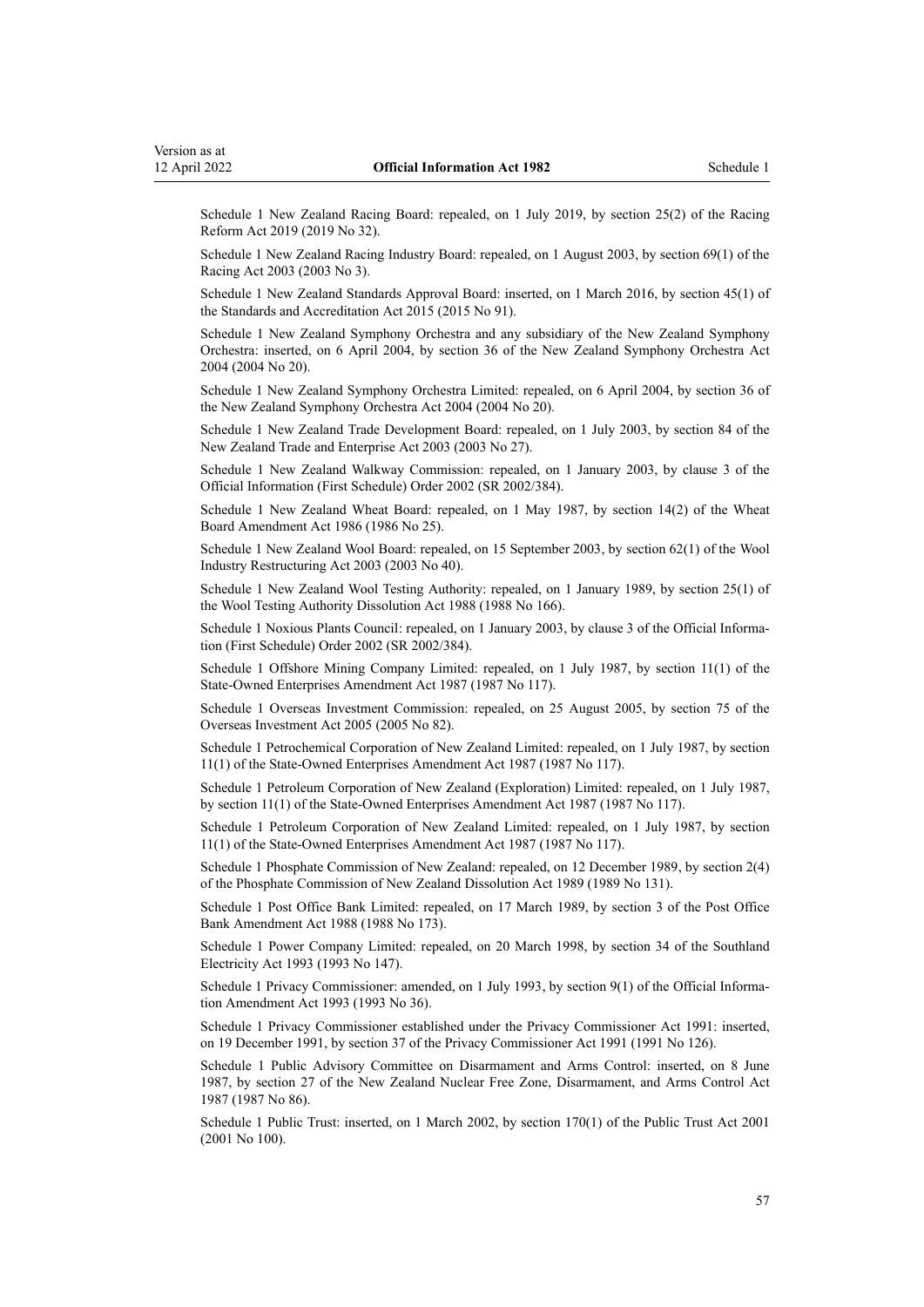Schedule 1 New Zealand Racing Board: repealed, on 1 July 2019, by section 25(2) of the Racing Reform Act 2019 (2019 No 32).

Schedule 1 New Zealand Racing Industry Board: repealed, on 1 August 2003, by section 69(1) of the Racing Act 2003 (2003 No 3).

Schedule 1 New Zealand Standards Approval Board: inserted, on 1 March 2016, by section 45(1) of the Standards and Accreditation Act 2015 (2015 No 91).

Schedule 1 New Zealand Symphony Orchestra and any subsidiary of the New Zealand Symphony Orchestra: inserted, on 6 April 2004, by section 36 of the New Zealand Symphony Orchestra Act 2004 (2004 No 20).

Schedule 1 New Zealand Symphony Orchestra Limited: repealed, on 6 April 2004, by section 36 of the New Zealand Symphony Orchestra Act 2004 (2004 No 20).

Schedule 1 New Zealand Trade Development Board: repealed, on 1 July 2003, by section 84 of the New Zealand Trade and Enterprise Act 2003 (2003 No 27).

Schedule 1 New Zealand Walkway Commission: repealed, on 1 January 2003, by clause 3 of the Official Information (First Schedule) Order 2002 (SR 2002/384).

Schedule 1 New Zealand Wheat Board: repealed, on 1 May 1987, by section 14(2) of the Wheat Board Amendment Act 1986 (1986 No 25).

Schedule 1 New Zealand Wool Board: repealed, on 15 September 2003, by section 62(1) of the Wool Industry Restructuring Act 2003 (2003 No 40).

Schedule 1 New Zealand Wool Testing Authority: repealed, on 1 January 1989, by section 25(1) of the Wool Testing Authority Dissolution Act 1988 (1988 No 166).

Schedule 1 Noxious Plants Council: repealed, on 1 January 2003, by clause 3 of the Official Information (First Schedule) Order 2002 (SR 2002/384).

Schedule 1 Offshore Mining Company Limited: repealed, on 1 July 1987, by section 11(1) of the State-Owned Enterprises Amendment Act 1987 (1987 No 117).

Schedule 1 Overseas Investment Commission: repealed, on 25 August 2005, by section 75 of the Overseas Investment Act 2005 (2005 No 82).

Schedule 1 Petrochemical Corporation of New Zealand Limited: repealed, on 1 July 1987, by section 11(1) of the State-Owned Enterprises Amendment Act 1987 (1987 No 117).

Schedule 1 Petroleum Corporation of New Zealand (Exploration) Limited: repealed, on 1 July 1987, by section 11(1) of the State-Owned Enterprises Amendment Act 1987 (1987 No 117).

Schedule 1 Petroleum Corporation of New Zealand Limited: repealed, on 1 July 1987, by section 11(1) of the State-Owned Enterprises Amendment Act 1987 (1987 No 117).

Schedule 1 Phosphate Commission of New Zealand: repealed, on 12 December 1989, by section 2(4) of the Phosphate Commission of New Zealand Dissolution Act 1989 (1989 No 131).

Schedule 1 Post Office Bank Limited: repealed, on 17 March 1989, by section 3 of the Post Office Bank Amendment Act 1988 (1988 No 173).

Schedule 1 Power Company Limited: repealed, on 20 March 1998, by section 34 of the Southland Electricity Act 1993 (1993 No 147).

Schedule 1 Privacy Commissioner: amended, on 1 July 1993, by section 9(1) of the Official Information Amendment Act 1993 (1993 No 36).

Schedule 1 Privacy Commissioner established under the Privacy Commissioner Act 1991: inserted, on 19 December 1991, by section 37 of the Privacy Commissioner Act 1991 (1991 No 126).

Schedule 1 Public Advisory Committee on Disarmament and Arms Control: inserted, on 8 June 1987, by section 27 of the New Zealand Nuclear Free Zone, Disarmament, and Arms Control Act 1987 (1987 No 86).

Schedule 1 Public Trust: inserted, on 1 March 2002, by section 170(1) of the Public Trust Act 2001 (2001 No 100).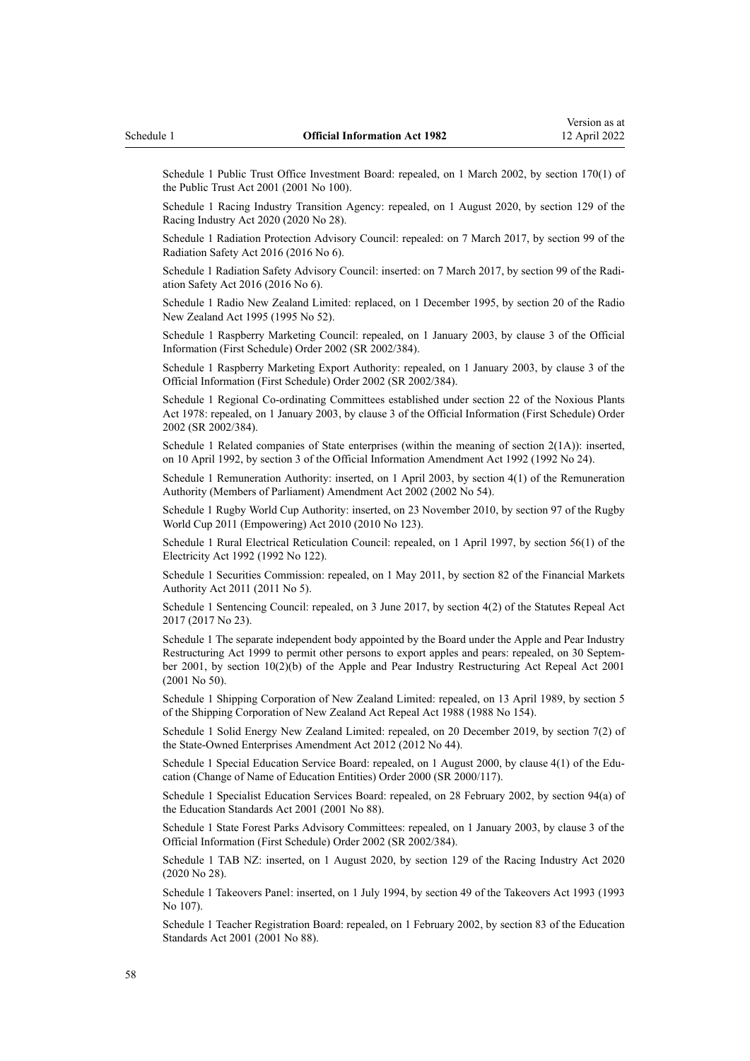Schedule 1 Public Trust Office Investment Board: repealed, on 1 March 2002, by section 170(1) of the Public Trust Act 2001 (2001 No 100).

Schedule 1 Racing Industry Transition Agency: repealed, on 1 August 2020, by section 129 of the Racing Industry Act 2020 (2020 No 28).

Schedule 1 Radiation Protection Advisory Council: repealed: on 7 March 2017, by section 99 of the Radiation Safety Act 2016 (2016 No 6).

Schedule 1 Radiation Safety Advisory Council: inserted: on 7 March 2017, by section 99 of the Radiation Safety Act 2016 (2016 No 6).

Schedule 1 Radio New Zealand Limited: replaced, on 1 December 1995, by section 20 of the Radio New Zealand Act 1995 (1995 No 52).

Schedule 1 Raspberry Marketing Council: repealed, on 1 January 2003, by clause 3 of the Official Information (First Schedule) Order 2002 (SR 2002/384).

Schedule 1 Raspberry Marketing Export Authority: repealed, on 1 January 2003, by clause 3 of the Official Information (First Schedule) Order 2002 (SR 2002/384).

Schedule 1 Regional Co-ordinating Committees established under section 22 of the Noxious Plants Act 1978: repealed, on 1 January 2003, by clause 3 of the Official Information (First Schedule) Order 2002 (SR 2002/384).

Schedule 1 Related companies of State enterprises (within the meaning of section 2(1A)): inserted, on 10 April 1992, by section 3 of the Official Information Amendment Act 1992 (1992 No 24).

Schedule 1 Remuneration Authority: inserted, on 1 April 2003, by section 4(1) of the Remuneration Authority (Members of Parliament) Amendment Act 2002 (2002 No 54).

Schedule 1 Rugby World Cup Authority: inserted, on 23 November 2010, by section 97 of the Rugby World Cup 2011 (Empowering) Act 2010 (2010 No 123).

Schedule 1 Rural Electrical Reticulation Council: repealed, on 1 April 1997, by section 56(1) of the Electricity Act 1992 (1992 No 122).

Schedule 1 Securities Commission: repealed, on 1 May 2011, by section 82 of the Financial Markets Authority Act 2011 (2011 No 5).

Schedule 1 Sentencing Council: repealed, on 3 June 2017, by section 4(2) of the Statutes Repeal Act 2017 (2017 No 23).

Schedule 1 The separate independent body appointed by the Board under the Apple and Pear Industry Restructuring Act 1999 to permit other persons to export apples and pears: repealed, on 30 September 2001, by section 10(2)(b) of the Apple and Pear Industry Restructuring Act Repeal Act 2001 (2001 No 50).

Schedule 1 Shipping Corporation of New Zealand Limited: repealed, on 13 April 1989, by section 5 of the Shipping Corporation of New Zealand Act Repeal Act 1988 (1988 No 154).

Schedule 1 Solid Energy New Zealand Limited: repealed, on 20 December 2019, by section 7(2) of the State-Owned Enterprises Amendment Act 2012 (2012 No 44).

Schedule 1 Special Education Service Board: repealed, on 1 August 2000, by clause 4(1) of the Education (Change of Name of Education Entities) Order 2000 (SR 2000/117).

Schedule 1 Specialist Education Services Board: repealed, on 28 February 2002, by section 94(a) of the Education Standards Act 2001 (2001 No 88).

Schedule 1 State Forest Parks Advisory Committees: repealed, on 1 January 2003, by clause 3 of the Official Information (First Schedule) Order 2002 (SR 2002/384).

Schedule 1 TAB NZ: inserted, on 1 August 2020, by section 129 of the Racing Industry Act 2020 (2020 No 28).

Schedule 1 Takeovers Panel: inserted, on 1 July 1994, by section 49 of the Takeovers Act 1993 (1993 No 107).

Schedule 1 Teacher Registration Board: repealed, on 1 February 2002, by section 83 of the Education Standards Act 2001 (2001 No 88).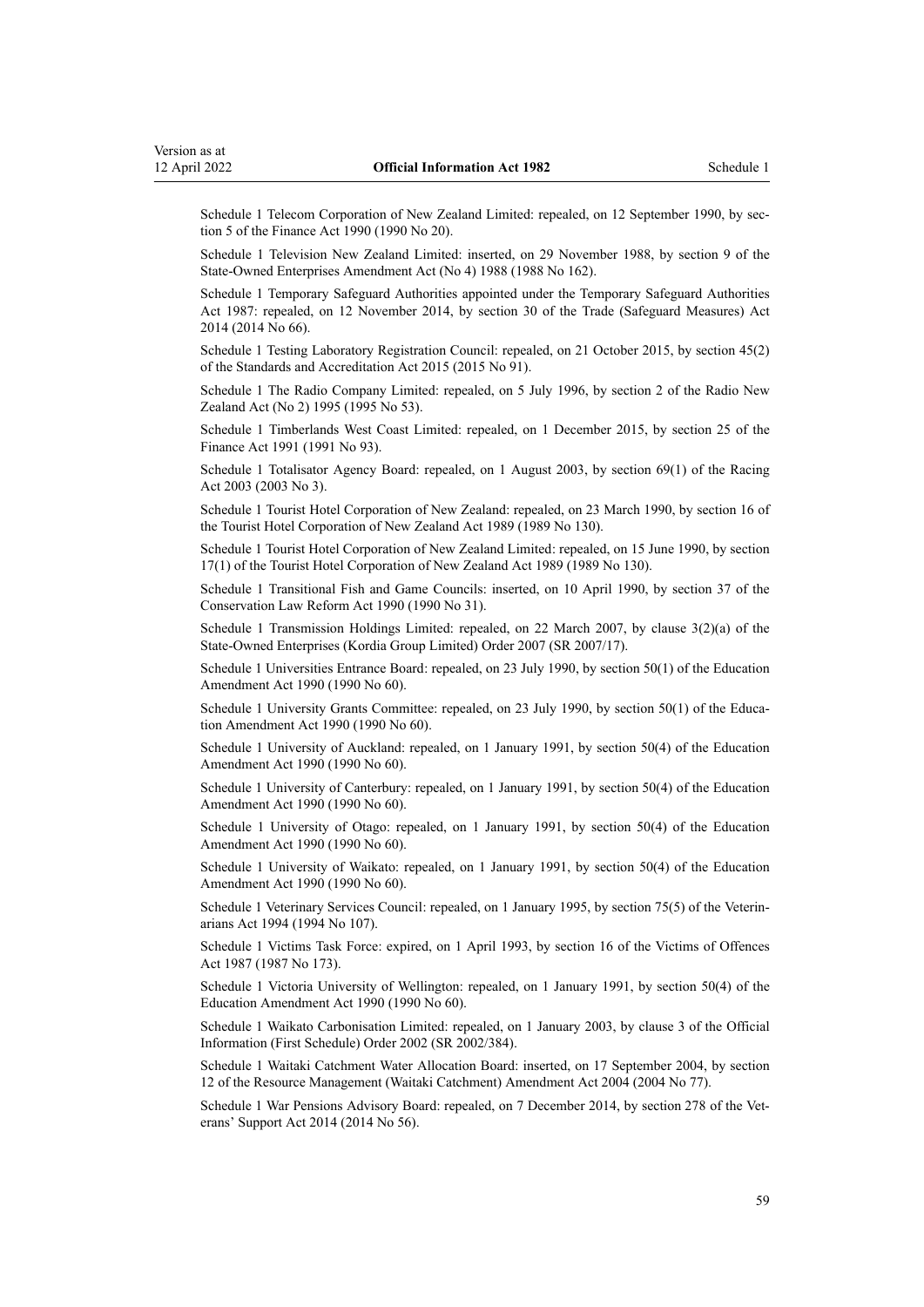Schedule 1 Telecom Corporation of New Zealand Limited: repealed, on 12 September 1990, by section 5 of the Finance Act 1990 (1990 No 20).

Schedule 1 Television New Zealand Limited: inserted, on 29 November 1988, by section 9 of the State-Owned Enterprises Amendment Act (No 4) 1988 (1988 No 162).

Schedule 1 Temporary Safeguard Authorities appointed under the Temporary Safeguard Authorities Act 1987: repealed, on 12 November 2014, by section 30 of the Trade (Safeguard Measures) Act 2014 (2014 No 66).

Schedule 1 Testing Laboratory Registration Council: repealed, on 21 October 2015, by section 45(2) of the Standards and Accreditation Act 2015 (2015 No 91).

Schedule 1 The Radio Company Limited: repealed, on 5 July 1996, by section 2 of the Radio New Zealand Act (No 2) 1995 (1995 No 53).

Schedule 1 Timberlands West Coast Limited: repealed, on 1 December 2015, by section 25 of the Finance Act 1991 (1991 No 93).

Schedule 1 Totalisator Agency Board: repealed, on 1 August 2003, by section 69(1) of the Racing Act 2003 (2003 No 3).

Schedule 1 Tourist Hotel Corporation of New Zealand: repealed, on 23 March 1990, by section 16 of the Tourist Hotel Corporation of New Zealand Act 1989 (1989 No 130).

Schedule 1 Tourist Hotel Corporation of New Zealand Limited: repealed, on 15 June 1990, by section 17(1) of the Tourist Hotel Corporation of New Zealand Act 1989 (1989 No 130).

Schedule 1 Transitional Fish and Game Councils: inserted, on 10 April 1990, by section 37 of the Conservation Law Reform Act 1990 (1990 No 31).

Schedule 1 Transmission Holdings Limited: repealed, on 22 March 2007, by clause 3(2)(a) of the State-Owned Enterprises (Kordia Group Limited) Order 2007 (SR 2007/17).

Schedule 1 Universities Entrance Board: repealed, on 23 July 1990, by section 50(1) of the Education Amendment Act 1990 (1990 No 60).

Schedule 1 University Grants Committee: repealed, on 23 July 1990, by section 50(1) of the Education Amendment Act 1990 (1990 No 60).

Schedule 1 University of Auckland: repealed, on 1 January 1991, by section 50(4) of the Education Amendment Act 1990 (1990 No 60).

Schedule 1 University of Canterbury: repealed, on 1 January 1991, by section 50(4) of the Education Amendment Act 1990 (1990 No 60).

Schedule 1 University of Otago: repealed, on 1 January 1991, by section 50(4) of the Education Amendment Act 1990 (1990 No 60).

Schedule 1 University of Waikato: repealed, on 1 January 1991, by section 50(4) of the Education Amendment Act 1990 (1990 No 60).

Schedule 1 Veterinary Services Council: repealed, on 1 January 1995, by section 75(5) of the Veterinarians Act 1994 (1994 No 107).

Schedule 1 Victims Task Force: expired, on 1 April 1993, by section 16 of the Victims of Offences Act 1987 (1987 No 173).

Schedule 1 Victoria University of Wellington: repealed, on 1 January 1991, by section 50(4) of the Education Amendment Act 1990 (1990 No 60).

Schedule 1 Waikato Carbonisation Limited: repealed, on 1 January 2003, by clause 3 of the Official Information (First Schedule) Order 2002 (SR 2002/384).

Schedule 1 Waitaki Catchment Water Allocation Board: inserted, on 17 September 2004, by section 12 of the Resource Management (Waitaki Catchment) Amendment Act 2004 (2004 No 77).

Schedule 1 War Pensions Advisory Board: repealed, on 7 December 2014, by section 278 of the Veterans' Support Act 2014 (2014 No 56).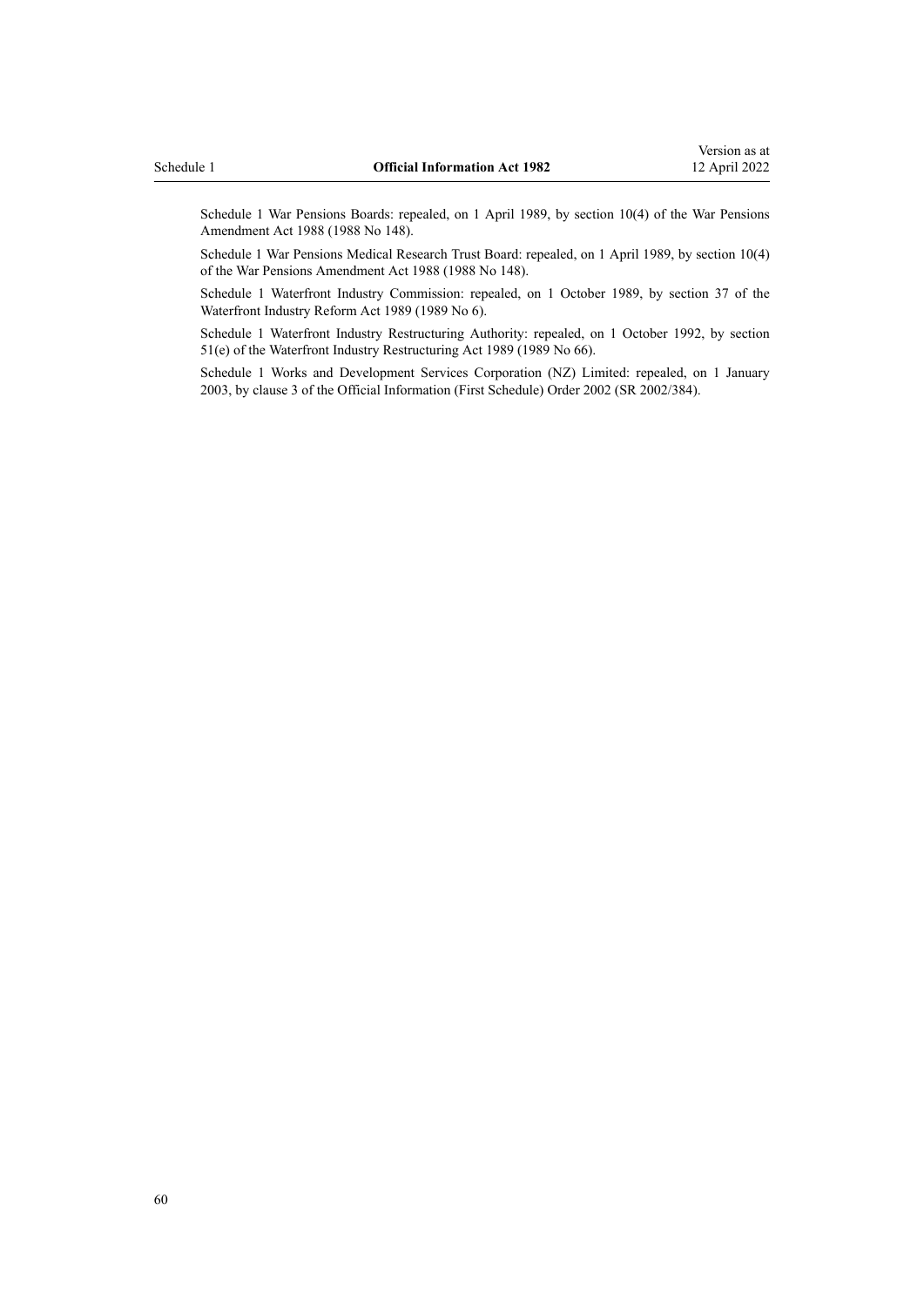Schedule 1 War Pensions Boards: repealed, on 1 April 1989, by section 10(4) of the War Pensions Amendment Act 1988 (1988 No 148).

Schedule 1 War Pensions Medical Research Trust Board: repealed, on 1 April 1989, by section 10(4) of the War Pensions Amendment Act 1988 (1988 No 148).

Schedule 1 Waterfront Industry Commission: repealed, on 1 October 1989, by section 37 of the Waterfront Industry Reform Act 1989 (1989 No 6).

Schedule 1 Waterfront Industry Restructuring Authority: repealed, on 1 October 1992, by section 51(e) of the Waterfront Industry Restructuring Act 1989 (1989 No 66).

Schedule 1 Works and Development Services Corporation (NZ) Limited: repealed, on 1 January 2003, by clause 3 of the Official Information (First Schedule) Order 2002 (SR 2002/384).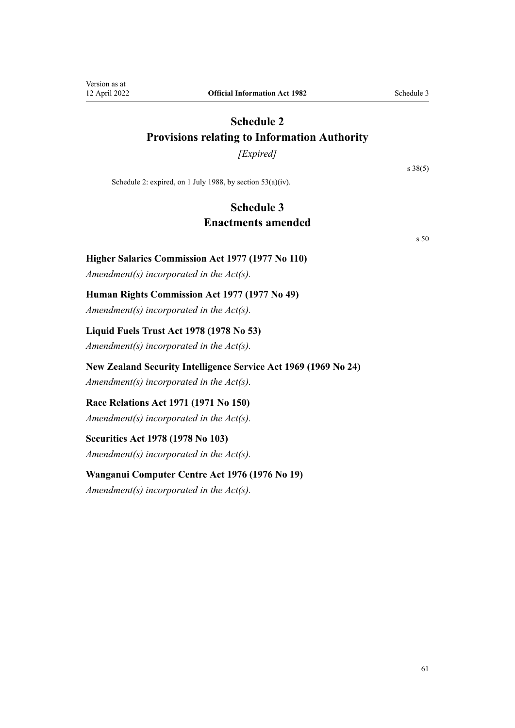# Schedule 2
# Provisions relating to Information Authority

*[Expired]*

s 38(5)

Schedule 2: expired, on 1 July 1988, by section 53(a)(iv).

# Schedule 3
# Enactments amended

s 50

### Higher Salaries Commission Act 1977 (1977 No 110)

*Amendment(s) incorporated in the Act(s).*

### Human Rights Commission Act 1977 (1977 No 49)

*Amendment(s) incorporated in the Act(s).*

### Liquid Fuels Trust Act 1978 (1978 No 53)

*Amendment(s) incorporated in the Act(s).*

### New Zealand Security Intelligence Service Act 1969 (1969 No 24)

*Amendment(s) incorporated in the Act(s).*

### Race Relations Act 1971 (1971 No 150)

*Amendment(s) incorporated in the Act(s).*

### Securities Act 1978 (1978 No 103)

*Amendment(s) incorporated in the Act(s).*

### Wanganui Computer Centre Act 1976 (1976 No 19)

*Amendment(s) incorporated in the Act(s).*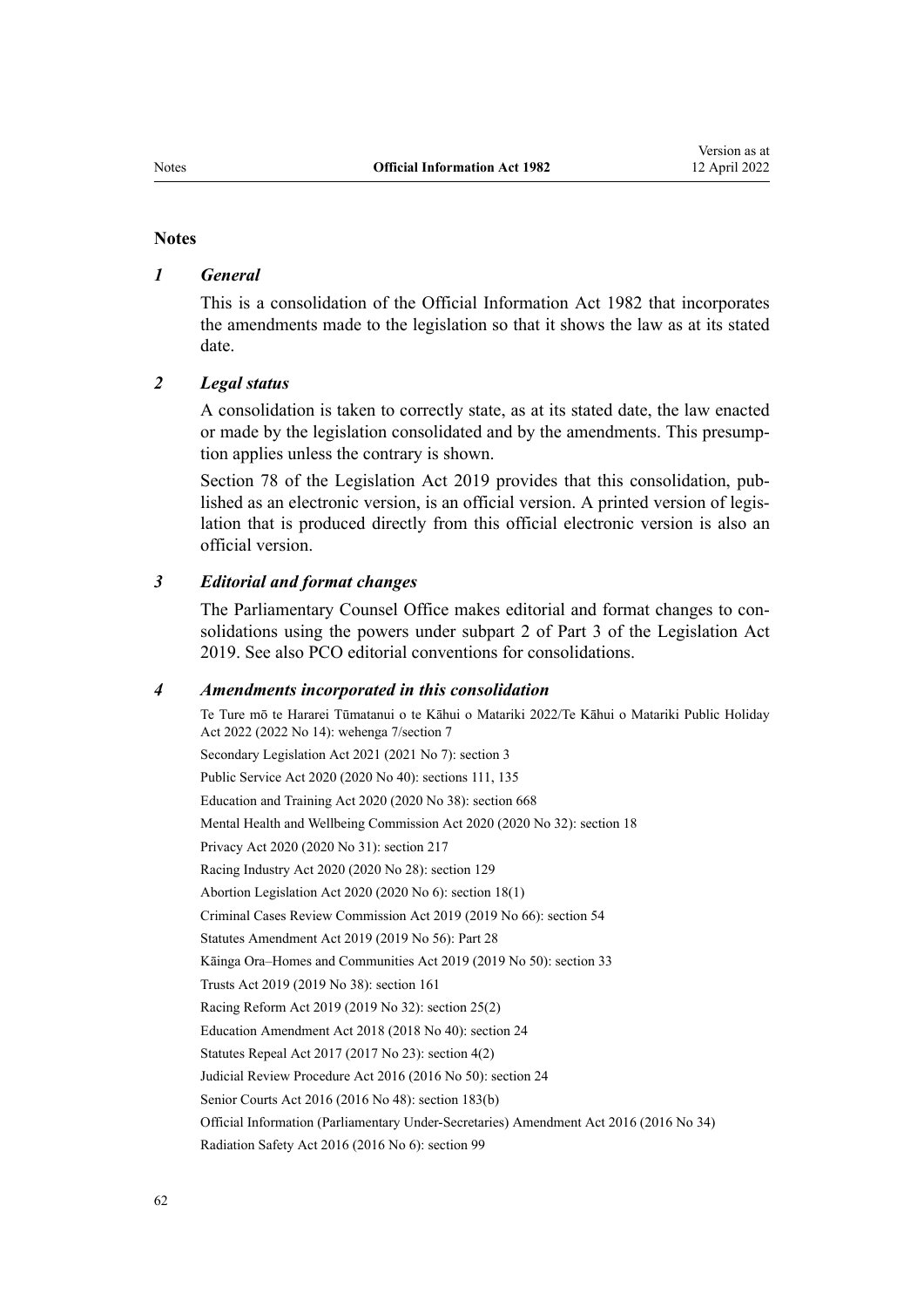## Notes

### *1 General*

This is a consolidation of the Official Information Act 1982 that incorporates the amendments made to the legislation so that it shows the law as at its stated date.

### *2 Legal status*

A consolidation is taken to correctly state, as at its stated date, the law enacted or made by the legislation consolidated and by the amendments. This presumption applies unless the contrary is shown.

Section 78 of the Legislation Act 2019 provides that this consolidation, published as an electronic version, is an official version. A printed version of legislation that is produced directly from this official electronic version is also an official version.

### *3 Editorial and format changes*

The Parliamentary Counsel Office makes editorial and format changes to consolidations using the powers under subpart 2 of Part 3 of the Legislation Act 2019. See also PCO editorial conventions for consolidations.

### *4 Amendments incorporated in this consolidation*

Te Ture mō te Hararei Tūmatanui o te Kāhui o Matariki 2022/Te Kāhui o Matariki Public Holiday Act 2022 (2022 No 14): wehenga 7/section 7

Secondary Legislation Act 2021 (2021 No 7): section 3

Public Service Act 2020 (2020 No 40): sections 111, 135

Education and Training Act 2020 (2020 No 38): section 668

Mental Health and Wellbeing Commission Act 2020 (2020 No 32): section 18

Privacy Act 2020 (2020 No 31): section 217

Racing Industry Act 2020 (2020 No 28): section 129

Abortion Legislation Act 2020 (2020 No 6): section 18(1)

Criminal Cases Review Commission Act 2019 (2019 No 66): section 54

Statutes Amendment Act 2019 (2019 No 56): Part 28

Kāinga Ora–Homes and Communities Act 2019 (2019 No 50): section 33

Trusts Act 2019 (2019 No 38): section 161

Racing Reform Act 2019 (2019 No 32): section 25(2)

Education Amendment Act 2018 (2018 No 40): section 24

Statutes Repeal Act 2017 (2017 No 23): section 4(2)

Judicial Review Procedure Act 2016 (2016 No 50): section 24

Senior Courts Act 2016 (2016 No 48): section 183(b)

Official Information (Parliamentary Under-Secretaries) Amendment Act 2016 (2016 No 34)

Radiation Safety Act 2016 (2016 No 6): section 99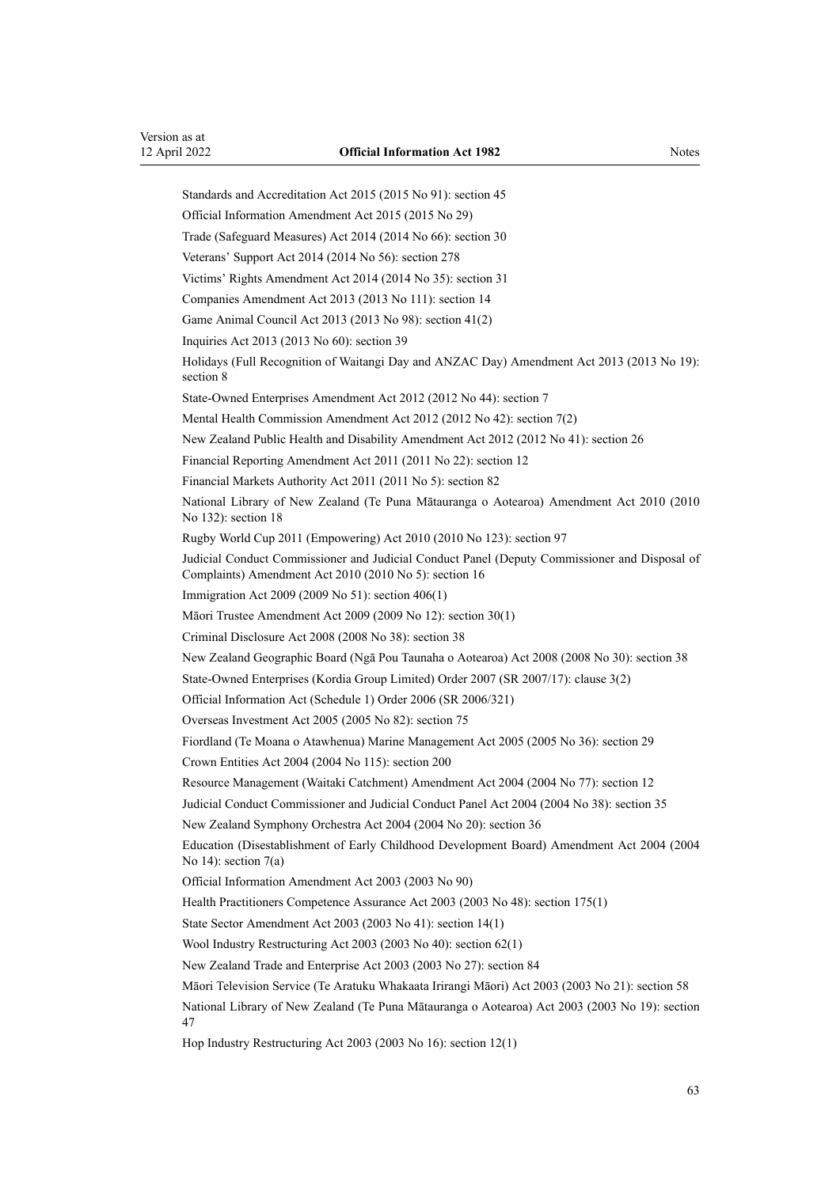Standards and Accreditation Act 2015 (2015 No 91): section 45

Official Information Amendment Act 2015 (2015 No 29)

Trade (Safeguard Measures) Act 2014 (2014 No 66): section 30

Veterans' Support Act 2014 (2014 No 56): section 278

Victims' Rights Amendment Act 2014 (2014 No 35): section 31

Companies Amendment Act 2013 (2013 No 111): section 14

Game Animal Council Act 2013 (2013 No 98): section 41(2)

Inquiries Act 2013 (2013 No 60): section 39

Holidays (Full Recognition of Waitangi Day and ANZAC Day) Amendment Act 2013 (2013 No 19): section 8

State-Owned Enterprises Amendment Act 2012 (2012 No 44): section 7

Mental Health Commission Amendment Act 2012 (2012 No 42): section 7(2)

New Zealand Public Health and Disability Amendment Act 2012 (2012 No 41): section 26

Financial Reporting Amendment Act 2011 (2011 No 22): section 12

Financial Markets Authority Act 2011 (2011 No 5): section 82

National Library of New Zealand (Te Puna Mātauranga o Aotearoa) Amendment Act 2010 (2010 No 132): section 18

Rugby World Cup 2011 (Empowering) Act 2010 (2010 No 123): section 97

Judicial Conduct Commissioner and Judicial Conduct Panel (Deputy Commissioner and Disposal of Complaints) Amendment Act 2010 (2010 No 5): section 16

Immigration Act 2009 (2009 No 51): section 406(1)

Māori Trustee Amendment Act 2009 (2009 No 12): section 30(1)

Criminal Disclosure Act 2008 (2008 No 38): section 38

New Zealand Geographic Board (Ngā Pou Taunaha o Aotearoa) Act 2008 (2008 No 30): section 38

State-Owned Enterprises (Kordia Group Limited) Order 2007 (SR 2007/17): clause 3(2)

Official Information Act (Schedule 1) Order 2006 (SR 2006/321)

Overseas Investment Act 2005 (2005 No 82): section 75

Fiordland (Te Moana o Atawhenua) Marine Management Act 2005 (2005 No 36): section 29

Crown Entities Act 2004 (2004 No 115): section 200

Resource Management (Waitaki Catchment) Amendment Act 2004 (2004 No 77): section 12

Judicial Conduct Commissioner and Judicial Conduct Panel Act 2004 (2004 No 38): section 35

New Zealand Symphony Orchestra Act 2004 (2004 No 20): section 36

Education (Disestablishment of Early Childhood Development Board) Amendment Act 2004 (2004 No 14): section 7(a)

Official Information Amendment Act 2003 (2003 No 90)

Health Practitioners Competence Assurance Act 2003 (2003 No 48): section 175(1)

State Sector Amendment Act 2003 (2003 No 41): section 14(1)

Wool Industry Restructuring Act 2003 (2003 No 40): section 62(1)

New Zealand Trade and Enterprise Act 2003 (2003 No 27): section 84

Māori Television Service (Te Aratuku Whakaata Irirangi Māori) Act 2003 (2003 No 21): section 58

National Library of New Zealand (Te Puna Mātauranga o Aotearoa) Act 2003 (2003 No 19): section 47

Hop Industry Restructuring Act 2003 (2003 No 16): section 12(1)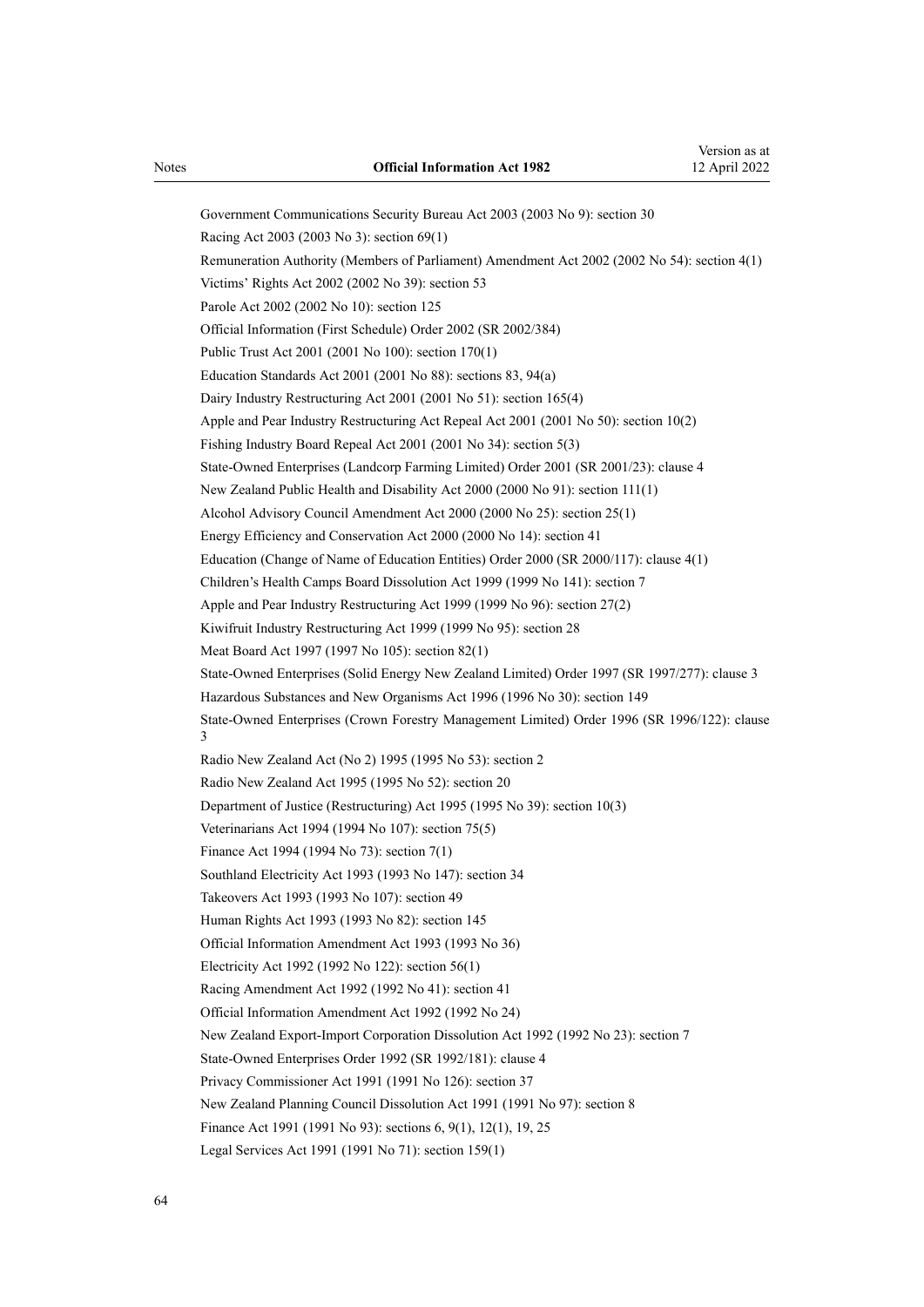Government Communications Security Bureau Act 2003 (2003 No 9): section 30

Racing Act 2003 (2003 No 3): section 69(1)

Remuneration Authority (Members of Parliament) Amendment Act 2002 (2002 No 54): section 4(1)

Victims' Rights Act 2002 (2002 No 39): section 53

Parole Act 2002 (2002 No 10): section 125

Official Information (First Schedule) Order 2002 (SR 2002/384)

Public Trust Act 2001 (2001 No 100): section 170(1)

Education Standards Act 2001 (2001 No 88): sections 83, 94(a)

Dairy Industry Restructuring Act 2001 (2001 No 51): section 165(4)

Apple and Pear Industry Restructuring Act Repeal Act 2001 (2001 No 50): section 10(2)

Fishing Industry Board Repeal Act 2001 (2001 No 34): section 5(3)

State-Owned Enterprises (Landcorp Farming Limited) Order 2001 (SR 2001/23): clause 4

New Zealand Public Health and Disability Act 2000 (2000 No 91): section 111(1)

Alcohol Advisory Council Amendment Act 2000 (2000 No 25): section 25(1)

Energy Efficiency and Conservation Act 2000 (2000 No 14): section 41

Education (Change of Name of Education Entities) Order 2000 (SR 2000/117): clause 4(1)

Children's Health Camps Board Dissolution Act 1999 (1999 No 141): section 7

Apple and Pear Industry Restructuring Act 1999 (1999 No 96): section 27(2)

Kiwifruit Industry Restructuring Act 1999 (1999 No 95): section 28

Meat Board Act 1997 (1997 No 105): section 82(1)

State-Owned Enterprises (Solid Energy New Zealand Limited) Order 1997 (SR 1997/277): clause 3

Hazardous Substances and New Organisms Act 1996 (1996 No 30): section 149

State-Owned Enterprises (Crown Forestry Management Limited) Order 1996 (SR 1996/122): clause 3

Radio New Zealand Act (No 2) 1995 (1995 No 53): section 2

Radio New Zealand Act 1995 (1995 No 52): section 20

Department of Justice (Restructuring) Act 1995 (1995 No 39): section 10(3)

Veterinarians Act 1994 (1994 No 107): section 75(5)

Finance Act 1994 (1994 No 73): section 7(1)

Southland Electricity Act 1993 (1993 No 147): section 34

Takeovers Act 1993 (1993 No 107): section 49

Human Rights Act 1993 (1993 No 82): section 145

Official Information Amendment Act 1993 (1993 No 36)

Electricity Act 1992 (1992 No 122): section 56(1)

Racing Amendment Act 1992 (1992 No 41): section 41

Official Information Amendment Act 1992 (1992 No 24)

New Zealand Export-Import Corporation Dissolution Act 1992 (1992 No 23): section 7

State-Owned Enterprises Order 1992 (SR 1992/181): clause 4

Privacy Commissioner Act 1991 (1991 No 126): section 37

New Zealand Planning Council Dissolution Act 1991 (1991 No 97): section 8

Finance Act 1991 (1991 No 93): sections 6, 9(1), 12(1), 19, 25

Legal Services Act 1991 (1991 No 71): section 159(1)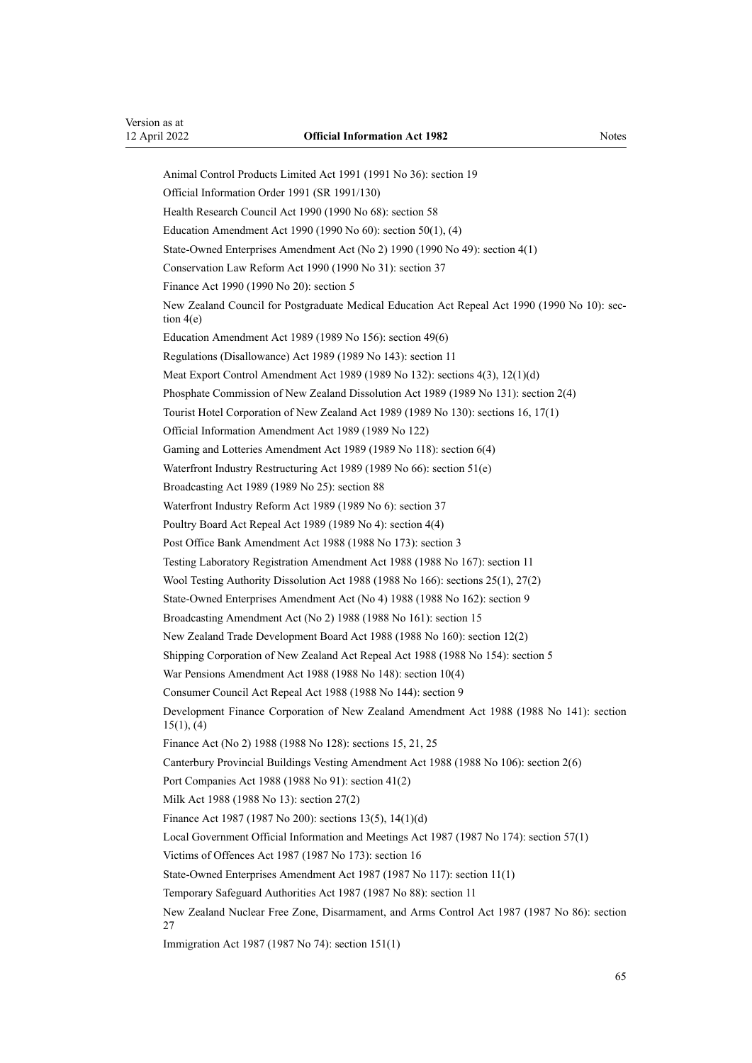Animal Control Products Limited Act 1991 (1991 No 36): section 19

Official Information Order 1991 (SR 1991/130)

Health Research Council Act 1990 (1990 No 68): section 58

Education Amendment Act 1990 (1990 No 60): section 50(1), (4)

State-Owned Enterprises Amendment Act (No 2) 1990 (1990 No 49): section 4(1)

Conservation Law Reform Act 1990 (1990 No 31): section 37

Finance Act 1990 (1990 No 20): section 5

New Zealand Council for Postgraduate Medical Education Act Repeal Act 1990 (1990 No 10): section 4(e)

Education Amendment Act 1989 (1989 No 156): section 49(6)

Regulations (Disallowance) Act 1989 (1989 No 143): section 11

Meat Export Control Amendment Act 1989 (1989 No 132): sections 4(3), 12(1)(d)

Phosphate Commission of New Zealand Dissolution Act 1989 (1989 No 131): section 2(4)

Tourist Hotel Corporation of New Zealand Act 1989 (1989 No 130): sections 16, 17(1)

Official Information Amendment Act 1989 (1989 No 122)

Gaming and Lotteries Amendment Act 1989 (1989 No 118): section 6(4)

Waterfront Industry Restructuring Act 1989 (1989 No 66): section 51(e)

Broadcasting Act 1989 (1989 No 25): section 88

Waterfront Industry Reform Act 1989 (1989 No 6): section 37

Poultry Board Act Repeal Act 1989 (1989 No 4): section 4(4)

Post Office Bank Amendment Act 1988 (1988 No 173): section 3

Testing Laboratory Registration Amendment Act 1988 (1988 No 167): section 11

Wool Testing Authority Dissolution Act 1988 (1988 No 166): sections 25(1), 27(2)

State-Owned Enterprises Amendment Act (No 4) 1988 (1988 No 162): section 9

Broadcasting Amendment Act (No 2) 1988 (1988 No 161): section 15

New Zealand Trade Development Board Act 1988 (1988 No 160): section 12(2)

Shipping Corporation of New Zealand Act Repeal Act 1988 (1988 No 154): section 5

War Pensions Amendment Act 1988 (1988 No 148): section 10(4)

Consumer Council Act Repeal Act 1988 (1988 No 144): section 9

Development Finance Corporation of New Zealand Amendment Act 1988 (1988 No 141): section 15(1), (4)

Finance Act (No 2) 1988 (1988 No 128): sections 15, 21, 25

Canterbury Provincial Buildings Vesting Amendment Act 1988 (1988 No 106): section 2(6)

Port Companies Act 1988 (1988 No 91): section 41(2)

Milk Act 1988 (1988 No 13): section 27(2)

Finance Act 1987 (1987 No 200): sections 13(5), 14(1)(d)

Local Government Official Information and Meetings Act 1987 (1987 No 174): section 57(1)

Victims of Offences Act 1987 (1987 No 173): section 16

State-Owned Enterprises Amendment Act 1987 (1987 No 117): section 11(1)

Temporary Safeguard Authorities Act 1987 (1987 No 88): section 11

New Zealand Nuclear Free Zone, Disarmament, and Arms Control Act 1987 (1987 No 86): section 27

Immigration Act 1987 (1987 No 74): section 151(1)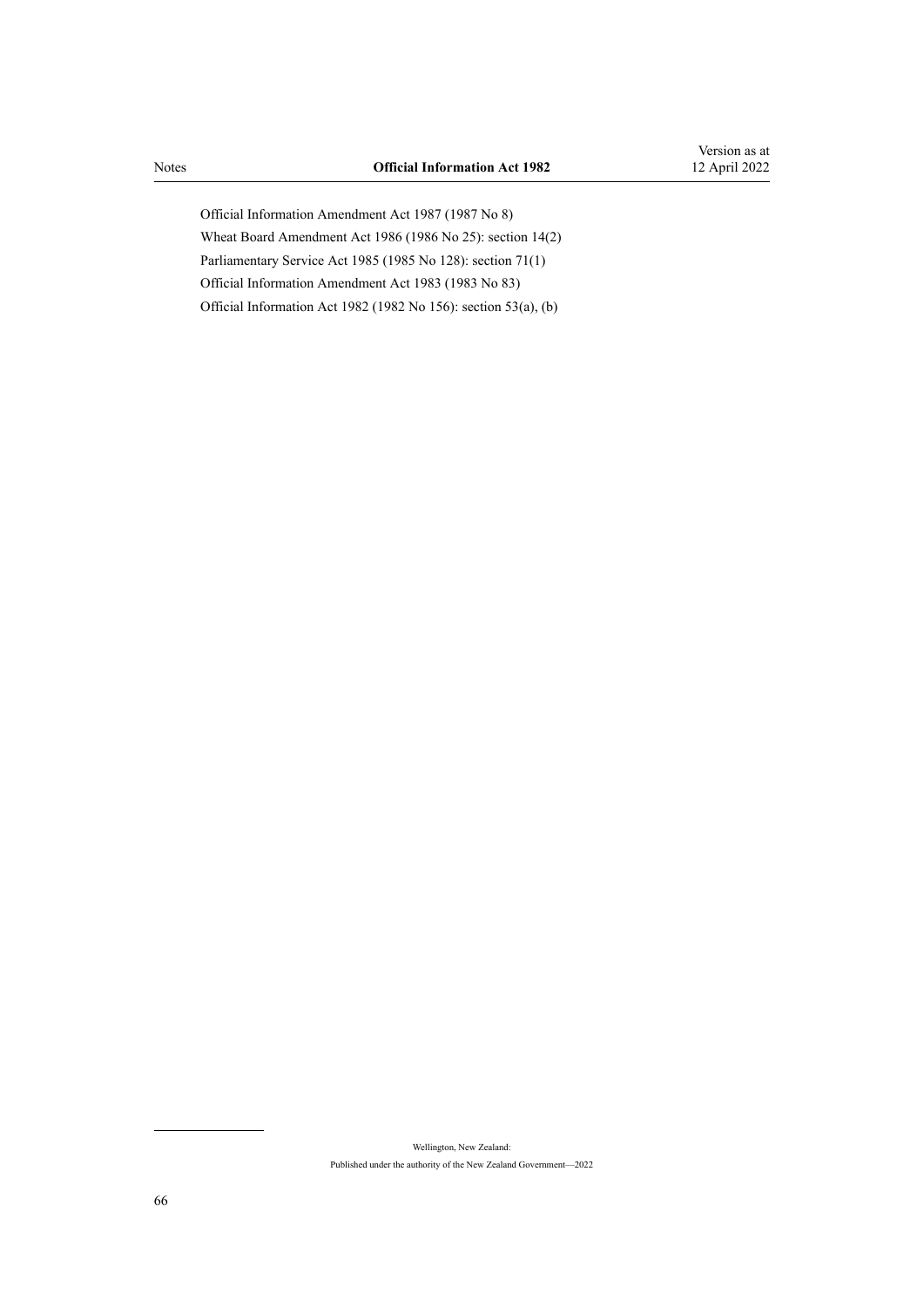Official Information Amendment Act 1987 (1987 No 8)

Wheat Board Amendment Act 1986 (1986 No 25): section 14(2)

Parliamentary Service Act 1985 (1985 No 128): section 71(1)

Official Information Amendment Act 1983 (1983 No 83)

Official Information Act 1982 (1982 No 156): section 53(a), (b)

Wellington, New Zealand:

Published under the authority of the New Zealand Government—2022